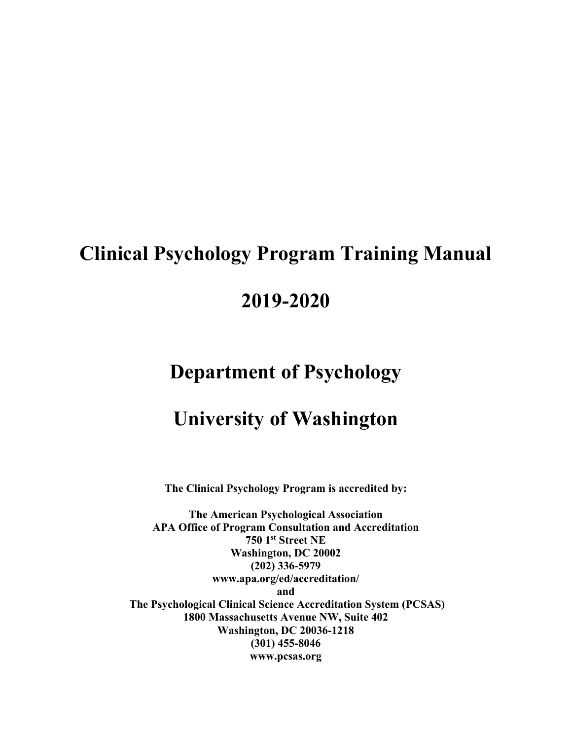# Clinical Psychology Program Training Manual

# 2019-2020

# Department of Psychology

# University of Washington

**The Clinical Psychology Program is accredited by:**

**The American Psychological Association**
**APA Office of Program Consultation and Accreditation**
**750 1st Street NE**
**Washington, DC 20002**
**(202) 336-5979**
**www.apa.org/ed/accreditation/**
**and**
**The Psychological Clinical Science Accreditation System (PCSAS)**
**1800 Massachusetts Avenue NW, Suite 402**
**Washington, DC 20036-1218**
**(301) 455-8046**
**www.pcsas.org**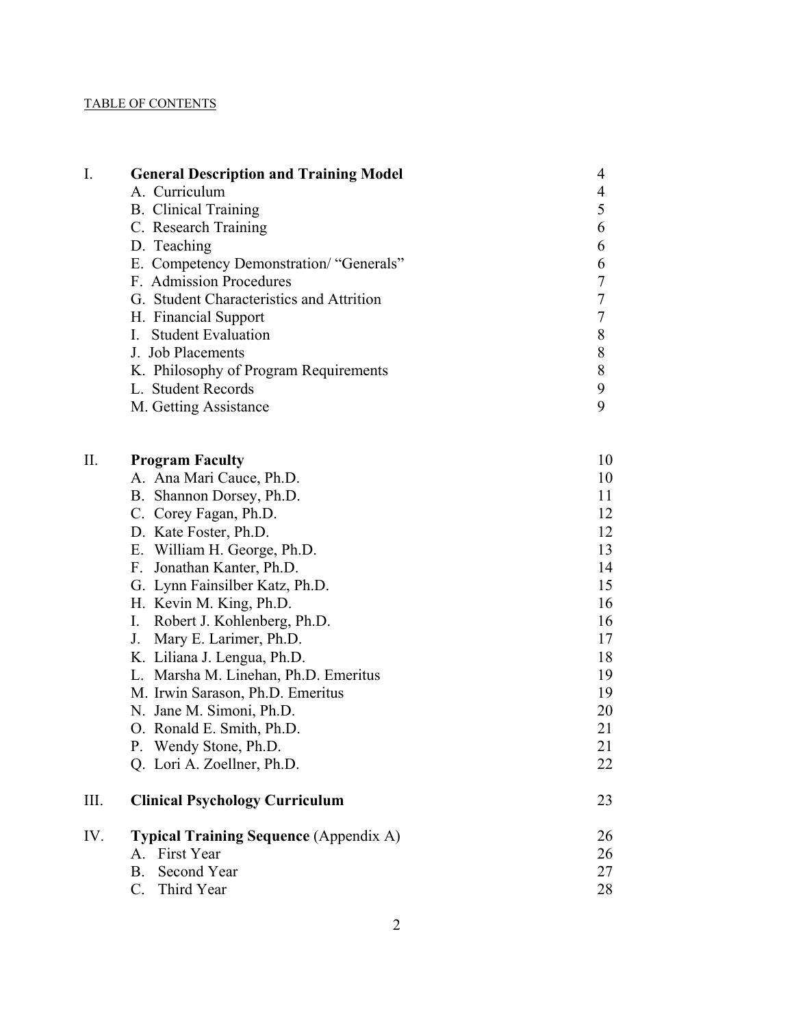TABLE OF CONTENTS

| | | |
|---|---|---|
| I. | **General Description and Training Model** | 4 |
| | A. Curriculum | 4 |
| | B. Clinical Training | 5 |
| | C. Research Training | 6 |
| | D. Teaching | 6 |
| | E. Competency Demonstration/ "Generals" | 6 |
| | F. Admission Procedures | 7 |
| | G. Student Characteristics and Attrition | 7 |
| | H. Financial Support | 7 |
| | I. Student Evaluation | 8 |
| | J. Job Placements | 8 |
| | K. Philosophy of Program Requirements | 8 |
| | L. Student Records | 9 |
| | M. Getting Assistance | 9 |
| II. | **Program Faculty** | 10 |
| | A. Ana Mari Cauce, Ph.D. | 10 |
| | B. Shannon Dorsey, Ph.D. | 11 |
| | C. Corey Fagan, Ph.D. | 12 |
| | D. Kate Foster, Ph.D. | 12 |
| | E. William H. George, Ph.D. | 13 |
| | F. Jonathan Kanter, Ph.D. | 14 |
| | G. Lynn Fainsilber Katz, Ph.D. | 15 |
| | H. Kevin M. King, Ph.D. | 16 |
| | I. Robert J. Kohlenberg, Ph.D. | 16 |
| | J. Mary E. Larimer, Ph.D. | 17 |
| | K. Liliana J. Lengua, Ph.D. | 18 |
| | L. Marsha M. Linehan, Ph.D. Emeritus | 19 |
| | M. Irwin Sarason, Ph.D. Emeritus | 19 |
| | N. Jane M. Simoni, Ph.D. | 20 |
| | O. Ronald E. Smith, Ph.D. | 21 |
| | P. Wendy Stone, Ph.D. | 21 |
| | Q. Lori A. Zoellner, Ph.D. | 22 |
| III. | **Clinical Psychology Curriculum** | 23 |
| IV. | **Typical Training Sequence** (Appendix A) | 26 |
| | A. First Year | 26 |
| | B. Second Year | 27 |
| | C. Third Year | 28 |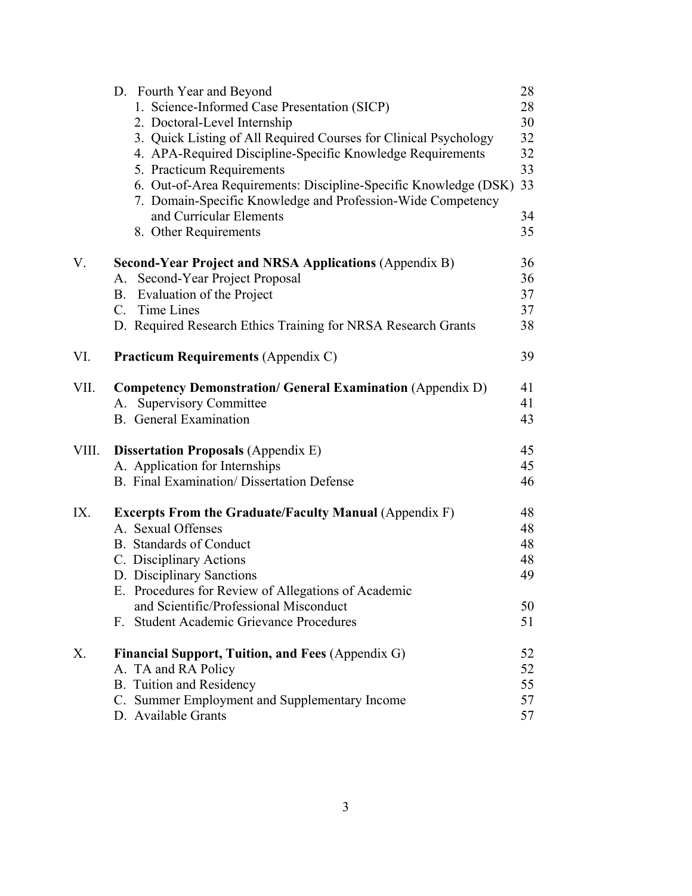| | | |
|---|---|---|
| | D. Fourth Year and Beyond | 28 |
| | 1. Science-Informed Case Presentation (SICP) | 28 |
| | 2. Doctoral-Level Internship | 30 |
| | 3. Quick Listing of All Required Courses for Clinical Psychology | 32 |
| | 4. APA-Required Discipline-Specific Knowledge Requirements | 32 |
| | 5. Practicum Requirements | 33 |
| | 6. Out-of-Area Requirements: Discipline-Specific Knowledge (DSK) | 33 |
| | 7. Domain-Specific Knowledge and Profession-Wide Competency and Curricular Elements | 34 |
| | 8. Other Requirements | 35 |
| V. | **Second-Year Project and NRSA Applications** (Appendix B) | 36 |
| | A. Second-Year Project Proposal | 36 |
| | B. Evaluation of the Project | 37 |
| | C. Time Lines | 37 |
| | D. Required Research Ethics Training for NRSA Research Grants | 38 |
| VI. | **Practicum Requirements** (Appendix C) | 39 |
| VII. | **Competency Demonstration/ General Examination** (Appendix D) | 41 |
| | A. Supervisory Committee | 41 |
| | B. General Examination | 43 |
| VIII. | **Dissertation Proposals** (Appendix E) | 45 |
| | A. Application for Internships | 45 |
| | B. Final Examination/ Dissertation Defense | 46 |
| IX. | **Excerpts From the Graduate/Faculty Manual** (Appendix F) | 48 |
| | A. Sexual Offenses | 48 |
| | B. Standards of Conduct | 48 |
| | C. Disciplinary Actions | 48 |
| | D. Disciplinary Sanctions | 49 |
| | E. Procedures for Review of Allegations of Academic and Scientific/Professional Misconduct | 50 |
| | F. Student Academic Grievance Procedures | 51 |
| X. | **Financial Support, Tuition, and Fees** (Appendix G) | 52 |
| | A. TA and RA Policy | 52 |
| | B. Tuition and Residency | 55 |
| | C. Summer Employment and Supplementary Income | 57 |
| | D. Available Grants | 57 |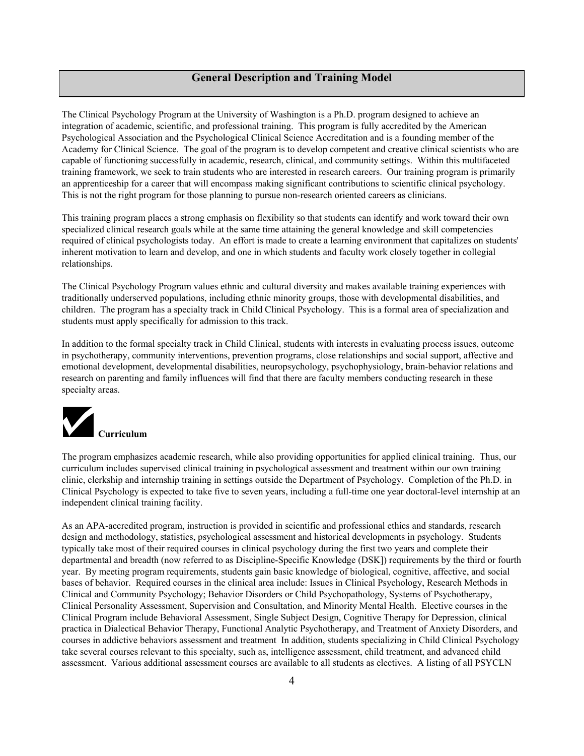## General Description and Training Model

The Clinical Psychology Program at the University of Washington is a Ph.D. program designed to achieve an integration of academic, scientific, and professional training. This program is fully accredited by the American Psychological Association and the Psychological Clinical Science Accreditation and is a founding member of the Academy for Clinical Science. The goal of the program is to develop competent and creative clinical scientists who are capable of functioning successfully in academic, research, clinical, and community settings. Within this multifaceted training framework, we seek to train students who are interested in research careers. Our training program is primarily an apprenticeship for a career that will encompass making significant contributions to scientific clinical psychology. This is not the right program for those planning to pursue non-research oriented careers as clinicians.

This training program places a strong emphasis on flexibility so that students can identify and work toward their own specialized clinical research goals while at the same time attaining the general knowledge and skill competencies required of clinical psychologists today. An effort is made to create a learning environment that capitalizes on students' inherent motivation to learn and develop, and one in which students and faculty work closely together in collegial relationships.

The Clinical Psychology Program values ethnic and cultural diversity and makes available training experiences with traditionally underserved populations, including ethnic minority groups, those with developmental disabilities, and children. The program has a specialty track in Child Clinical Psychology. This is a formal area of specialization and students must apply specifically for admission to this track.

In addition to the formal specialty track in Child Clinical, students with interests in evaluating process issues, outcome in psychotherapy, community interventions, prevention programs, close relationships and social support, affective and emotional development, developmental disabilities, neuropsychology, psychophysiology, brain-behavior relations and research on parenting and family influences will find that there are faculty members conducting research in these specialty areas.

### Curriculum

The program emphasizes academic research, while also providing opportunities for applied clinical training. Thus, our curriculum includes supervised clinical training in psychological assessment and treatment within our own training clinic, clerkship and internship training in settings outside the Department of Psychology. Completion of the Ph.D. in Clinical Psychology is expected to take five to seven years, including a full-time one year doctoral-level internship at an independent clinical training facility.

As an APA-accredited program, instruction is provided in scientific and professional ethics and standards, research design and methodology, statistics, psychological assessment and historical developments in psychology. Students typically take most of their required courses in clinical psychology during the first two years and complete their departmental and breadth (now referred to as Discipline-Specific Knowledge (DSK]) requirements by the third or fourth year. By meeting program requirements, students gain basic knowledge of biological, cognitive, affective, and social bases of behavior. Required courses in the clinical area include: Issues in Clinical Psychology, Research Methods in Clinical and Community Psychology; Behavior Disorders or Child Psychopathology, Systems of Psychotherapy, Clinical Personality Assessment, Supervision and Consultation, and Minority Mental Health. Elective courses in the Clinical Program include Behavioral Assessment, Single Subject Design, Cognitive Therapy for Depression, clinical practica in Dialectical Behavior Therapy, Functional Analytic Psychotherapy, and Treatment of Anxiety Disorders, and courses in addictive behaviors assessment and treatment In addition, students specializing in Child Clinical Psychology take several courses relevant to this specialty, such as, intelligence assessment, child treatment, and advanced child assessment. Various additional assessment courses are available to all students as electives. A listing of all PSYCLN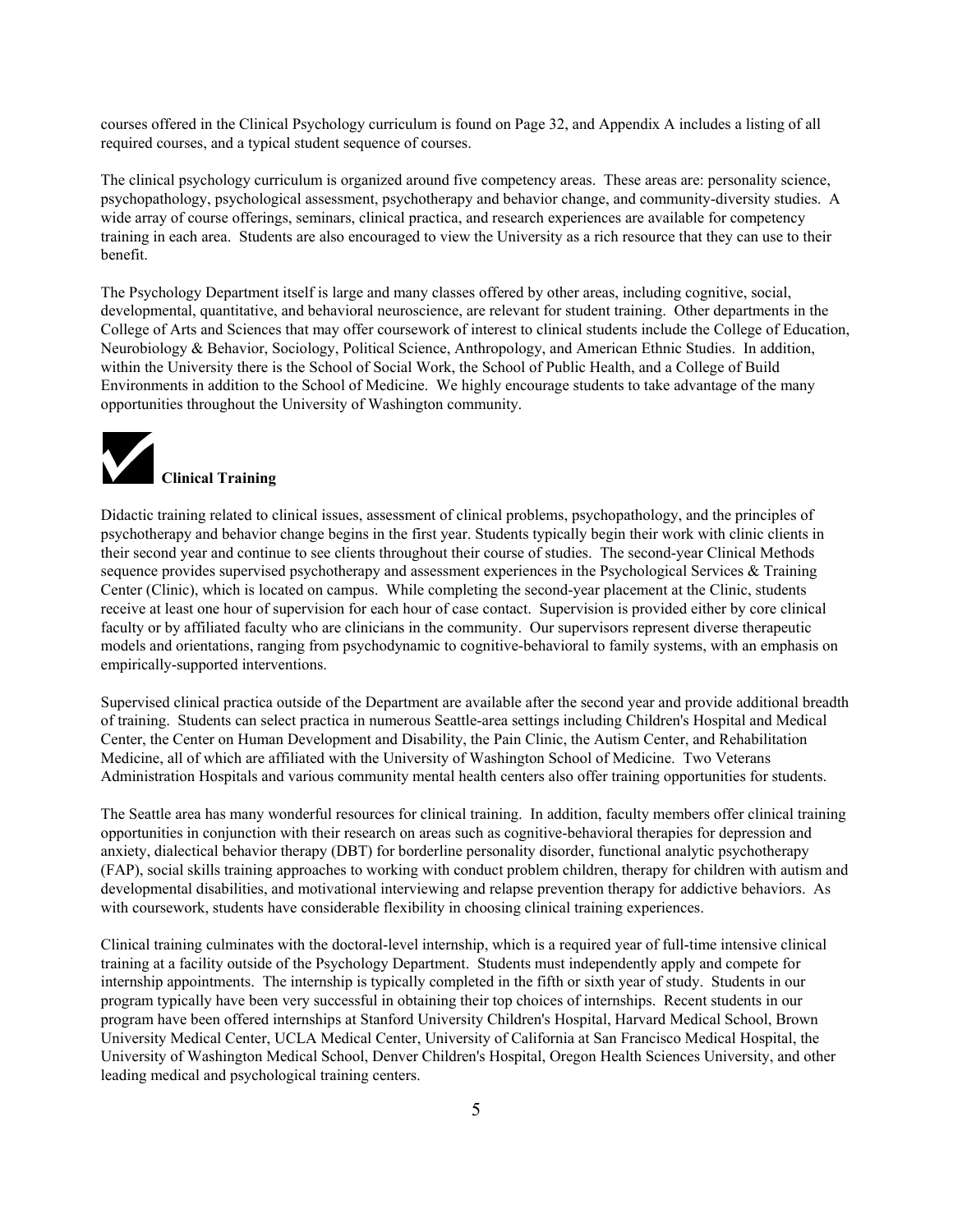courses offered in the Clinical Psychology curriculum is found on Page 32, and Appendix A includes a listing of all required courses, and a typical student sequence of courses.

The clinical psychology curriculum is organized around five competency areas. These areas are: personality science, psychopathology, psychological assessment, psychotherapy and behavior change, and community-diversity studies. A wide array of course offerings, seminars, clinical practica, and research experiences are available for competency training in each area. Students are also encouraged to view the University as a rich resource that they can use to their benefit.

The Psychology Department itself is large and many classes offered by other areas, including cognitive, social, developmental, quantitative, and behavioral neuroscience, are relevant for student training. Other departments in the College of Arts and Sciences that may offer coursework of interest to clinical students include the College of Education, Neurobiology & Behavior, Sociology, Political Science, Anthropology, and American Ethnic Studies. In addition, within the University there is the School of Social Work, the School of Public Health, and a College of Build Environments in addition to the School of Medicine. We highly encourage students to take advantage of the many opportunities throughout the University of Washington community.

## ✔ Clinical Training

Didactic training related to clinical issues, assessment of clinical problems, psychopathology, and the principles of psychotherapy and behavior change begins in the first year. Students typically begin their work with clinic clients in their second year and continue to see clients throughout their course of studies. The second-year Clinical Methods sequence provides supervised psychotherapy and assessment experiences in the Psychological Services & Training Center (Clinic), which is located on campus. While completing the second-year placement at the Clinic, students receive at least one hour of supervision for each hour of case contact. Supervision is provided either by core clinical faculty or by affiliated faculty who are clinicians in the community. Our supervisors represent diverse therapeutic models and orientations, ranging from psychodynamic to cognitive-behavioral to family systems, with an emphasis on empirically-supported interventions.

Supervised clinical practica outside of the Department are available after the second year and provide additional breadth of training. Students can select practica in numerous Seattle-area settings including Children's Hospital and Medical Center, the Center on Human Development and Disability, the Pain Clinic, the Autism Center, and Rehabilitation Medicine, all of which are affiliated with the University of Washington School of Medicine. Two Veterans Administration Hospitals and various community mental health centers also offer training opportunities for students.

The Seattle area has many wonderful resources for clinical training. In addition, faculty members offer clinical training opportunities in conjunction with their research on areas such as cognitive-behavioral therapies for depression and anxiety, dialectical behavior therapy (DBT) for borderline personality disorder, functional analytic psychotherapy (FAP), social skills training approaches to working with conduct problem children, therapy for children with autism and developmental disabilities, and motivational interviewing and relapse prevention therapy for addictive behaviors. As with coursework, students have considerable flexibility in choosing clinical training experiences.

Clinical training culminates with the doctoral-level internship, which is a required year of full-time intensive clinical training at a facility outside of the Psychology Department. Students must independently apply and compete for internship appointments. The internship is typically completed in the fifth or sixth year of study. Students in our program typically have been very successful in obtaining their top choices of internships. Recent students in our program have been offered internships at Stanford University Children's Hospital, Harvard Medical School, Brown University Medical Center, UCLA Medical Center, University of California at San Francisco Medical Hospital, the University of Washington Medical School, Denver Children's Hospital, Oregon Health Sciences University, and other leading medical and psychological training centers.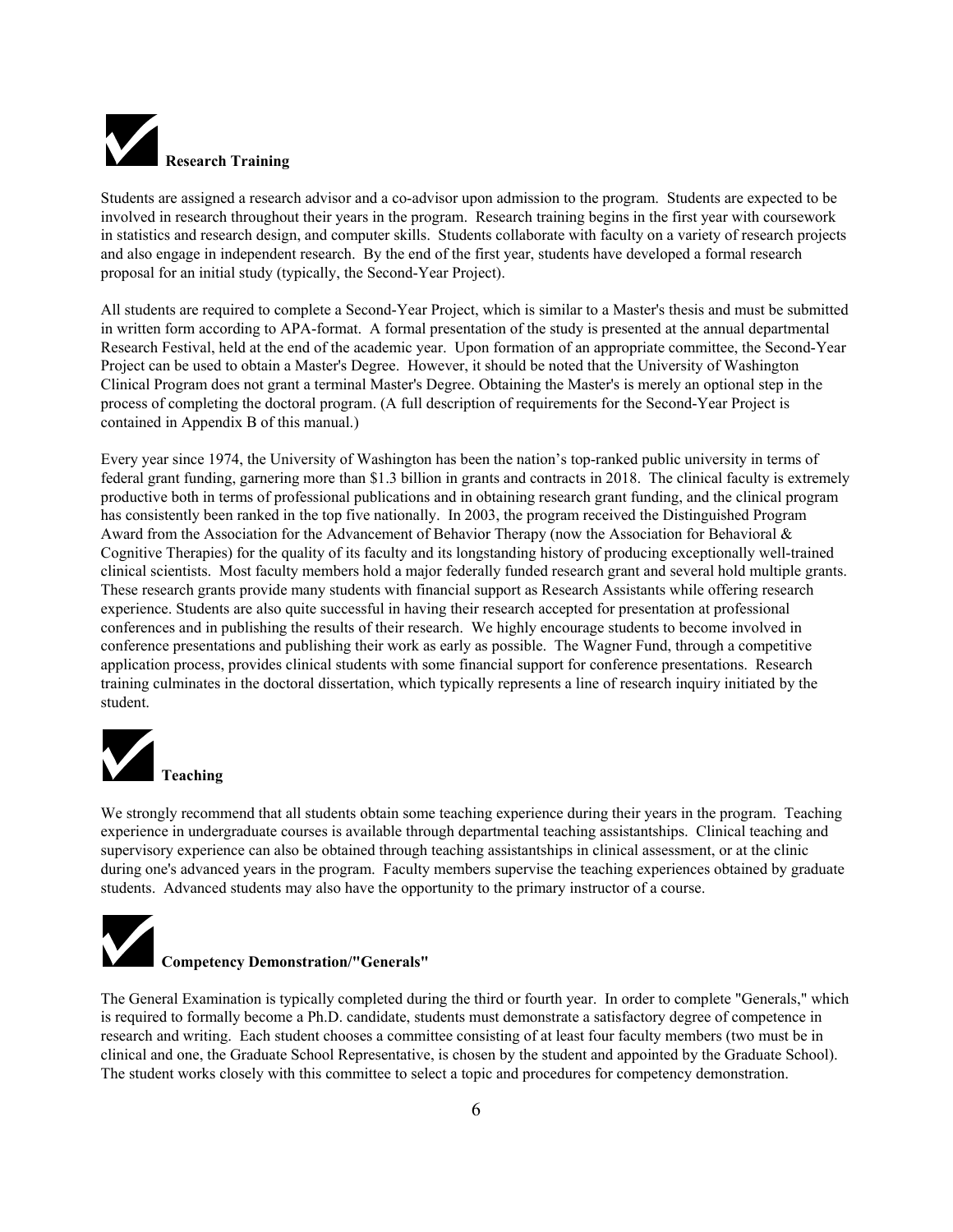## Research Training

Students are assigned a research advisor and a co-advisor upon admission to the program. Students are expected to be involved in research throughout their years in the program. Research training begins in the first year with coursework in statistics and research design, and computer skills. Students collaborate with faculty on a variety of research projects and also engage in independent research. By the end of the first year, students have developed a formal research proposal for an initial study (typically, the Second-Year Project).

All students are required to complete a Second-Year Project, which is similar to a Master's thesis and must be submitted in written form according to APA-format. A formal presentation of the study is presented at the annual departmental Research Festival, held at the end of the academic year. Upon formation of an appropriate committee, the Second-Year Project can be used to obtain a Master's Degree. However, it should be noted that the University of Washington Clinical Program does not grant a terminal Master's Degree. Obtaining the Master's is merely an optional step in the process of completing the doctoral program. (A full description of requirements for the Second-Year Project is contained in Appendix B of this manual.)

Every year since 1974, the University of Washington has been the nation's top-ranked public university in terms of federal grant funding, garnering more than $1.3 billion in grants and contracts in 2018. The clinical faculty is extremely productive both in terms of professional publications and in obtaining research grant funding, and the clinical program has consistently been ranked in the top five nationally. In 2003, the program received the Distinguished Program Award from the Association for the Advancement of Behavior Therapy (now the Association for Behavioral & Cognitive Therapies) for the quality of its faculty and its longstanding history of producing exceptionally well-trained clinical scientists. Most faculty members hold a major federally funded research grant and several hold multiple grants. These research grants provide many students with financial support as Research Assistants while offering research experience. Students are also quite successful in having their research accepted for presentation at professional conferences and in publishing the results of their research. We highly encourage students to become involved in conference presentations and publishing their work as early as possible. The Wagner Fund, through a competitive application process, provides clinical students with some financial support for conference presentations. Research training culminates in the doctoral dissertation, which typically represents a line of research inquiry initiated by the student.

## Teaching

We strongly recommend that all students obtain some teaching experience during their years in the program. Teaching experience in undergraduate courses is available through departmental teaching assistantships. Clinical teaching and supervisory experience can also be obtained through teaching assistantships in clinical assessment, or at the clinic during one's advanced years in the program. Faculty members supervise the teaching experiences obtained by graduate students. Advanced students may also have the opportunity to the primary instructor of a course.

## Competency Demonstration/"Generals"

The General Examination is typically completed during the third or fourth year. In order to complete "Generals," which is required to formally become a Ph.D. candidate, students must demonstrate a satisfactory degree of competence in research and writing. Each student chooses a committee consisting of at least four faculty members (two must be in clinical and one, the Graduate School Representative, is chosen by the student and appointed by the Graduate School). The student works closely with this committee to select a topic and procedures for competency demonstration.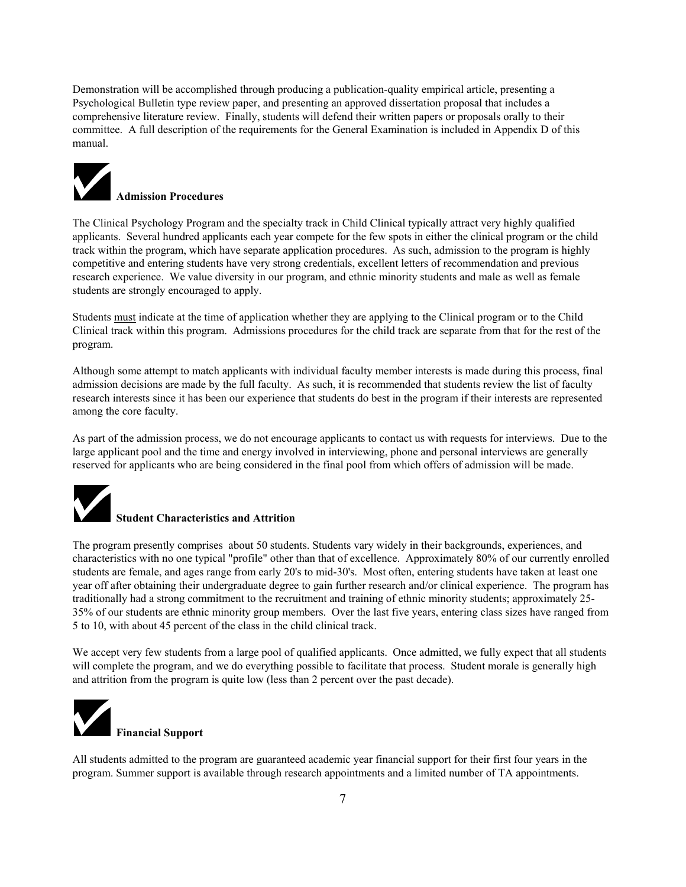Demonstration will be accomplished through producing a publication-quality empirical article, presenting a Psychological Bulletin type review paper, and presenting an approved dissertation proposal that includes a comprehensive literature review. Finally, students will defend their written papers or proposals orally to their committee. A full description of the requirements for the General Examination is included in Appendix D of this manual.

## ✔ Admission Procedures

The Clinical Psychology Program and the specialty track in Child Clinical typically attract very highly qualified applicants. Several hundred applicants each year compete for the few spots in either the clinical program or the child track within the program, which have separate application procedures. As such, admission to the program is highly competitive and entering students have very strong credentials, excellent letters of recommendation and previous research experience. We value diversity in our program, and ethnic minority students and male as well as female students are strongly encouraged to apply.

Students <u>must</u> indicate at the time of application whether they are applying to the Clinical program or to the Child Clinical track within this program. Admissions procedures for the child track are separate from that for the rest of the program.

Although some attempt to match applicants with individual faculty member interests is made during this process, final admission decisions are made by the full faculty. As such, it is recommended that students review the list of faculty research interests since it has been our experience that students do best in the program if their interests are represented among the core faculty.

As part of the admission process, we do not encourage applicants to contact us with requests for interviews. Due to the large applicant pool and the time and energy involved in interviewing, phone and personal interviews are generally reserved for applicants who are being considered in the final pool from which offers of admission will be made.

## ✔ Student Characteristics and Attrition

The program presently comprises about 50 students. Students vary widely in their backgrounds, experiences, and characteristics with no one typical "profile" other than that of excellence. Approximately 80% of our currently enrolled students are female, and ages range from early 20's to mid-30's. Most often, entering students have taken at least one year off after obtaining their undergraduate degree to gain further research and/or clinical experience. The program has traditionally had a strong commitment to the recruitment and training of ethnic minority students; approximately 25-35% of our students are ethnic minority group members. Over the last five years, entering class sizes have ranged from 5 to 10, with about 45 percent of the class in the child clinical track.

We accept very few students from a large pool of qualified applicants. Once admitted, we fully expect that all students will complete the program, and we do everything possible to facilitate that process. Student morale is generally high and attrition from the program is quite low (less than 2 percent over the past decade).

## ✔ Financial Support

All students admitted to the program are guaranteed academic year financial support for their first four years in the program. Summer support is available through research appointments and a limited number of TA appointments.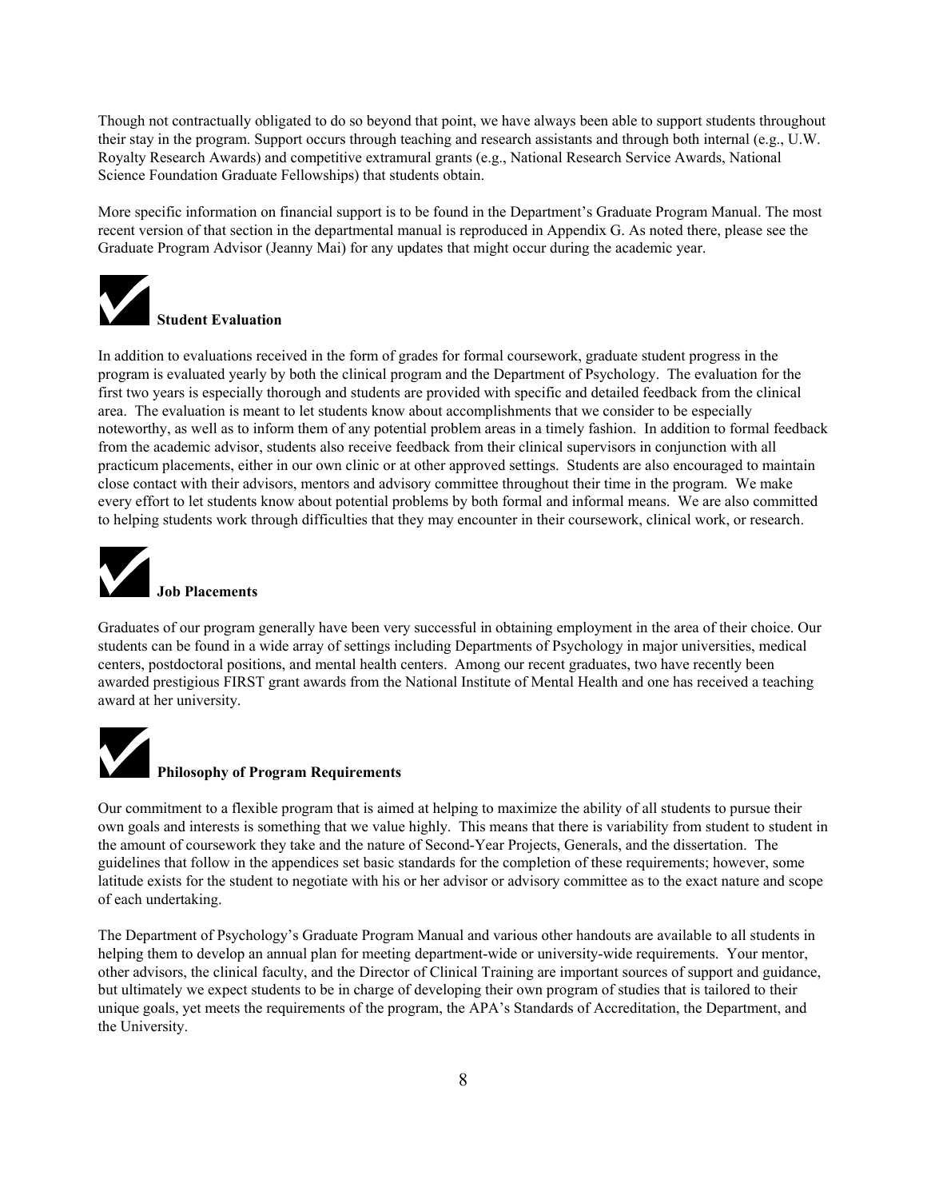Though not contractually obligated to do so beyond that point, we have always been able to support students throughout their stay in the program. Support occurs through teaching and research assistants and through both internal (e.g., U.W. Royalty Research Awards) and competitive extramural grants (e.g., National Research Service Awards, National Science Foundation Graduate Fellowships) that students obtain.

More specific information on financial support is to be found in the Department's Graduate Program Manual. The most recent version of that section in the departmental manual is reproduced in Appendix G. As noted there, please see the Graduate Program Advisor (Jeanny Mai) for any updates that might occur during the academic year.

### ✔ Student Evaluation

In addition to evaluations received in the form of grades for formal coursework, graduate student progress in the program is evaluated yearly by both the clinical program and the Department of Psychology. The evaluation for the first two years is especially thorough and students are provided with specific and detailed feedback from the clinical area. The evaluation is meant to let students know about accomplishments that we consider to be especially noteworthy, as well as to inform them of any potential problem areas in a timely fashion. In addition to formal feedback from the academic advisor, students also receive feedback from their clinical supervisors in conjunction with all practicum placements, either in our own clinic or at other approved settings. Students are also encouraged to maintain close contact with their advisors, mentors and advisory committee throughout their time in the program. We make every effort to let students know about potential problems by both formal and informal means. We are also committed to helping students work through difficulties that they may encounter in their coursework, clinical work, or research.

### ✔ Job Placements

Graduates of our program generally have been very successful in obtaining employment in the area of their choice. Our students can be found in a wide array of settings including Departments of Psychology in major universities, medical centers, postdoctoral positions, and mental health centers. Among our recent graduates, two have recently been awarded prestigious FIRST grant awards from the National Institute of Mental Health and one has received a teaching award at her university.

### ✔ Philosophy of Program Requirements

Our commitment to a flexible program that is aimed at helping to maximize the ability of all students to pursue their own goals and interests is something that we value highly. This means that there is variability from student to student in the amount of coursework they take and the nature of Second-Year Projects, Generals, and the dissertation. The guidelines that follow in the appendices set basic standards for the completion of these requirements; however, some latitude exists for the student to negotiate with his or her advisor or advisory committee as to the exact nature and scope of each undertaking.

The Department of Psychology's Graduate Program Manual and various other handouts are available to all students in helping them to develop an annual plan for meeting department-wide or university-wide requirements. Your mentor, other advisors, the clinical faculty, and the Director of Clinical Training are important sources of support and guidance, but ultimately we expect students to be in charge of developing their own program of studies that is tailored to their unique goals, yet meets the requirements of the program, the APA's Standards of Accreditation, the Department, and the University.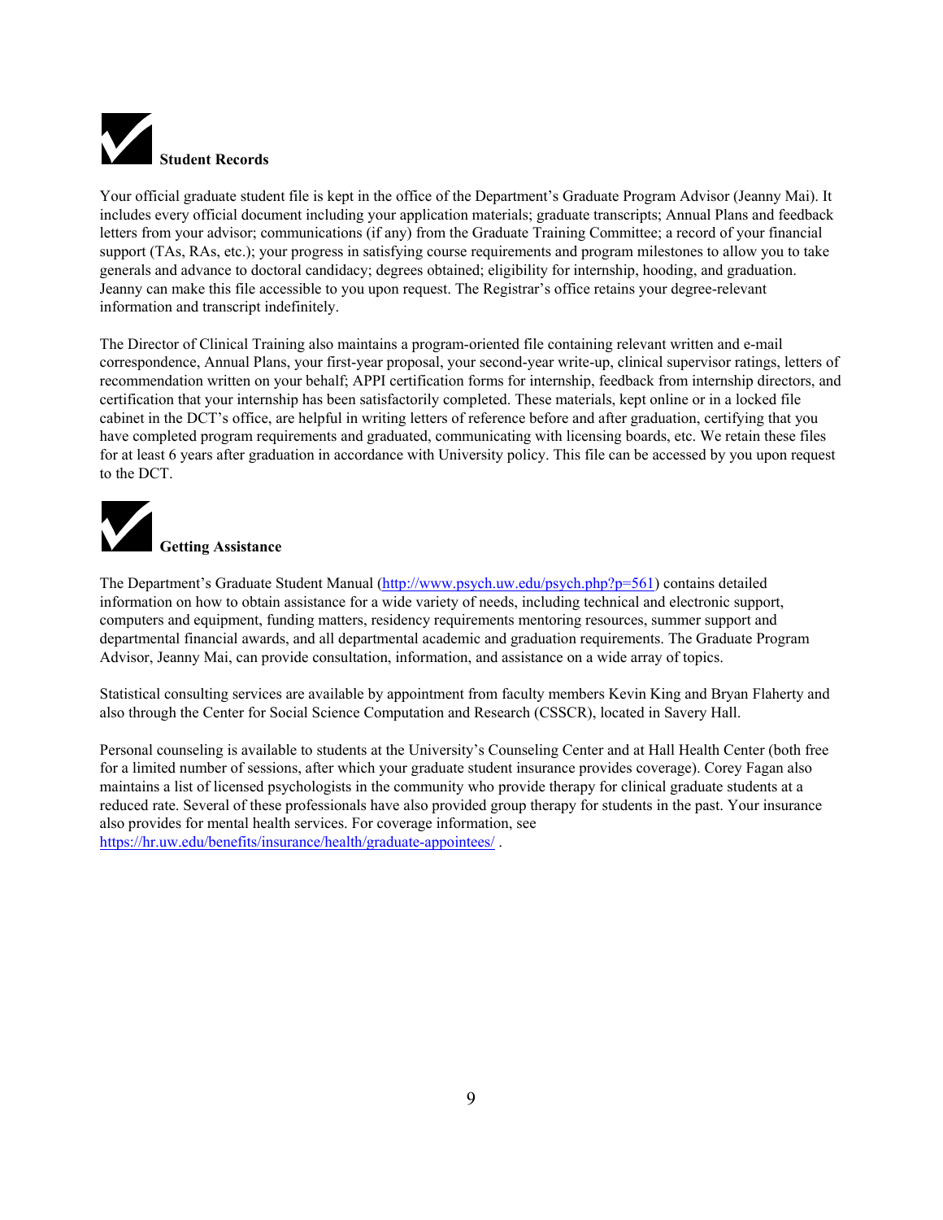## Student Records

Your official graduate student file is kept in the office of the Department's Graduate Program Advisor (Jeanny Mai). It includes every official document including your application materials; graduate transcripts; Annual Plans and feedback letters from your advisor; communications (if any) from the Graduate Training Committee; a record of your financial support (TAs, RAs, etc.); your progress in satisfying course requirements and program milestones to allow you to take generals and advance to doctoral candidacy; degrees obtained; eligibility for internship, hooding, and graduation. Jeanny can make this file accessible to you upon request. The Registrar's office retains your degree-relevant information and transcript indefinitely.

The Director of Clinical Training also maintains a program-oriented file containing relevant written and e-mail correspondence, Annual Plans, your first-year proposal, your second-year write-up, clinical supervisor ratings, letters of recommendation written on your behalf; APPI certification forms for internship, feedback from internship directors, and certification that your internship has been satisfactorily completed. These materials, kept online or in a locked file cabinet in the DCT's office, are helpful in writing letters of reference before and after graduation, certifying that you have completed program requirements and graduated, communicating with licensing boards, etc. We retain these files for at least 6 years after graduation in accordance with University policy. This file can be accessed by you upon request to the DCT.

## Getting Assistance

The Department's Graduate Student Manual (http://www.psych.uw.edu/psych.php?p=561) contains detailed information on how to obtain assistance for a wide variety of needs, including technical and electronic support, computers and equipment, funding matters, residency requirements mentoring resources, summer support and departmental financial awards, and all departmental academic and graduation requirements. The Graduate Program Advisor, Jeanny Mai, can provide consultation, information, and assistance on a wide array of topics.

Statistical consulting services are available by appointment from faculty members Kevin King and Bryan Flaherty and also through the Center for Social Science Computation and Research (CSSCR), located in Savery Hall.

Personal counseling is available to students at the University's Counseling Center and at Hall Health Center (both free for a limited number of sessions, after which your graduate student insurance provides coverage). Corey Fagan also maintains a list of licensed psychologists in the community who provide therapy for clinical graduate students at a reduced rate. Several of these professionals have also provided group therapy for students in the past. Your insurance also provides for mental health services. For coverage information, see https://hr.uw.edu/benefits/insurance/health/graduate-appointees/ .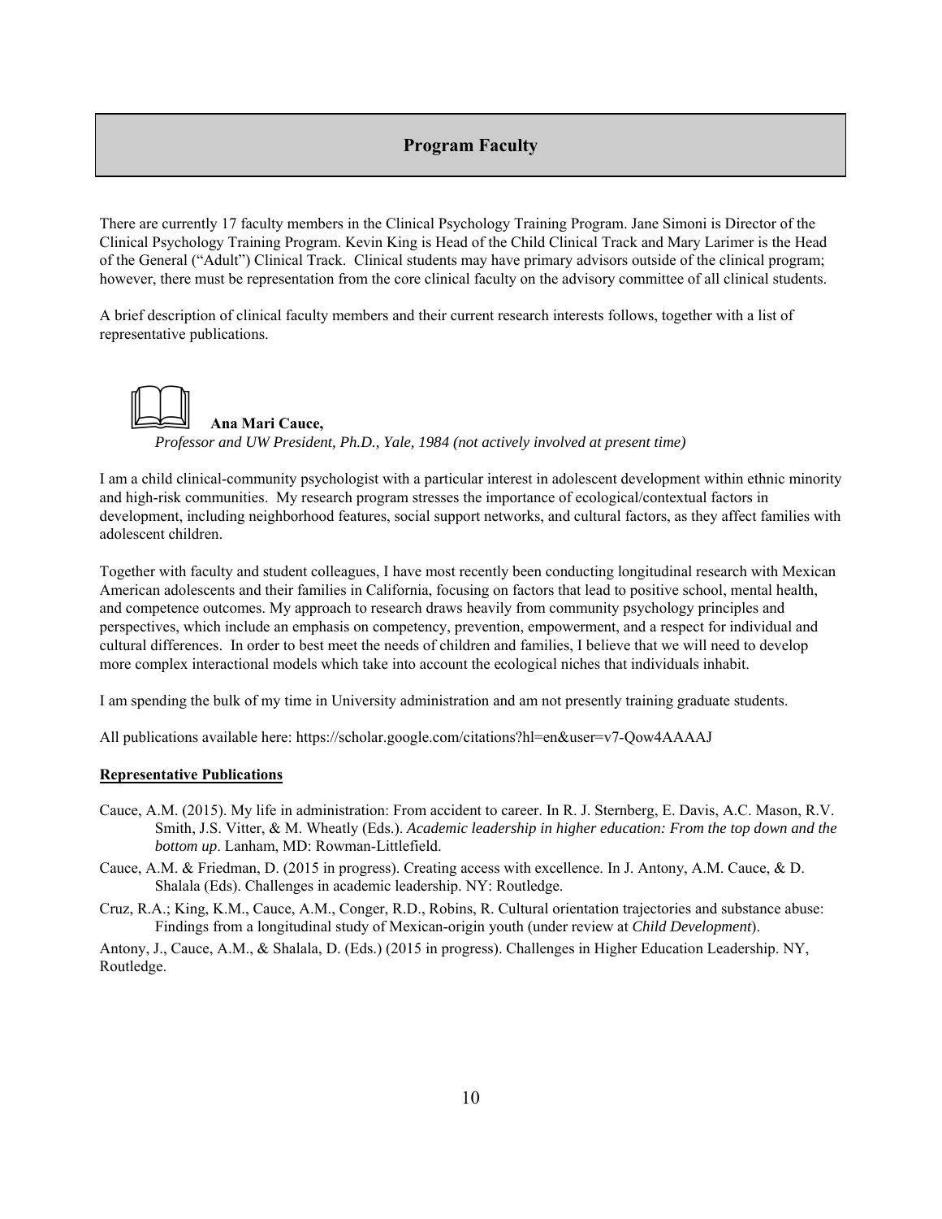## Program Faculty

There are currently 17 faculty members in the Clinical Psychology Training Program. Jane Simoni is Director of the Clinical Psychology Training Program. Kevin King is Head of the Child Clinical Track and Mary Larimer is the Head of the General ("Adult") Clinical Track. Clinical students may have primary advisors outside of the clinical program; however, there must be representation from the core clinical faculty on the advisory committee of all clinical students.

A brief description of clinical faculty members and their current research interests follows, together with a list of representative publications.

### Ana Mari Cauce,

*Professor and UW President, Ph.D., Yale, 1984 (not actively involved at present time)*

I am a child clinical-community psychologist with a particular interest in adolescent development within ethnic minority and high-risk communities. My research program stresses the importance of ecological/contextual factors in development, including neighborhood features, social support networks, and cultural factors, as they affect families with adolescent children.

Together with faculty and student colleagues, I have most recently been conducting longitudinal research with Mexican American adolescents and their families in California, focusing on factors that lead to positive school, mental health, and competence outcomes. My approach to research draws heavily from community psychology principles and perspectives, which include an emphasis on competency, prevention, empowerment, and a respect for individual and cultural differences. In order to best meet the needs of children and families, I believe that we will need to develop more complex interactional models which take into account the ecological niches that individuals inhabit.

I am spending the bulk of my time in University administration and am not presently training graduate students.

All publications available here: https://scholar.google.com/citations?hl=en&user=v7-Qow4AAAAJ

**Representative Publications**

Cauce, A.M. (2015). My life in administration: From accident to career. In R. J. Sternberg, E. Davis, A.C. Mason, R.V. Smith, J.S. Vitter, & M. Wheatly (Eds.). *Academic leadership in higher education: From the top down and the bottom up*. Lanham, MD: Rowman-Littlefield.

Cauce, A.M. & Friedman, D. (2015 in progress). Creating access with excellence. In J. Antony, A.M. Cauce, & D. Shalala (Eds). Challenges in academic leadership. NY: Routledge.

Cruz, R.A.; King, K.M., Cauce, A.M., Conger, R.D., Robins, R. Cultural orientation trajectories and substance abuse: Findings from a longitudinal study of Mexican-origin youth (under review at *Child Development*).

Antony, J., Cauce, A.M., & Shalala, D. (Eds.) (2015 in progress). Challenges in Higher Education Leadership. NY, Routledge.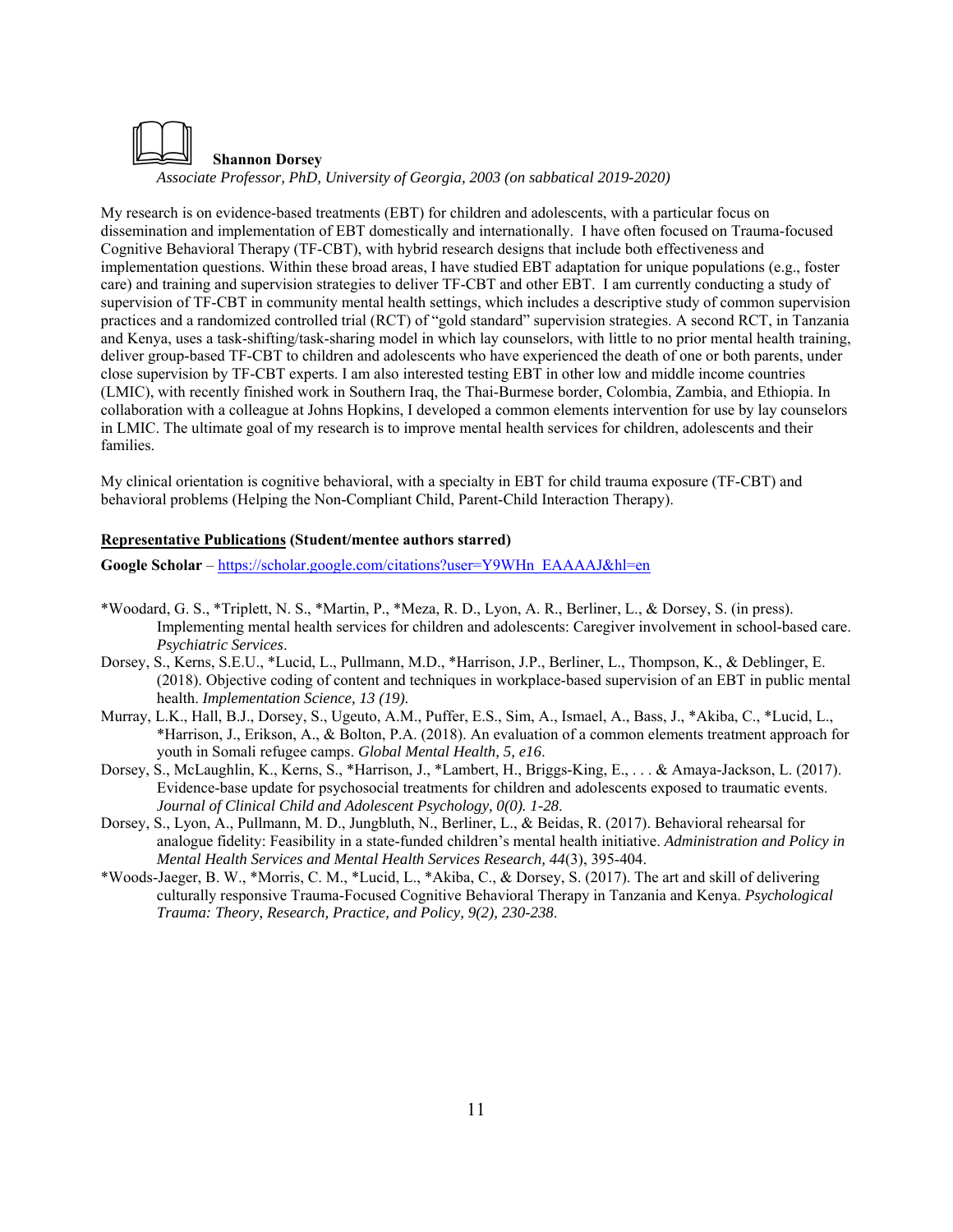**Shannon Dorsey**

*Associate Professor, PhD, University of Georgia, 2003 (on sabbatical 2019-2020)*

My research is on evidence-based treatments (EBT) for children and adolescents, with a particular focus on dissemination and implementation of EBT domestically and internationally. I have often focused on Trauma-focused Cognitive Behavioral Therapy (TF-CBT), with hybrid research designs that include both effectiveness and implementation questions. Within these broad areas, I have studied EBT adaptation for unique populations (e.g., foster care) and training and supervision strategies to deliver TF-CBT and other EBT. I am currently conducting a study of supervision of TF-CBT in community mental health settings, which includes a descriptive study of common supervision practices and a randomized controlled trial (RCT) of "gold standard" supervision strategies. A second RCT, in Tanzania and Kenya, uses a task-shifting/task-sharing model in which lay counselors, with little to no prior mental health training, deliver group-based TF-CBT to children and adolescents who have experienced the death of one or both parents, under close supervision by TF-CBT experts. I am also interested testing EBT in other low and middle income countries (LMIC), with recently finished work in Southern Iraq, the Thai-Burmese border, Colombia, Zambia, and Ethiopia. In collaboration with a colleague at Johns Hopkins, I developed a common elements intervention for use by lay counselors in LMIC. The ultimate goal of my research is to improve mental health services for children, adolescents and their families.

My clinical orientation is cognitive behavioral, with a specialty in EBT for child trauma exposure (TF-CBT) and behavioral problems (Helping the Non-Compliant Child, Parent-Child Interaction Therapy).

**Representative Publications (Student/mentee authors starred)**

**Google Scholar** – https://scholar.google.com/citations?user=Y9WHn_EAAAAJ&hl=en

- *Woodard, G. S., *Triplett, N. S., *Martin, P., *Meza, R. D., Lyon, A. R., Berliner, L., & Dorsey, S. (in press). Implementing mental health services for children and adolescents: Caregiver involvement in school-based care. *Psychiatric Services*.
- Dorsey, S., Kerns, S.E.U., *Lucid, L., Pullmann, M.D., *Harrison, J.P., Berliner, L., Thompson, K., & Deblinger, E. (2018). Objective coding of content and techniques in workplace-based supervision of an EBT in public mental health. *Implementation Science, 13 (19).*
- Murray, L.K., Hall, B.J., Dorsey, S., Ugeuto, A.M., Puffer, E.S., Sim, A., Ismael, A., Bass, J., *Akiba, C., *Lucid, L., *Harrison, J., Erikson, A., & Bolton, P.A. (2018). An evaluation of a common elements treatment approach for youth in Somali refugee camps. *Global Mental Health, 5, e16*.
- Dorsey, S., McLaughlin, K., Kerns, S., *Harrison, J., *Lambert, H., Briggs-King, E., . . . & Amaya-Jackson, L. (2017). Evidence-base update for psychosocial treatments for children and adolescents exposed to traumatic events. *Journal of Clinical Child and Adolescent Psychology, 0(0). 1-28*.
- Dorsey, S., Lyon, A., Pullmann, M. D., Jungbluth, N., Berliner, L., & Beidas, R. (2017). Behavioral rehearsal for analogue fidelity: Feasibility in a state-funded children's mental health initiative. *Administration and Policy in Mental Health Services and Mental Health Services Research, 44*(3), 395-404.
- *Woods-Jaeger, B. W., *Morris, C. M., *Lucid, L., *Akiba, C., & Dorsey, S. (2017). The art and skill of delivering culturally responsive Trauma-Focused Cognitive Behavioral Therapy in Tanzania and Kenya. *Psychological Trauma: Theory, Research, Practice, and Policy, 9(2), 230-238*.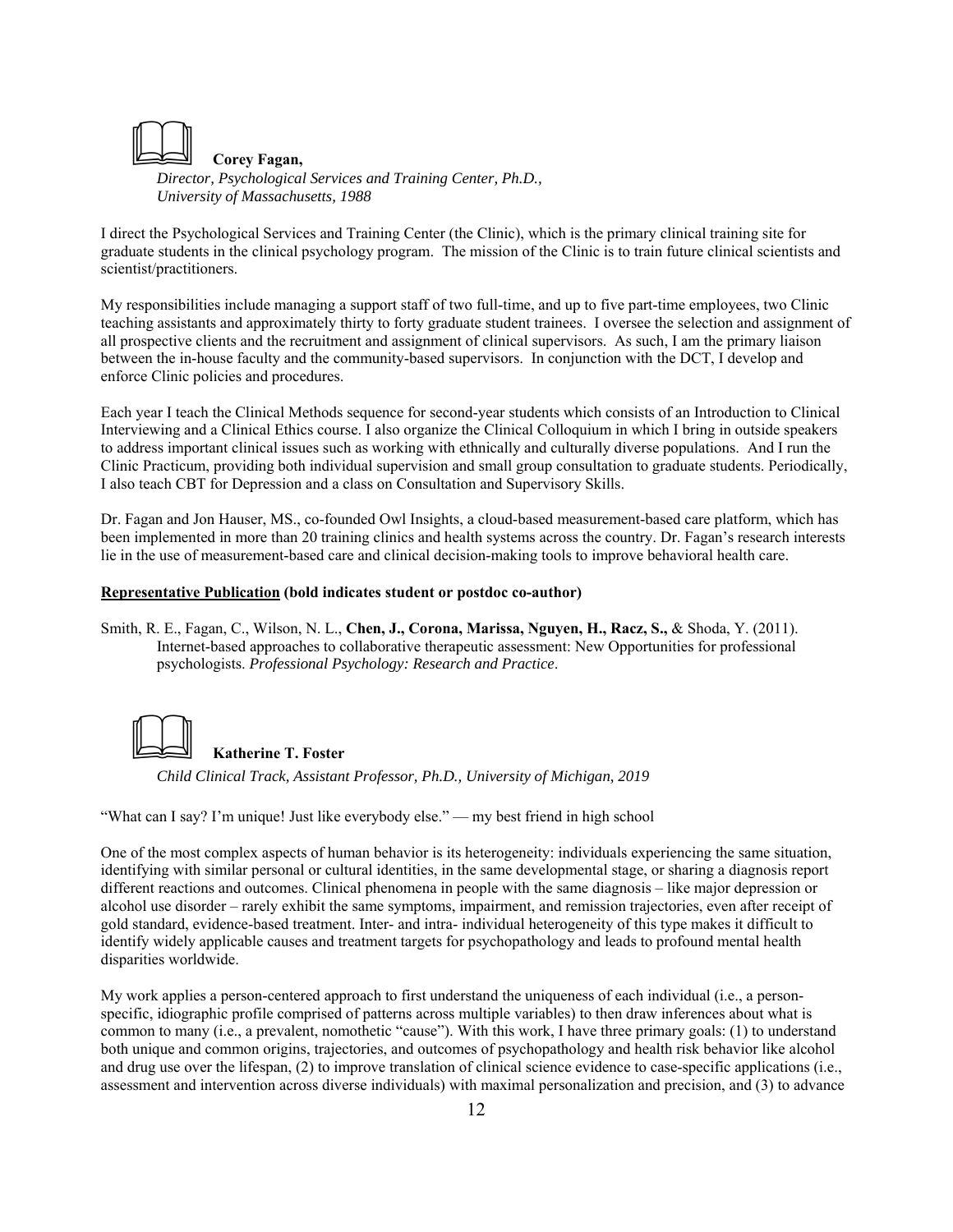**Corey Fagan,**

*Director, Psychological Services and Training Center, Ph.D., University of Massachusetts, 1988*

I direct the Psychological Services and Training Center (the Clinic), which is the primary clinical training site for graduate students in the clinical psychology program. The mission of the Clinic is to train future clinical scientists and scientist/practitioners.

My responsibilities include managing a support staff of two full-time, and up to five part-time employees, two Clinic teaching assistants and approximately thirty to forty graduate student trainees. I oversee the selection and assignment of all prospective clients and the recruitment and assignment of clinical supervisors. As such, I am the primary liaison between the in-house faculty and the community-based supervisors. In conjunction with the DCT, I develop and enforce Clinic policies and procedures.

Each year I teach the Clinical Methods sequence for second-year students which consists of an Introduction to Clinical Interviewing and a Clinical Ethics course. I also organize the Clinical Colloquium in which I bring in outside speakers to address important clinical issues such as working with ethnically and culturally diverse populations. And I run the Clinic Practicum, providing both individual supervision and small group consultation to graduate students. Periodically, I also teach CBT for Depression and a class on Consultation and Supervisory Skills.

Dr. Fagan and Jon Hauser, MS., co-founded Owl Insights, a cloud-based measurement-based care platform, which has been implemented in more than 20 training clinics and health systems across the country. Dr. Fagan's research interests lie in the use of measurement-based care and clinical decision-making tools to improve behavioral health care.

**Representative Publication (bold indicates student or postdoc co-author)**

Smith, R. E., Fagan, C., Wilson, N. L., **Chen, J., Corona, Marissa, Nguyen, H., Racz, S.,** & Shoda, Y. (2011). Internet-based approaches to collaborative therapeutic assessment: New Opportunities for professional psychologists. *Professional Psychology: Research and Practice*.

**Katherine T. Foster**

*Child Clinical Track, Assistant Professor, Ph.D., University of Michigan, 2019*

"What can I say? I'm unique! Just like everybody else." — my best friend in high school

One of the most complex aspects of human behavior is its heterogeneity: individuals experiencing the same situation, identifying with similar personal or cultural identities, in the same developmental stage, or sharing a diagnosis report different reactions and outcomes. Clinical phenomena in people with the same diagnosis – like major depression or alcohol use disorder – rarely exhibit the same symptoms, impairment, and remission trajectories, even after receipt of gold standard, evidence-based treatment. Inter- and intra- individual heterogeneity of this type makes it difficult to identify widely applicable causes and treatment targets for psychopathology and leads to profound mental health disparities worldwide.

My work applies a person-centered approach to first understand the uniqueness of each individual (i.e., a person-specific, idiographic profile comprised of patterns across multiple variables) to then draw inferences about what is common to many (i.e., a prevalent, nomothetic "cause"). With this work, I have three primary goals: (1) to understand both unique and common origins, trajectories, and outcomes of psychopathology and health risk behavior like alcohol and drug use over the lifespan, (2) to improve translation of clinical science evidence to case-specific applications (i.e., assessment and intervention across diverse individuals) with maximal personalization and precision, and (3) to advance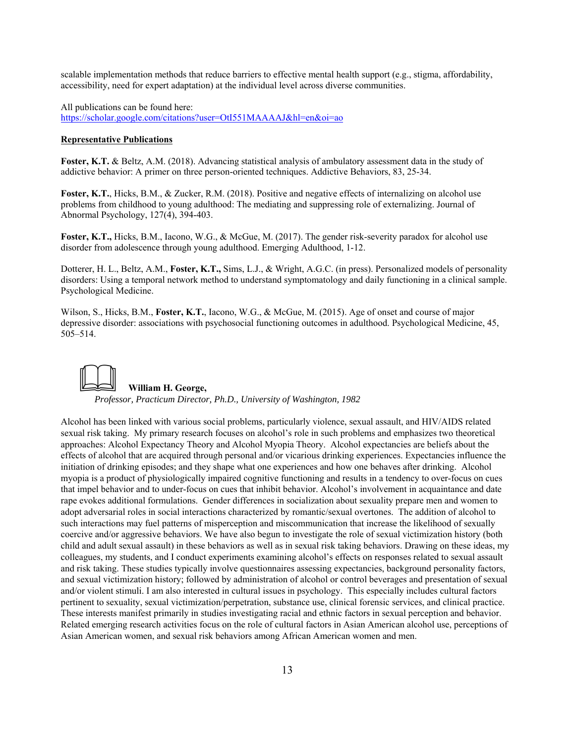scalable implementation methods that reduce barriers to effective mental health support (e.g., stigma, affordability, accessibility, need for expert adaptation) at the individual level across diverse communities.

All publications can be found here:
https://scholar.google.com/citations?user=OtI551MAAAAJ&hl=en&oi=ao

**Representative Publications**

**Foster, K.T.** & Beltz, A.M. (2018). Advancing statistical analysis of ambulatory assessment data in the study of addictive behavior: A primer on three person-oriented techniques. Addictive Behaviors, 83, 25-34.

**Foster, K.T.**, Hicks, B.M., & Zucker, R.M. (2018). Positive and negative effects of internalizing on alcohol use problems from childhood to young adulthood: The mediating and suppressing role of externalizing. Journal of Abnormal Psychology, 127(4), 394-403.

**Foster, K.T.,** Hicks, B.M., Iacono, W.G., & McGue, M. (2017). The gender risk-severity paradox for alcohol use disorder from adolescence through young adulthood. Emerging Adulthood, 1-12.

Dotterer, H. L., Beltz, A.M., **Foster, K.T.,** Sims, L.J., & Wright, A.G.C. (in press). Personalized models of personality disorders: Using a temporal network method to understand symptomatology and daily functioning in a clinical sample. Psychological Medicine.

Wilson, S., Hicks, B.M., **Foster, K.T.**, Iacono, W.G., & McGue, M. (2015). Age of onset and course of major depressive disorder: associations with psychosocial functioning outcomes in adulthood. Psychological Medicine, 45, 505–514.

**William H. George,**
*Professor, Practicum Director, Ph.D., University of Washington, 1982*

Alcohol has been linked with various social problems, particularly violence, sexual assault, and HIV/AIDS related sexual risk taking. My primary research focuses on alcohol's role in such problems and emphasizes two theoretical approaches: Alcohol Expectancy Theory and Alcohol Myopia Theory. Alcohol expectancies are beliefs about the effects of alcohol that are acquired through personal and/or vicarious drinking experiences. Expectancies influence the initiation of drinking episodes; and they shape what one experiences and how one behaves after drinking. Alcohol myopia is a product of physiologically impaired cognitive functioning and results in a tendency to over-focus on cues that impel behavior and to under-focus on cues that inhibit behavior. Alcohol's involvement in acquaintance and date rape evokes additional formulations. Gender differences in socialization about sexuality prepare men and women to adopt adversarial roles in social interactions characterized by romantic/sexual overtones. The addition of alcohol to such interactions may fuel patterns of misperception and miscommunication that increase the likelihood of sexually coercive and/or aggressive behaviors. We have also begun to investigate the role of sexual victimization history (both child and adult sexual assault) in these behaviors as well as in sexual risk taking behaviors. Drawing on these ideas, my colleagues, my students, and I conduct experiments examining alcohol's effects on responses related to sexual assault and risk taking. These studies typically involve questionnaires assessing expectancies, background personality factors, and sexual victimization history; followed by administration of alcohol or control beverages and presentation of sexual and/or violent stimuli. I am also interested in cultural issues in psychology. This especially includes cultural factors pertinent to sexuality, sexual victimization/perpetration, substance use, clinical forensic services, and clinical practice. These interests manifest primarily in studies investigating racial and ethnic factors in sexual perception and behavior. Related emerging research activities focus on the role of cultural factors in Asian American alcohol use, perceptions of Asian American women, and sexual risk behaviors among African American women and men.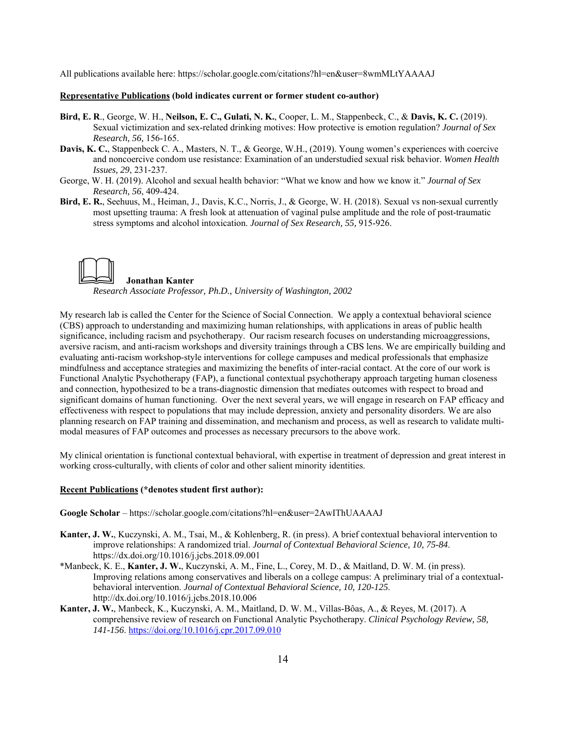All publications available here: https://scholar.google.com/citations?hl=en&user=8wmMLtYAAAAJ

**<u>Representative Publications</u> (bold indicates current or former student co-author)**

- **Bird, E. R**., George, W. H., **Neilson, E. C., Gulati, N. K.**, Cooper, L. M., Stappenbeck, C., & **Davis, K. C.** (2019). Sexual victimization and sex-related drinking motives: How protective is emotion regulation? *Journal of Sex Research, 56,* 156-165.
- **Davis, K. C.**, Stappenbeck C. A., Masters, N. T., & George, W.H., (2019). Young women's experiences with coercive and noncoercive condom use resistance: Examination of an understudied sexual risk behavior. *Women Health Issues, 29*, 231-237.
- George, W. H. (2019). Alcohol and sexual health behavior: "What we know and how we know it." *Journal of Sex Research, 56*, 409-424.
- **Bird, E. R.**, Seehuus, M., Heiman, J., Davis, K.C., Norris, J., & George, W. H. (2018). Sexual vs non-sexual currently most upsetting trauma: A fresh look at attenuation of vaginal pulse amplitude and the role of post-traumatic stress symptoms and alcohol intoxication. *Journal of Sex Research, 55,* 915-926.

### Jonathan Kanter

*Research Associate Professor, Ph.D., University of Washington, 2002*

My research lab is called the Center for the Science of Social Connection. We apply a contextual behavioral science (CBS) approach to understanding and maximizing human relationships, with applications in areas of public health significance, including racism and psychotherapy. Our racism research focuses on understanding microaggressions, aversive racism, and anti-racism workshops and diversity trainings through a CBS lens. We are empirically building and evaluating anti-racism workshop-style interventions for college campuses and medical professionals that emphasize mindfulness and acceptance strategies and maximizing the benefits of inter-racial contact. At the core of our work is Functional Analytic Psychotherapy (FAP), a functional contextual psychotherapy approach targeting human closeness and connection, hypothesized to be a trans-diagnostic dimension that mediates outcomes with respect to broad and significant domains of human functioning. Over the next several years, we will engage in research on FAP efficacy and effectiveness with respect to populations that may include depression, anxiety and personality disorders. We are also planning research on FAP training and dissemination, and mechanism and process, as well as research to validate multi-modal measures of FAP outcomes and processes as necessary precursors to the above work.

My clinical orientation is functional contextual behavioral, with expertise in treatment of depression and great interest in working cross-culturally, with clients of color and other salient minority identities.

**<u>Recent Publications</u> (*denotes student first author):**

**Google Scholar** – https://scholar.google.com/citations?hl=en&user=2AwIThUAAAAJ

- **Kanter, J. W.**, Kuczynski, A. M., Tsai, M., & Kohlenberg, R. (in press). A brief contextual behavioral intervention to improve relationships: A randomized trial. *Journal of Contextual Behavioral Science, 10, 75-84.* https://dx.doi.org/10.1016/j.jcbs.2018.09.001
- *Manbeck, K. E., **Kanter, J. W.**, Kuczynski, A. M., Fine, L., Corey, M. D., & Maitland, D. W. M. (in press). Improving relations among conservatives and liberals on a college campus: A preliminary trial of a contextual-behavioral intervention. *Journal of Contextual Behavioral Science, 10, 120-125.* http://dx.doi.org/10.1016/j.jcbs.2018.10.006
- **Kanter, J. W.**, Manbeck, K., Kuczynski, A. M., Maitland, D. W. M., Villas-Bôas, A., & Reyes, M. (2017). A comprehensive review of research on Functional Analytic Psychotherapy. *Clinical Psychology Review, 58, 141-156*. https://doi.org/10.1016/j.cpr.2017.09.010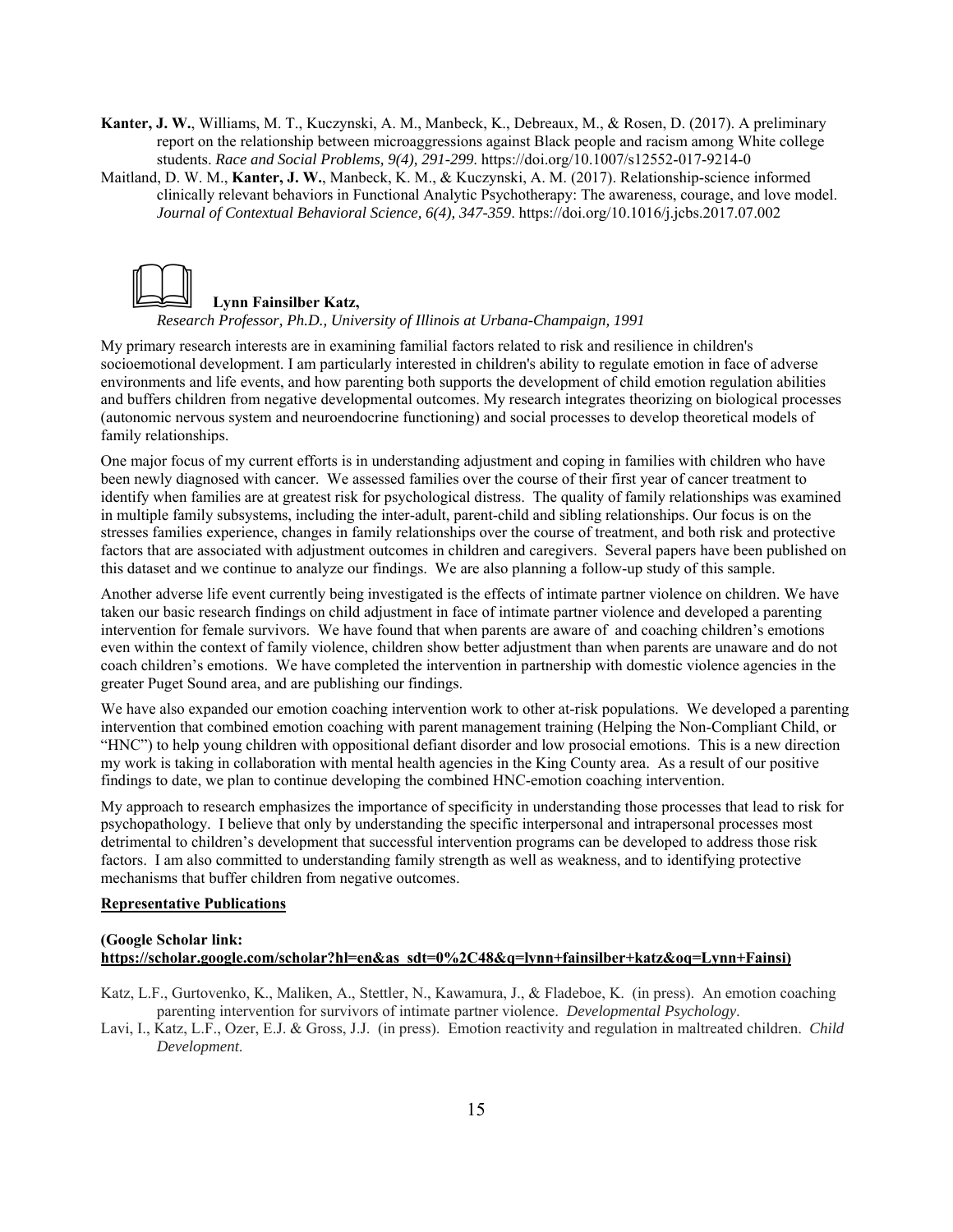**Kanter, J. W.**, Williams, M. T., Kuczynski, A. M., Manbeck, K., Debreaux, M., & Rosen, D. (2017). A preliminary report on the relationship between microaggressions against Black people and racism among White college students. *Race and Social Problems, 9(4), 291-299*. https://doi.org/10.1007/s12552-017-9214-0

Maitland, D. W. M., **Kanter, J. W.**, Manbeck, K. M., & Kuczynski, A. M. (2017). Relationship-science informed clinically relevant behaviors in Functional Analytic Psychotherapy: The awareness, courage, and love model. *Journal of Contextual Behavioral Science, 6(4), 347-359*. https://doi.org/10.1016/j.jcbs.2017.07.002

**Lynn Fainsilber Katz,**

*Research Professor, Ph.D., University of Illinois at Urbana-Champaign, 1991*

My primary research interests are in examining familial factors related to risk and resilience in children's socioemotional development. I am particularly interested in children's ability to regulate emotion in face of adverse environments and life events, and how parenting both supports the development of child emotion regulation abilities and buffers children from negative developmental outcomes. My research integrates theorizing on biological processes (autonomic nervous system and neuroendocrine functioning) and social processes to develop theoretical models of family relationships.

One major focus of my current efforts is in understanding adjustment and coping in families with children who have been newly diagnosed with cancer. We assessed families over the course of their first year of cancer treatment to identify when families are at greatest risk for psychological distress. The quality of family relationships was examined in multiple family subsystems, including the inter-adult, parent-child and sibling relationships. Our focus is on the stresses families experience, changes in family relationships over the course of treatment, and both risk and protective factors that are associated with adjustment outcomes in children and caregivers. Several papers have been published on this dataset and we continue to analyze our findings. We are also planning a follow-up study of this sample.

Another adverse life event currently being investigated is the effects of intimate partner violence on children. We have taken our basic research findings on child adjustment in face of intimate partner violence and developed a parenting intervention for female survivors. We have found that when parents are aware of and coaching children's emotions even within the context of family violence, children show better adjustment than when parents are unaware and do not coach children's emotions. We have completed the intervention in partnership with domestic violence agencies in the greater Puget Sound area, and are publishing our findings.

We have also expanded our emotion coaching intervention work to other at-risk populations. We developed a parenting intervention that combined emotion coaching with parent management training (Helping the Non-Compliant Child, or "HNC") to help young children with oppositional defiant disorder and low prosocial emotions. This is a new direction my work is taking in collaboration with mental health agencies in the King County area. As a result of our positive findings to date, we plan to continue developing the combined HNC-emotion coaching intervention.

My approach to research emphasizes the importance of specificity in understanding those processes that lead to risk for psychopathology. I believe that only by understanding the specific interpersonal and intrapersonal processes most detrimental to children's development that successful intervention programs can be developed to address those risk factors. I am also committed to understanding family strength as well as weakness, and to identifying protective mechanisms that buffer children from negative outcomes.

**Representative Publications**

**(Google Scholar link:**
**https://scholar.google.com/scholar?hl=en&as_sdt=0%2C48&q=lynn+fainsilber+katz&oq=Lynn+Fainsi)**

Katz, L.F., Gurtovenko, K., Maliken, A., Stettler, N., Kawamura, J., & Fladeboe, K. (in press). An emotion coaching parenting intervention for survivors of intimate partner violence. *Developmental Psychology*.

Lavi, I., Katz, L.F., Ozer, E.J. & Gross, J.J. (in press). Emotion reactivity and regulation in maltreated children. *Child Development*.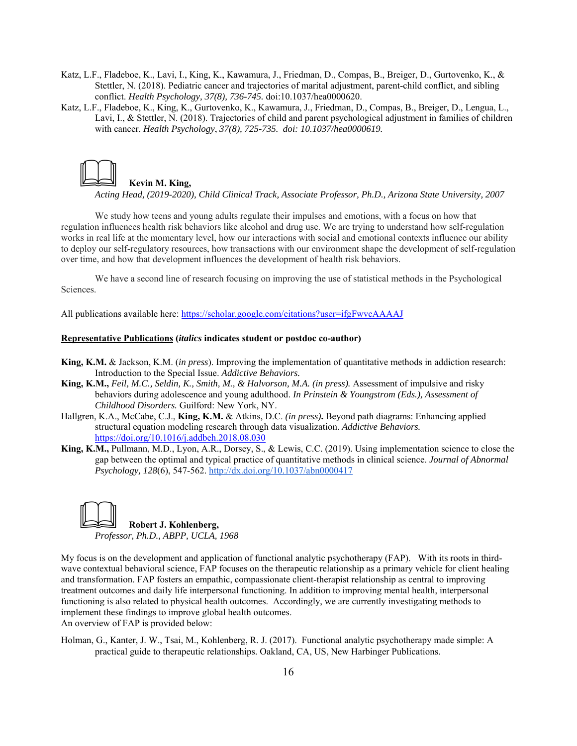Katz, L.F., Fladeboe, K., Lavi, I., King, K., Kawamura, J., Friedman, D., Compas, B., Breiger, D., Gurtovenko, K., & Stettler, N. (2018). Pediatric cancer and trajectories of marital adjustment, parent-child conflict, and sibling conflict. *Health Psychology, 37(8), 736-745.* doi:10.1037/hea0000620.

Katz, L.F., Fladeboe, K., King, K., Gurtovenko, K., Kawamura, J., Friedman, D., Compas, B., Breiger, D., Lengua, L., Lavi, I., & Stettler, N. (2018). Trajectories of child and parent psychological adjustment in families of children with cancer. *Health Psychology, 37(8), 725-735. doi: 10.1037/hea0000619.*

**Kevin M. King,**

*Acting Head, (2019-2020), Child Clinical Track, Associate Professor, Ph.D., Arizona State University, 2007*

We study how teens and young adults regulate their impulses and emotions, with a focus on how that regulation influences health risk behaviors like alcohol and drug use. We are trying to understand how self-regulation works in real life at the momentary level, how our interactions with social and emotional contexts influence our ability to deploy our self-regulatory resources, how transactions with our environment shape the development of self-regulation over time, and how that development influences the development of health risk behaviors.

We have a second line of research focusing on improving the use of statistical methods in the Psychological Sciences.

All publications available here: https://scholar.google.com/citations?user=ifgFwvcAAAAJ

**Representative Publications (*italics* indicates student or postdoc co-author)**

**King, K.M.** & Jackson, K.M. (*in press*). Improving the implementation of quantitative methods in addiction research: Introduction to the Special Issue. *Addictive Behaviors.*

**King, K.M.,** *Feil, M.C., Seldin, K., Smith, M., & Halvorson, M.A. (in press).* Assessment of impulsive and risky behaviors during adolescence and young adulthood. *In Prinstein & Youngstrom (Eds.), Assessment of Childhood Disorders.* Guilford: New York, NY.

Hallgren, K.A., McCabe, C.J., **King, K.M.** & Atkins, D.C. *(in press)***.** Beyond path diagrams: Enhancing applied structural equation modeling research through data visualization. *Addictive Behaviors.* https://doi.org/10.1016/j.addbeh.2018.08.030

**King, K.M.,** Pullmann, M.D., Lyon, A.R., Dorsey, S., & Lewis, C.C. (2019). Using implementation science to close the gap between the optimal and typical practice of quantitative methods in clinical science. *Journal of Abnormal Psychology, 128*(6), 547-562. http://dx.doi.org/10.1037/abn0000417

**Robert J. Kohlenberg,**

*Professor, Ph.D., ABPP, UCLA, 1968*

My focus is on the development and application of functional analytic psychotherapy (FAP). With its roots in third-wave contextual behavioral science, FAP focuses on the therapeutic relationship as a primary vehicle for client healing and transformation. FAP fosters an empathic, compassionate client-therapist relationship as central to improving treatment outcomes and daily life interpersonal functioning. In addition to improving mental health, interpersonal functioning is also related to physical health outcomes. Accordingly, we are currently investigating methods to implement these findings to improve global health outcomes.
An overview of FAP is provided below:

Holman, G., Kanter, J. W., Tsai, M., Kohlenberg, R. J. (2017). Functional analytic psychotherapy made simple: A practical guide to therapeutic relationships. Oakland, CA, US, New Harbinger Publications.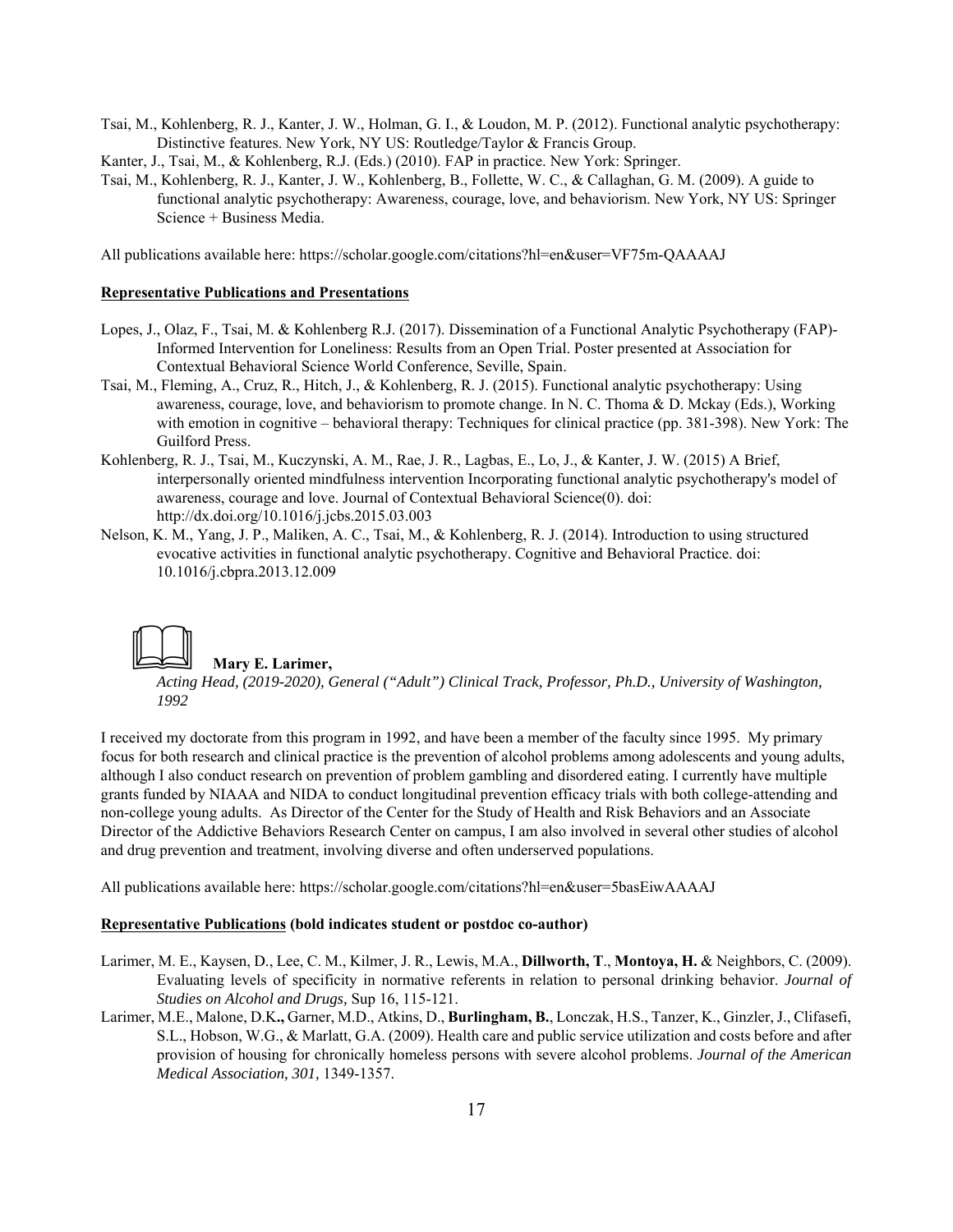Tsai, M., Kohlenberg, R. J., Kanter, J. W., Holman, G. I., & Loudon, M. P. (2012). Functional analytic psychotherapy: Distinctive features. New York, NY US: Routledge/Taylor & Francis Group.

Kanter, J., Tsai, M., & Kohlenberg, R.J. (Eds.) (2010). FAP in practice. New York: Springer.

Tsai, M., Kohlenberg, R. J., Kanter, J. W., Kohlenberg, B., Follette, W. C., & Callaghan, G. M. (2009). A guide to functional analytic psychotherapy: Awareness, courage, love, and behaviorism. New York, NY US: Springer Science + Business Media.

All publications available here: https://scholar.google.com/citations?hl=en&user=VF75m-QAAAAJ

**Representative Publications and Presentations**

Lopes, J., Olaz, F., Tsai, M. & Kohlenberg R.J. (2017). Dissemination of a Functional Analytic Psychotherapy (FAP)-Informed Intervention for Loneliness: Results from an Open Trial. Poster presented at Association for Contextual Behavioral Science World Conference, Seville, Spain.

Tsai, M., Fleming, A., Cruz, R., Hitch, J., & Kohlenberg, R. J. (2015). Functional analytic psychotherapy: Using awareness, courage, love, and behaviorism to promote change. In N. C. Thoma & D. Mckay (Eds.), Working with emotion in cognitive – behavioral therapy: Techniques for clinical practice (pp. 381-398). New York: The Guilford Press.

Kohlenberg, R. J., Tsai, M., Kuczynski, A. M., Rae, J. R., Lagbas, E., Lo, J., & Kanter, J. W. (2015) A Brief, interpersonally oriented mindfulness intervention Incorporating functional analytic psychotherapy's model of awareness, courage and love. Journal of Contextual Behavioral Science(0). doi: http://dx.doi.org/10.1016/j.jcbs.2015.03.003

Nelson, K. M., Yang, J. P., Maliken, A. C., Tsai, M., & Kohlenberg, R. J. (2014). Introduction to using structured evocative activities in functional analytic psychotherapy. Cognitive and Behavioral Practice. doi: 10.1016/j.cbpra.2013.12.009

**Mary E. Larimer,**

*Acting Head, (2019-2020), General ("Adult") Clinical Track, Professor, Ph.D., University of Washington, 1992*

I received my doctorate from this program in 1992, and have been a member of the faculty since 1995. My primary focus for both research and clinical practice is the prevention of alcohol problems among adolescents and young adults, although I also conduct research on prevention of problem gambling and disordered eating. I currently have multiple grants funded by NIAAA and NIDA to conduct longitudinal prevention efficacy trials with both college-attending and non-college young adults. As Director of the Center for the Study of Health and Risk Behaviors and an Associate Director of the Addictive Behaviors Research Center on campus, I am also involved in several other studies of alcohol and drug prevention and treatment, involving diverse and often underserved populations.

All publications available here: https://scholar.google.com/citations?hl=en&user=5basEiwAAAAJ

**Representative Publications (bold indicates student or postdoc co-author)**

Larimer, M. E., Kaysen, D., Lee, C. M., Kilmer, J. R., Lewis, M.A., **Dillworth, T**., **Montoya, H.** & Neighbors, C. (2009). Evaluating levels of specificity in normative referents in relation to personal drinking behavior. *Journal of Studies on Alcohol and Drugs,* Sup 16, 115-121.

Larimer, M.E., Malone, D.K**.,** Garner, M.D., Atkins, D., **Burlingham, B.**, Lonczak, H.S., Tanzer, K., Ginzler, J., Clifasefi, S.L., Hobson, W.G., & Marlatt, G.A. (2009). Health care and public service utilization and costs before and after provision of housing for chronically homeless persons with severe alcohol problems. *Journal of the American Medical Association, 301,* 1349-1357.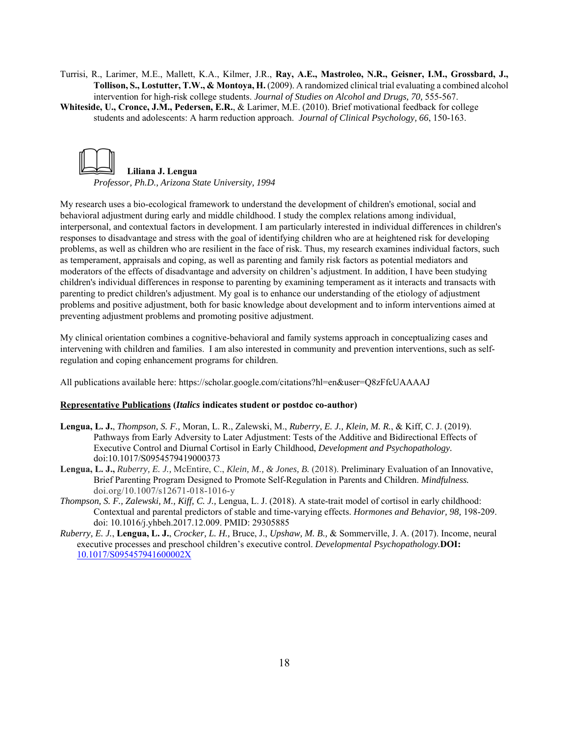Turrisi, R., Larimer, M.E., Mallett, K.A., Kilmer, J.R., **Ray, A.E., Mastroleo, N.R., Geisner, I.M., Grossbard, J., Tollison, S., Lostutter, T.W., & Montoya, H.** (2009). A randomized clinical trial evaluating a combined alcohol intervention for high-risk college students. *Journal of Studies on Alcohol and Drugs, 70,* 555-567.

**Whiteside, U., Cronce, J.M., Pedersen, E.R.**, & Larimer, M.E. (2010). Brief motivational feedback for college students and adolescents: A harm reduction approach. *Journal of Clinical Psychology, 66*, 150-163.

**Liliana J. Lengua**
*Professor, Ph.D., Arizona State University, 1994*

My research uses a bio-ecological framework to understand the development of children's emotional, social and behavioral adjustment during early and middle childhood. I study the complex relations among individual, interpersonal, and contextual factors in development. I am particularly interested in individual differences in children's responses to disadvantage and stress with the goal of identifying children who are at heightened risk for developing problems, as well as children who are resilient in the face of risk. Thus, my research examines individual factors, such as temperament, appraisals and coping, as well as parenting and family risk factors as potential mediators and moderators of the effects of disadvantage and adversity on children's adjustment. In addition, I have been studying children's individual differences in response to parenting by examining temperament as it interacts and transacts with parenting to predict children's adjustment. My goal is to enhance our understanding of the etiology of adjustment problems and positive adjustment, both for basic knowledge about development and to inform interventions aimed at preventing adjustment problems and promoting positive adjustment.

My clinical orientation combines a cognitive-behavioral and family systems approach in conceptualizing cases and intervening with children and families. I am also interested in community and prevention interventions, such as self-regulation and coping enhancement programs for children.

All publications available here: https://scholar.google.com/citations?hl=en&user=Q8zFfcUAAAAJ

**Representative Publications (*Italics* indicates student or postdoc co-author)**

**Lengua, L. J.**, *Thompson, S. F.,* Moran, L. R., Zalewski, M., *Ruberry, E. J., Klein, M. R.*, & Kiff, C. J. (2019). Pathways from Early Adversity to Later Adjustment: Tests of the Additive and Bidirectional Effects of Executive Control and Diurnal Cortisol in Early Childhood, *Development and Psychopathology.* doi:10.1017/S0954579419000373

**Lengua, L. J.,** *Ruberry, E. J.,* McEntire, C., *Klein, M., & Jones, B.* (2018). Preliminary Evaluation of an Innovative, Brief Parenting Program Designed to Promote Self-Regulation in Parents and Children. *Mindfulness.* doi.org/10.1007/s12671-018-1016-y

*Thompson, S. F., Zalewski, M., Kiff, C. J.,* Lengua, L. J. (2018). A state-trait model of cortisol in early childhood: Contextual and parental predictors of stable and time-varying effects. *Hormones and Behavior, 98,* 198-209. doi: 10.1016/j.yhbeh.2017.12.009. PMID: 29305885

*Ruberry, E. J.*, **Lengua, L. J.**, *Crocker, L. H.,* Bruce, J., *Upshaw, M. B.,* & Sommerville, J. A. (2017). Income, neural executive processes and preschool children's executive control. *Developmental Psychopathology.* **DOI:** 10.1017/S095457941600002X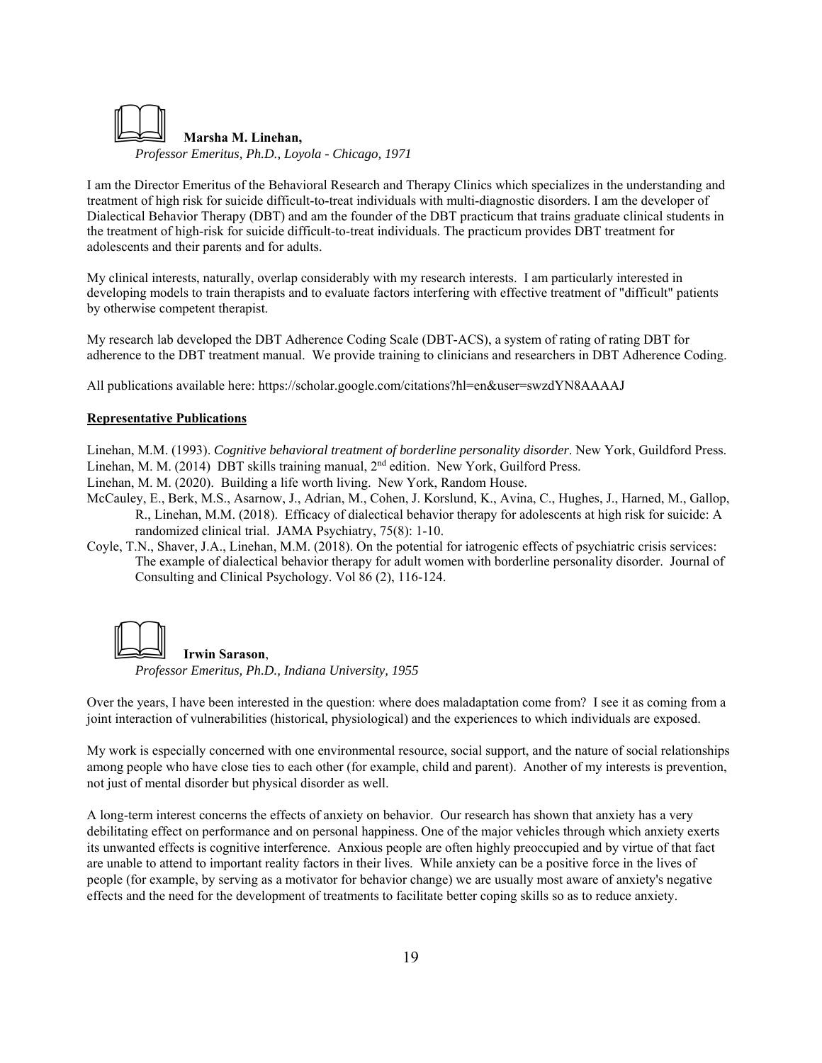**Marsha M. Linehan,**
*Professor Emeritus, Ph.D., Loyola - Chicago, 1971*

I am the Director Emeritus of the Behavioral Research and Therapy Clinics which specializes in the understanding and treatment of high risk for suicide difficult-to-treat individuals with multi-diagnostic disorders. I am the developer of Dialectical Behavior Therapy (DBT) and am the founder of the DBT practicum that trains graduate clinical students in the treatment of high-risk for suicide difficult-to-treat individuals. The practicum provides DBT treatment for adolescents and their parents and for adults.

My clinical interests, naturally, overlap considerably with my research interests. I am particularly interested in developing models to train therapists and to evaluate factors interfering with effective treatment of "difficult" patients by otherwise competent therapist.

My research lab developed the DBT Adherence Coding Scale (DBT-ACS), a system of rating of rating DBT for adherence to the DBT treatment manual. We provide training to clinicians and researchers in DBT Adherence Coding.

All publications available here: https://scholar.google.com/citations?hl=en&user=swzdYN8AAAAJ

**Representative Publications**

Linehan, M.M. (1993). *Cognitive behavioral treatment of borderline personality disorder*. New York, Guildford Press.

Linehan, M. M. (2014) DBT skills training manual, 2nd edition. New York, Guilford Press.

Linehan, M. M. (2020). Building a life worth living. New York, Random House.

McCauley, E., Berk, M.S., Asarnow, J., Adrian, M., Cohen, J. Korslund, K., Avina, C., Hughes, J., Harned, M., Gallop, R., Linehan, M.M. (2018). Efficacy of dialectical behavior therapy for adolescents at high risk for suicide: A randomized clinical trial. JAMA Psychiatry, 75(8): 1-10.

Coyle, T.N., Shaver, J.A., Linehan, M.M. (2018). On the potential for iatrogenic effects of psychiatric crisis services: The example of dialectical behavior therapy for adult women with borderline personality disorder. Journal of Consulting and Clinical Psychology. Vol 86 (2), 116-124.

**Irwin Sarason**,
*Professor Emeritus, Ph.D., Indiana University, 1955*

Over the years, I have been interested in the question: where does maladaptation come from? I see it as coming from a joint interaction of vulnerabilities (historical, physiological) and the experiences to which individuals are exposed.

My work is especially concerned with one environmental resource, social support, and the nature of social relationships among people who have close ties to each other (for example, child and parent). Another of my interests is prevention, not just of mental disorder but physical disorder as well.

A long-term interest concerns the effects of anxiety on behavior. Our research has shown that anxiety has a very debilitating effect on performance and on personal happiness. One of the major vehicles through which anxiety exerts its unwanted effects is cognitive interference. Anxious people are often highly preoccupied and by virtue of that fact are unable to attend to important reality factors in their lives. While anxiety can be a positive force in the lives of people (for example, by serving as a motivator for behavior change) we are usually most aware of anxiety's negative effects and the need for the development of treatments to facilitate better coping skills so as to reduce anxiety.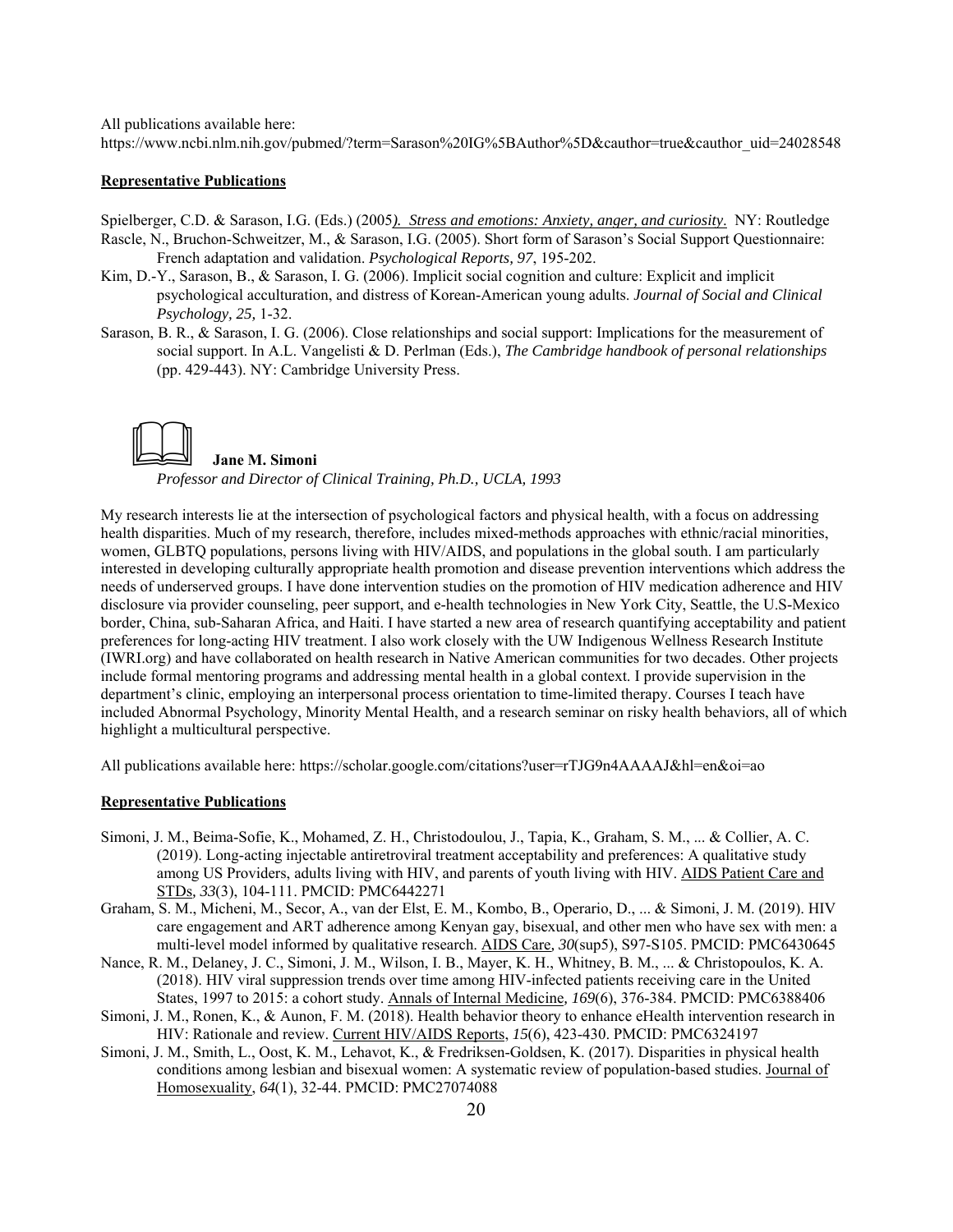All publications available here:
https://www.ncbi.nlm.nih.gov/pubmed/?term=Sarason%20IG%5BAuthor%5D&cauthor=true&cauthor_uid=24028548

**Representative Publications**

Spielberger, C.D. & Sarason, I.G. (Eds.) (2005). *Stress and emotions: Anxiety, anger, and curiosity*. NY: Routledge

Rascle, N., Bruchon-Schweitzer, M., & Sarason, I.G. (2005). Short form of Sarason's Social Support Questionnaire: French adaptation and validation. *Psychological Reports, 97*, 195-202.

Kim, D.-Y., Sarason, B., & Sarason, I. G. (2006). Implicit social cognition and culture: Explicit and implicit psychological acculturation, and distress of Korean-American young adults. *Journal of Social and Clinical Psychology, 25,* 1-32.

Sarason, B. R., & Sarason, I. G. (2006). Close relationships and social support: Implications for the measurement of social support. In A.L. Vangelisti & D. Perlman (Eds.), *The Cambridge handbook of personal relationships* (pp. 429-443). NY: Cambridge University Press.

**Jane M. Simoni**

*Professor and Director of Clinical Training, Ph.D., UCLA, 1993*

My research interests lie at the intersection of psychological factors and physical health, with a focus on addressing health disparities. Much of my research, therefore, includes mixed-methods approaches with ethnic/racial minorities, women, GLBTQ populations, persons living with HIV/AIDS, and populations in the global south. I am particularly interested in developing culturally appropriate health promotion and disease prevention interventions which address the needs of underserved groups. I have done intervention studies on the promotion of HIV medication adherence and HIV disclosure via provider counseling, peer support, and e-health technologies in New York City, Seattle, the U.S-Mexico border, China, sub-Saharan Africa, and Haiti. I have started a new area of research quantifying acceptability and patient preferences for long-acting HIV treatment. I also work closely with the UW Indigenous Wellness Research Institute (IWRI.org) and have collaborated on health research in Native American communities for two decades. Other projects include formal mentoring programs and addressing mental health in a global context. I provide supervision in the department's clinic, employing an interpersonal process orientation to time-limited therapy. Courses I teach have included Abnormal Psychology, Minority Mental Health, and a research seminar on risky health behaviors, all of which highlight a multicultural perspective.

All publications available here: https://scholar.google.com/citations?user=rTJG9n4AAAAJ&hl=en&oi=ao

**Representative Publications**

Simoni, J. M., Beima-Sofie, K., Mohamed, Z. H., Christodoulou, J., Tapia, K., Graham, S. M., ... & Collier, A. C. (2019). Long-acting injectable antiretroviral treatment acceptability and preferences: A qualitative study among US Providers, adults living with HIV, and parents of youth living with HIV. AIDS Patient Care and STDs, *33*(3), 104-111. PMCID: PMC6442271

Graham, S. M., Micheni, M., Secor, A., van der Elst, E. M., Kombo, B., Operario, D., ... & Simoni, J. M. (2019). HIV care engagement and ART adherence among Kenyan gay, bisexual, and other men who have sex with men: a multi-level model informed by qualitative research. AIDS Care, *30*(sup5), S97-S105. PMCID: PMC6430645

Nance, R. M., Delaney, J. C., Simoni, J. M., Wilson, I. B., Mayer, K. H., Whitney, B. M., ... & Christopoulos, K. A. (2018). HIV viral suppression trends over time among HIV-infected patients receiving care in the United States, 1997 to 2015: a cohort study. Annals of Internal Medicine, *169*(6), 376-384. PMCID: PMC6388406

Simoni, J. M., Ronen, K., & Aunon, F. M. (2018). Health behavior theory to enhance eHealth intervention research in HIV: Rationale and review. Current HIV/AIDS Reports, *15*(6), 423-430. PMCID: PMC6324197

Simoni, J. M., Smith, L., Oost, K. M., Lehavot, K., & Fredriksen-Goldsen, K. (2017). Disparities in physical health conditions among lesbian and bisexual women: A systematic review of population-based studies. Journal of Homosexuality, *64*(1), 32-44. PMCID: PMC27074088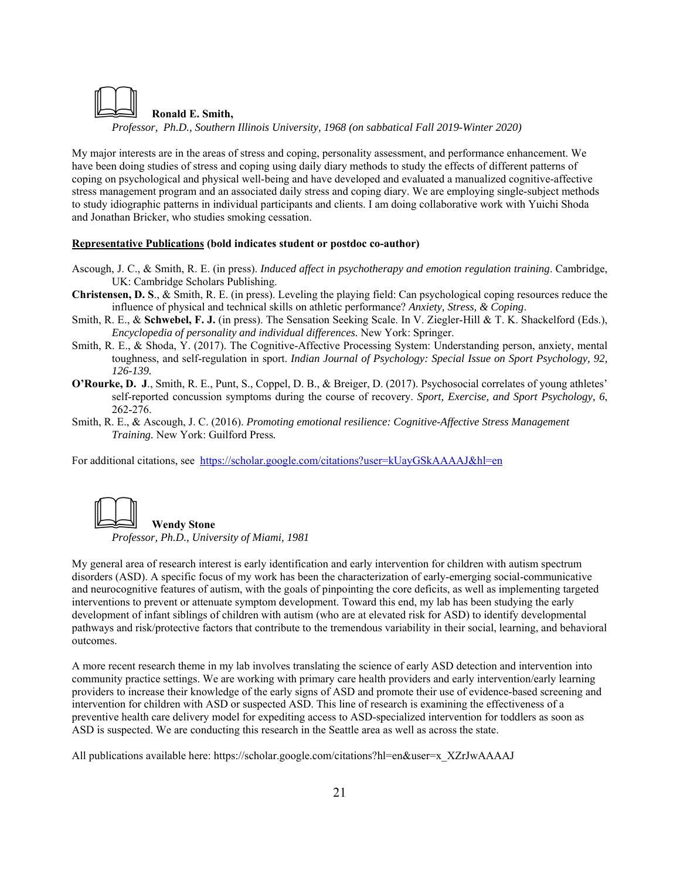**Ronald E. Smith,**

*Professor, Ph.D., Southern Illinois University, 1968 (on sabbatical Fall 2019-Winter 2020)*

My major interests are in the areas of stress and coping, personality assessment, and performance enhancement. We have been doing studies of stress and coping using daily diary methods to study the effects of different patterns of coping on psychological and physical well-being and have developed and evaluated a manualized cognitive-affective stress management program and an associated daily stress and coping diary. We are employing single-subject methods to study idiographic patterns in individual participants and clients. I am doing collaborative work with Yuichi Shoda and Jonathan Bricker, who studies smoking cessation.

**Representative Publications (bold indicates student or postdoc co-author)**

Ascough, J. C., & Smith, R. E. (in press). *Induced affect in psychotherapy and emotion regulation training*. Cambridge, UK: Cambridge Scholars Publishing.

**Christensen, D. S**., & Smith, R. E. (in press). Leveling the playing field: Can psychological coping resources reduce the influence of physical and technical skills on athletic performance? *Anxiety, Stress, & Coping*.

Smith, R. E., & **Schwebel, F. J.** (in press). The Sensation Seeking Scale. In V. Ziegler-Hill & T. K. Shackelford (Eds.), *Encyclopedia of personality and individual differences.* New York: Springer.

Smith, R. E., & Shoda, Y. (2017). The Cognitive-Affective Processing System: Understanding person, anxiety, mental toughness, and self-regulation in sport. *Indian Journal of Psychology: Special Issue on Sport Psychology, 92, 126-139.*

**O'Rourke, D. J**., Smith, R. E., Punt, S., Coppel, D. B., & Breiger, D. (2017). Psychosocial correlates of young athletes' self-reported concussion symptoms during the course of recovery. *Sport, Exercise, and Sport Psychology, 6*, 262-276.

Smith, R. E., & Ascough, J. C. (2016). *Promoting emotional resilience: Cognitive-Affective Stress Management Training.* New York: Guilford Press*.*

For additional citations, see https://scholar.google.com/citations?user=kUayGSkAAAAJ&hl=en

**Wendy Stone**

*Professor, Ph.D., University of Miami, 1981*

My general area of research interest is early identification and early intervention for children with autism spectrum disorders (ASD). A specific focus of my work has been the characterization of early-emerging social-communicative and neurocognitive features of autism, with the goals of pinpointing the core deficits, as well as implementing targeted interventions to prevent or attenuate symptom development. Toward this end, my lab has been studying the early development of infant siblings of children with autism (who are at elevated risk for ASD) to identify developmental pathways and risk/protective factors that contribute to the tremendous variability in their social, learning, and behavioral outcomes.

A more recent research theme in my lab involves translating the science of early ASD detection and intervention into community practice settings. We are working with primary care health providers and early intervention/early learning providers to increase their knowledge of the early signs of ASD and promote their use of evidence-based screening and intervention for children with ASD or suspected ASD. This line of research is examining the effectiveness of a preventive health care delivery model for expediting access to ASD-specialized intervention for toddlers as soon as ASD is suspected. We are conducting this research in the Seattle area as well as across the state.

All publications available here: https://scholar.google.com/citations?hl=en&user=x_XZrJwAAAAJ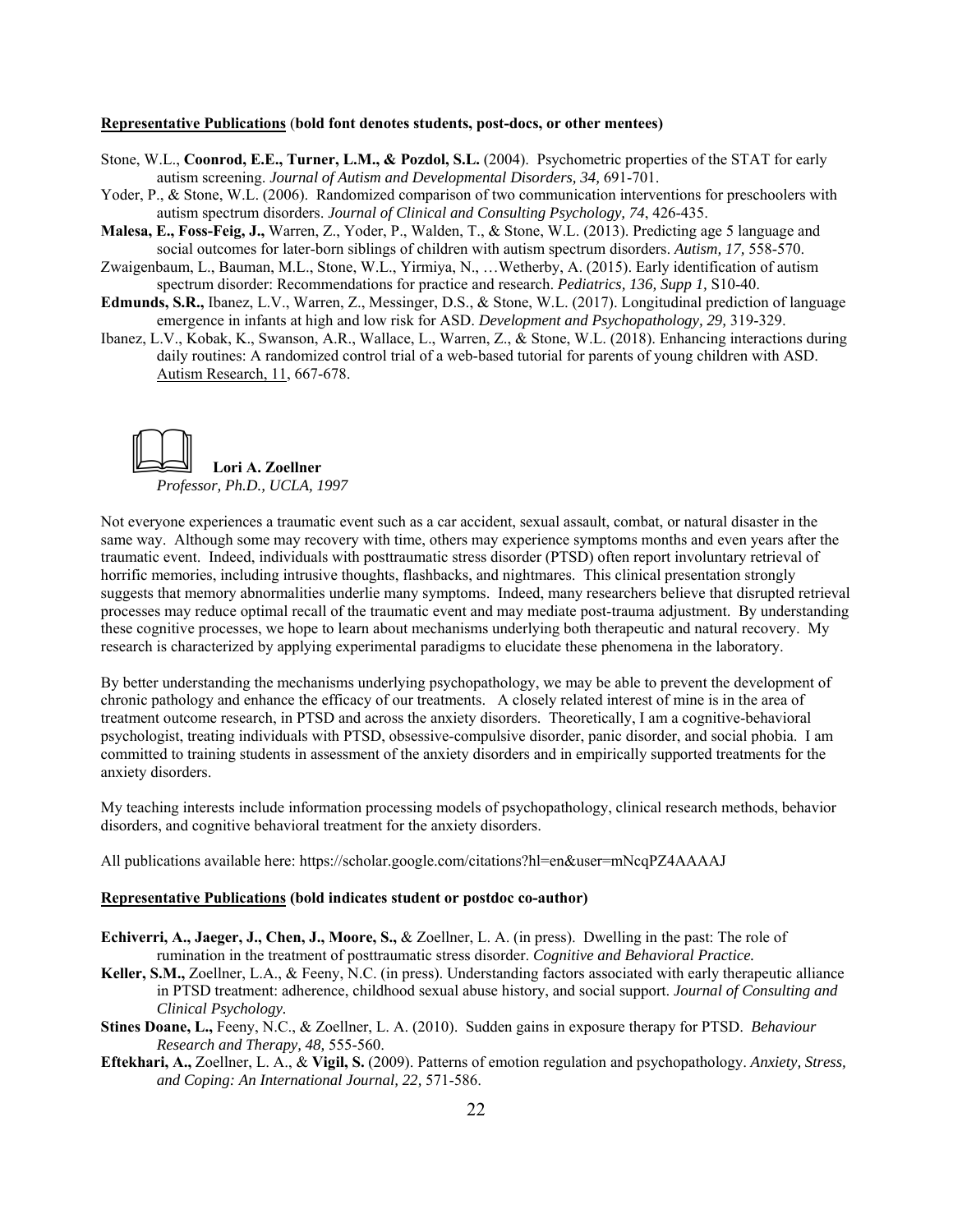**Representative Publications** (**bold font denotes students, post-docs, or other mentees)**

Stone, W.L., **Coonrod, E.E., Turner, L.M., & Pozdol, S.L.** (2004). Psychometric properties of the STAT for early autism screening. *Journal of Autism and Developmental Disorders, 34,* 691-701.

Yoder, P., & Stone, W.L. (2006). Randomized comparison of two communication interventions for preschoolers with autism spectrum disorders. *Journal of Clinical and Consulting Psychology, 74*, 426-435.

**Malesa, E., Foss-Feig, J.,** Warren, Z., Yoder, P., Walden, T., & Stone, W.L. (2013). Predicting age 5 language and social outcomes for later-born siblings of children with autism spectrum disorders. *Autism, 17,* 558-570.

Zwaigenbaum, L., Bauman, M.L., Stone, W.L., Yirmiya, N., …Wetherby, A. (2015). Early identification of autism spectrum disorder: Recommendations for practice and research. *Pediatrics, 136, Supp 1,* S10-40.

**Edmunds, S.R.,** Ibanez, L.V., Warren, Z., Messinger, D.S., & Stone, W.L. (2017). Longitudinal prediction of language emergence in infants at high and low risk for ASD. *Development and Psychopathology, 29,* 319-329.

Ibanez, L.V., Kobak, K., Swanson, A.R., Wallace, L., Warren, Z., & Stone, W.L. (2018). Enhancing interactions during daily routines: A randomized control trial of a web-based tutorial for parents of young children with ASD. Autism Research, 11, 667-678.

**Lori A. Zoellner**
*Professor, Ph.D., UCLA, 1997*

Not everyone experiences a traumatic event such as a car accident, sexual assault, combat, or natural disaster in the same way. Although some may recovery with time, others may experience symptoms months and even years after the traumatic event. Indeed, individuals with posttraumatic stress disorder (PTSD) often report involuntary retrieval of horrific memories, including intrusive thoughts, flashbacks, and nightmares. This clinical presentation strongly suggests that memory abnormalities underlie many symptoms. Indeed, many researchers believe that disrupted retrieval processes may reduce optimal recall of the traumatic event and may mediate post-trauma adjustment. By understanding these cognitive processes, we hope to learn about mechanisms underlying both therapeutic and natural recovery. My research is characterized by applying experimental paradigms to elucidate these phenomena in the laboratory.

By better understanding the mechanisms underlying psychopathology, we may be able to prevent the development of chronic pathology and enhance the efficacy of our treatments. A closely related interest of mine is in the area of treatment outcome research, in PTSD and across the anxiety disorders. Theoretically, I am a cognitive-behavioral psychologist, treating individuals with PTSD, obsessive-compulsive disorder, panic disorder, and social phobia. I am committed to training students in assessment of the anxiety disorders and in empirically supported treatments for the anxiety disorders.

My teaching interests include information processing models of psychopathology, clinical research methods, behavior disorders, and cognitive behavioral treatment for the anxiety disorders.

All publications available here: https://scholar.google.com/citations?hl=en&user=mNcqPZ4AAAAJ

**Representative Publications (bold indicates student or postdoc co-author)**

**Echiverri, A., Jaeger, J., Chen, J., Moore, S.,** & Zoellner, L. A. (in press). Dwelling in the past: The role of rumination in the treatment of posttraumatic stress disorder. *Cognitive and Behavioral Practice.*

**Keller, S.M.,** Zoellner, L.A., & Feeny, N.C. (in press). Understanding factors associated with early therapeutic alliance in PTSD treatment: adherence, childhood sexual abuse history, and social support. *Journal of Consulting and Clinical Psychology.*

**Stines Doane, L.,** Feeny, N.C., & Zoellner, L. A. (2010). Sudden gains in exposure therapy for PTSD. *Behaviour Research and Therapy, 48,* 555-560.

**Eftekhari, A.,** Zoellner, L. A., & **Vigil, S.** (2009). Patterns of emotion regulation and psychopathology. *Anxiety, Stress, and Coping: An International Journal, 22,* 571-586.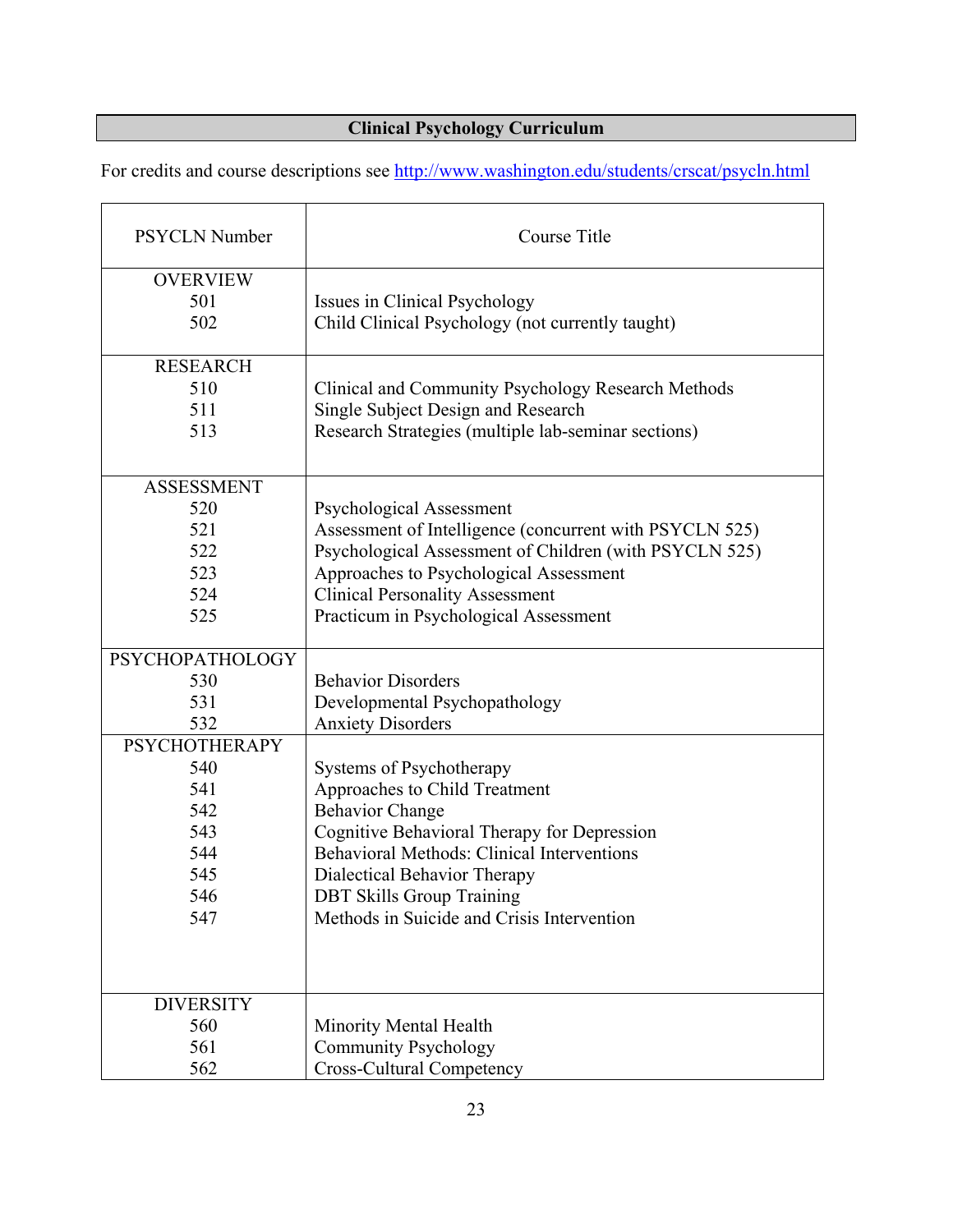## Clinical Psychology Curriculum

For credits and course descriptions see http://www.washington.edu/students/crscat/psycln.html

| PSYCLN Number | Course Title |
|---|---|
| **OVERVIEW** | |
| 501 | Issues in Clinical Psychology |
| 502 | Child Clinical Psychology (not currently taught) |
| **RESEARCH** | |
| 510 | Clinical and Community Psychology Research Methods |
| 511 | Single Subject Design and Research |
| 513 | Research Strategies (multiple lab-seminar sections) |
| **ASSESSMENT** | |
| 520 | Psychological Assessment |
| 521 | Assessment of Intelligence (concurrent with PSYCLN 525) |
| 522 | Psychological Assessment of Children (with PSYCLN 525) |
| 523 | Approaches to Psychological Assessment |
| 524 | Clinical Personality Assessment |
| 525 | Practicum in Psychological Assessment |
| **PSYCHOPATHOLOGY** | |
| 530 | Behavior Disorders |
| 531 | Developmental Psychopathology |
| 532 | Anxiety Disorders |
| **PSYCHOTHERAPY** | |
| 540 | Systems of Psychotherapy |
| 541 | Approaches to Child Treatment |
| 542 | Behavior Change |
| 543 | Cognitive Behavioral Therapy for Depression |
| 544 | Behavioral Methods: Clinical Interventions |
| 545 | Dialectical Behavior Therapy |
| 546 | DBT Skills Group Training |
| 547 | Methods in Suicide and Crisis Intervention |
| **DIVERSITY** | |
| 560 | Minority Mental Health |
| 561 | Community Psychology |
| 562 | Cross-Cultural Competency |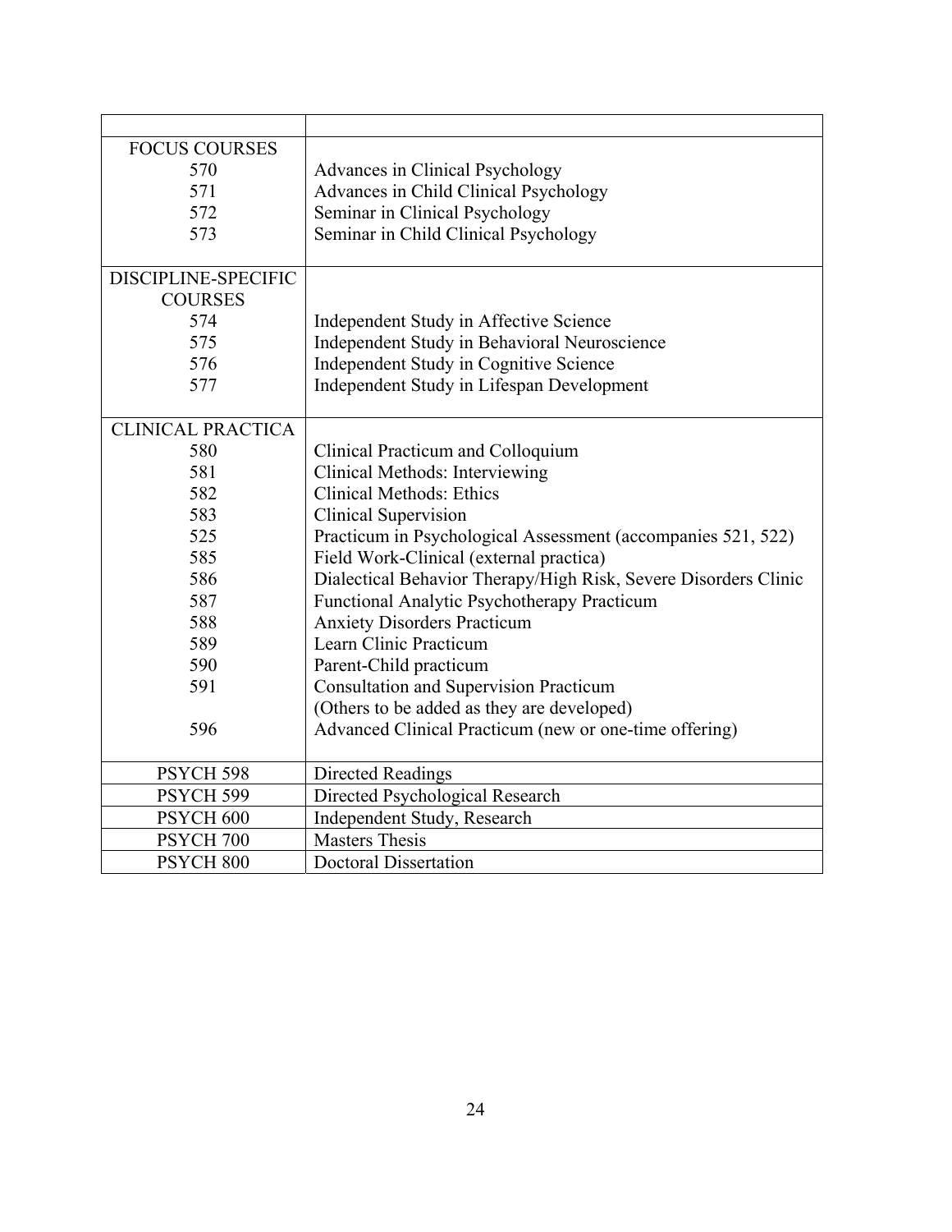| | |
|---|---|
| FOCUS COURSES | |
| 570 | Advances in Clinical Psychology |
| 571 | Advances in Child Clinical Psychology |
| 572 | Seminar in Clinical Psychology |
| 573 | Seminar in Child Clinical Psychology |
| DISCIPLINE-SPECIFIC COURSES | |
| 574 | Independent Study in Affective Science |
| 575 | Independent Study in Behavioral Neuroscience |
| 576 | Independent Study in Cognitive Science |
| 577 | Independent Study in Lifespan Development |
| CLINICAL PRACTICA | |
| 580 | Clinical Practicum and Colloquium |
| 581 | Clinical Methods: Interviewing |
| 582 | Clinical Methods: Ethics |
| 583 | Clinical Supervision |
| 525 | Practicum in Psychological Assessment (accompanies 521, 522) |
| 585 | Field Work-Clinical (external practica) |
| 586 | Dialectical Behavior Therapy/High Risk, Severe Disorders Clinic |
| 587 | Functional Analytic Psychotherapy Practicum |
| 588 | Anxiety Disorders Practicum |
| 589 | Learn Clinic Practicum |
| 590 | Parent-Child practicum |
| 591 | Consultation and Supervision Practicum |
| | (Others to be added as they are developed) |
| 596 | Advanced Clinical Practicum (new or one-time offering) |
| PSYCH 598 | Directed Readings |
| PSYCH 599 | Directed Psychological Research |
| PSYCH 600 | Independent Study, Research |
| PSYCH 700 | Masters Thesis |
| PSYCH 800 | Doctoral Dissertation |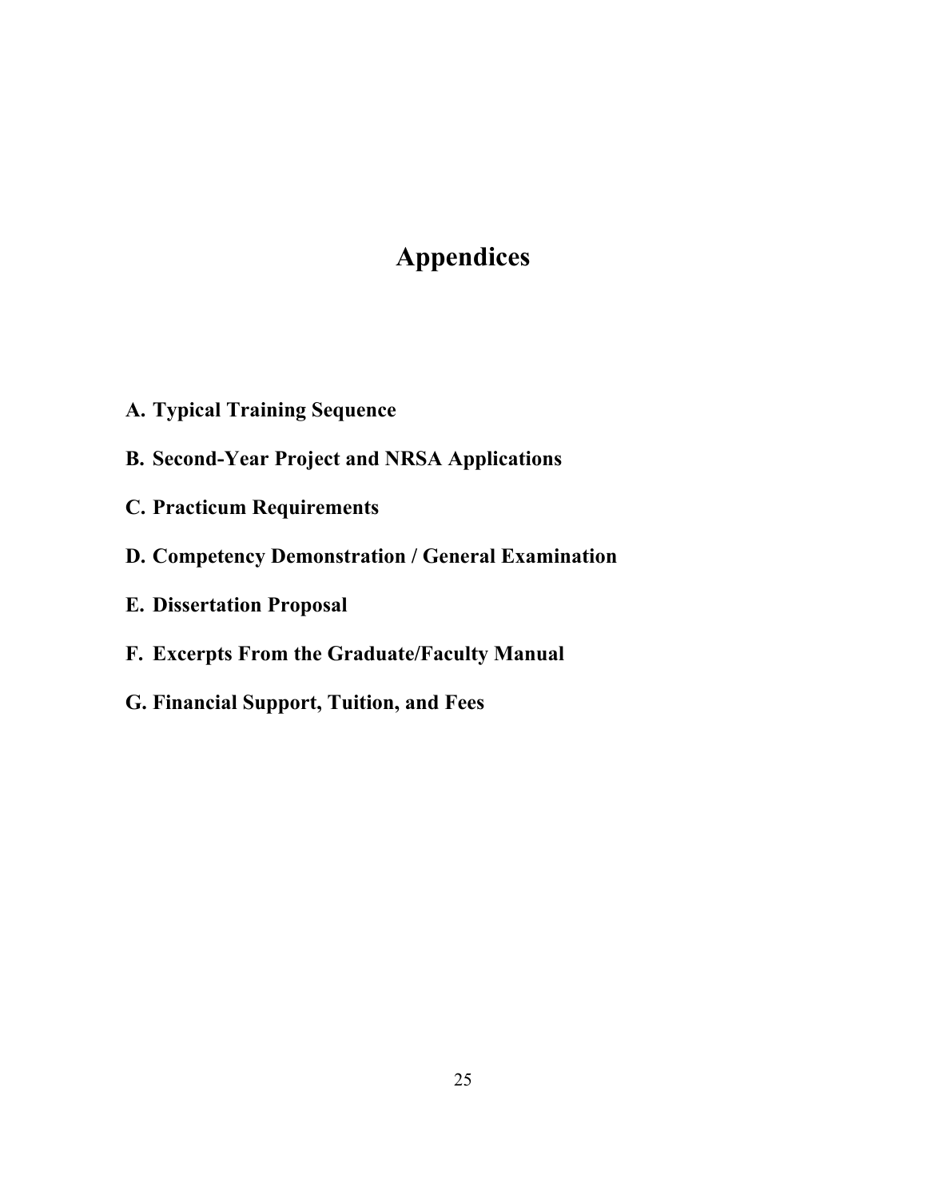# Appendices

**A. Typical Training Sequence**

**B. Second-Year Project and NRSA Applications**

**C. Practicum Requirements**

**D. Competency Demonstration / General Examination**

**E. Dissertation Proposal**

**F. Excerpts From the Graduate/Faculty Manual**

**G. Financial Support, Tuition, and Fees**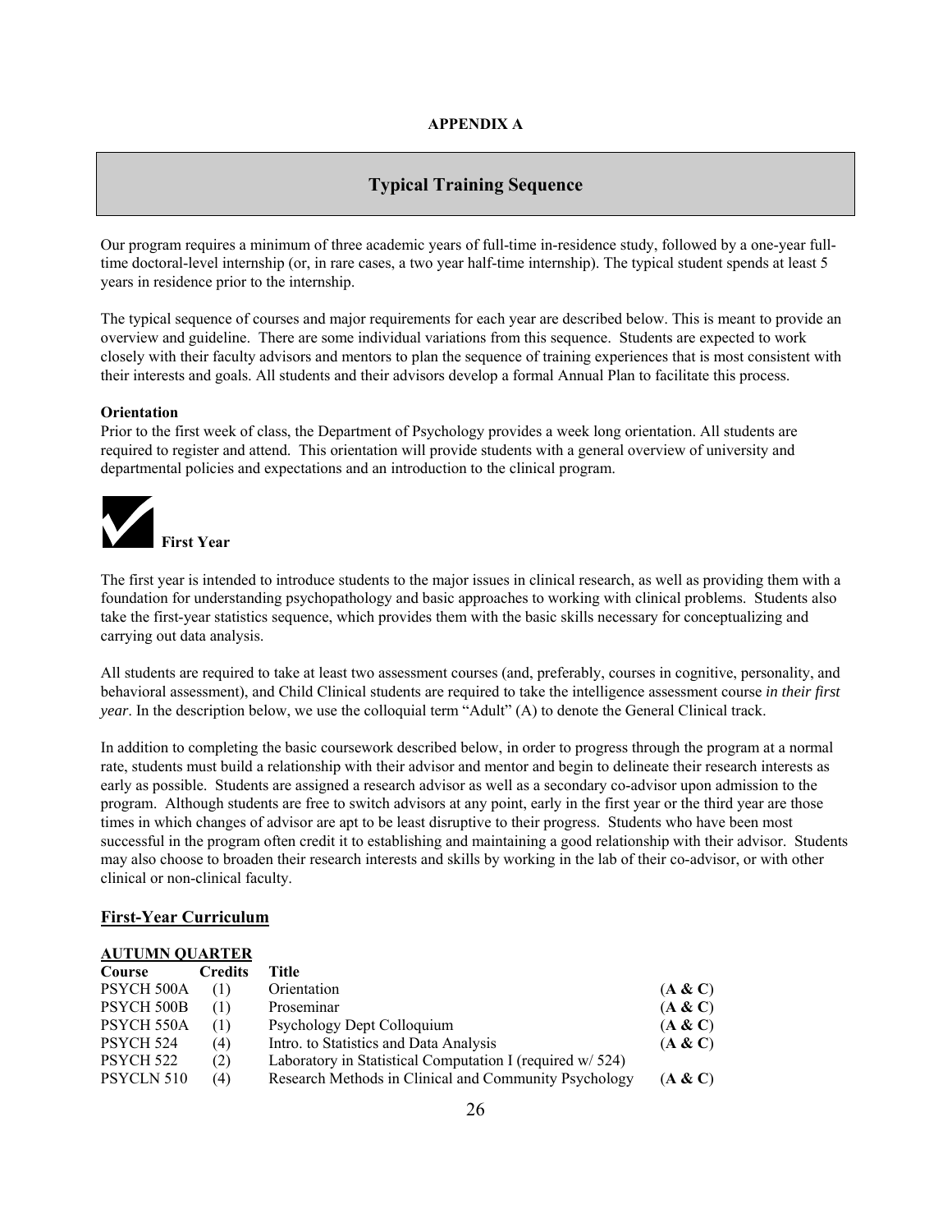**APPENDIX A**

# Typical Training Sequence

Our program requires a minimum of three academic years of full-time in-residence study, followed by a one-year full-time doctoral-level internship (or, in rare cases, a two year half-time internship). The typical student spends at least 5 years in residence prior to the internship.

The typical sequence of courses and major requirements for each year are described below. This is meant to provide an overview and guideline. There are some individual variations from this sequence. Students are expected to work closely with their faculty advisors and mentors to plan the sequence of training experiences that is most consistent with their interests and goals. All students and their advisors develop a formal Annual Plan to facilitate this process.

**Orientation**

Prior to the first week of class, the Department of Psychology provides a week long orientation. All students are required to register and attend. This orientation will provide students with a general overview of university and departmental policies and expectations and an introduction to the clinical program.

## First Year

The first year is intended to introduce students to the major issues in clinical research, as well as providing them with a foundation for understanding psychopathology and basic approaches to working with clinical problems. Students also take the first-year statistics sequence, which provides them with the basic skills necessary for conceptualizing and carrying out data analysis.

All students are required to take at least two assessment courses (and, preferably, courses in cognitive, personality, and behavioral assessment), and Child Clinical students are required to take the intelligence assessment course *in their first year*. In the description below, we use the colloquial term "Adult" (A) to denote the General Clinical track.

In addition to completing the basic coursework described below, in order to progress through the program at a normal rate, students must build a relationship with their advisor and mentor and begin to delineate their research interests as early as possible. Students are assigned a research advisor as well as a secondary co-advisor upon admission to the program. Although students are free to switch advisors at any point, early in the first year or the third year are those times in which changes of advisor are apt to be least disruptive to their progress. Students who have been most successful in the program often credit it to establishing and maintaining a good relationship with their advisor. Students may also choose to broaden their research interests and skills by working in the lab of their co-advisor, or with other clinical or non-clinical faculty.

## First-Year Curriculum

**AUTUMN QUARTER**

| Course | Credits | Title | |
|---|---|---|---|
| PSYCH 500A | (1) | Orientation | **(A & C)** |
| PSYCH 500B | (1) | Proseminar | **(A & C)** |
| PSYCH 550A | (1) | Psychology Dept Colloquium | **(A & C)** |
| PSYCH 524 | (4) | Intro. to Statistics and Data Analysis | **(A & C)** |
| PSYCH 522 | (2) | Laboratory in Statistical Computation I (required w/ 524) | |
| PSYCLN 510 | (4) | Research Methods in Clinical and Community Psychology | **(A & C)** |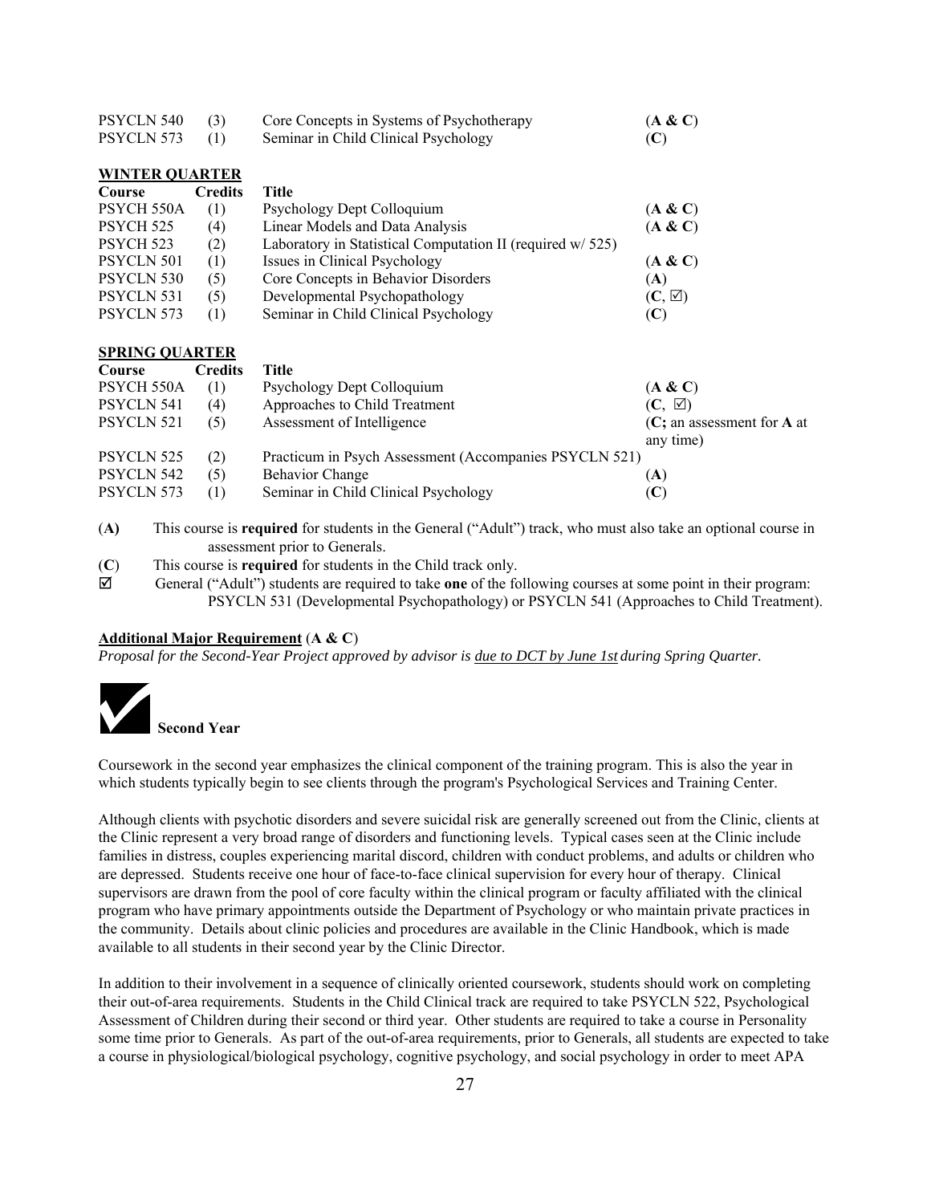| | | | |
|---|---|---|---|
| PSYCLN 540 | (3) | Core Concepts in Systems of Psychotherapy | (**A & C**) |
| PSYCLN 573 | (1) | Seminar in Child Clinical Psychology | (**C**) |

**WINTER QUARTER**

| Course | Credits | Title | |
|---|---|---|---|
| PSYCH 550A | (1) | Psychology Dept Colloquium | (**A & C**) |
| PSYCH 525 | (4) | Linear Models and Data Analysis | (**A & C**) |
| PSYCH 523 | (2) | Laboratory in Statistical Computation II (required w/ 525) | |
| PSYCLN 501 | (1) | Issues in Clinical Psychology | (**A & C**) |
| PSYCLN 530 | (5) | Core Concepts in Behavior Disorders | (**A**) |
| PSYCLN 531 | (5) | Developmental Psychopathology | (**C**, ☑) |
| PSYCLN 573 | (1) | Seminar in Child Clinical Psychology | (**C**) |

**SPRING QUARTER**

| Course | Credits | Title | |
|---|---|---|---|
| PSYCH 550A | (1) | Psychology Dept Colloquium | (**A & C**) |
| PSYCLN 541 | (4) | Approaches to Child Treatment | (**C**, ☑) |
| PSYCLN 521 | (5) | Assessment of Intelligence | (**C**; an assessment for **A** at any time) |
| PSYCLN 525 | (2) | Practicum in Psych Assessment (Accompanies PSYCLN 521) | |
| PSYCLN 542 | (5) | Behavior Change | (**A**) |
| PSYCLN 573 | (1) | Seminar in Child Clinical Psychology | (**C**) |

(**A**) This course is **required** for students in the General ("Adult") track, who must also take an optional course in assessment prior to Generals.

(**C**) This course is **required** for students in the Child track only.

☑ General ("Adult") students are required to take **one** of the following courses at some point in their program: PSYCLN 531 (Developmental Psychopathology) or PSYCLN 541 (Approaches to Child Treatment).

**Additional Major Requirement (A & C)**

*Proposal for the Second-Year Project approved by advisor is due to DCT by June 1st during Spring Quarter.*

## ✔ Second Year

Coursework in the second year emphasizes the clinical component of the training program. This is also the year in which students typically begin to see clients through the program's Psychological Services and Training Center.

Although clients with psychotic disorders and severe suicidal risk are generally screened out from the Clinic, clients at the Clinic represent a very broad range of disorders and functioning levels. Typical cases seen at the Clinic include families in distress, couples experiencing marital discord, children with conduct problems, and adults or children who are depressed. Students receive one hour of face-to-face clinical supervision for every hour of therapy. Clinical supervisors are drawn from the pool of core faculty within the clinical program or faculty affiliated with the clinical program who have primary appointments outside the Department of Psychology or who maintain private practices in the community. Details about clinic policies and procedures are available in the Clinic Handbook, which is made available to all students in their second year by the Clinic Director.

In addition to their involvement in a sequence of clinically oriented coursework, students should work on completing their out-of-area requirements. Students in the Child Clinical track are required to take PSYCLN 522, Psychological Assessment of Children during their second or third year. Other students are required to take a course in Personality some time prior to Generals. As part of the out-of-area requirements, prior to Generals, all students are expected to take a course in physiological/biological psychology, cognitive psychology, and social psychology in order to meet APA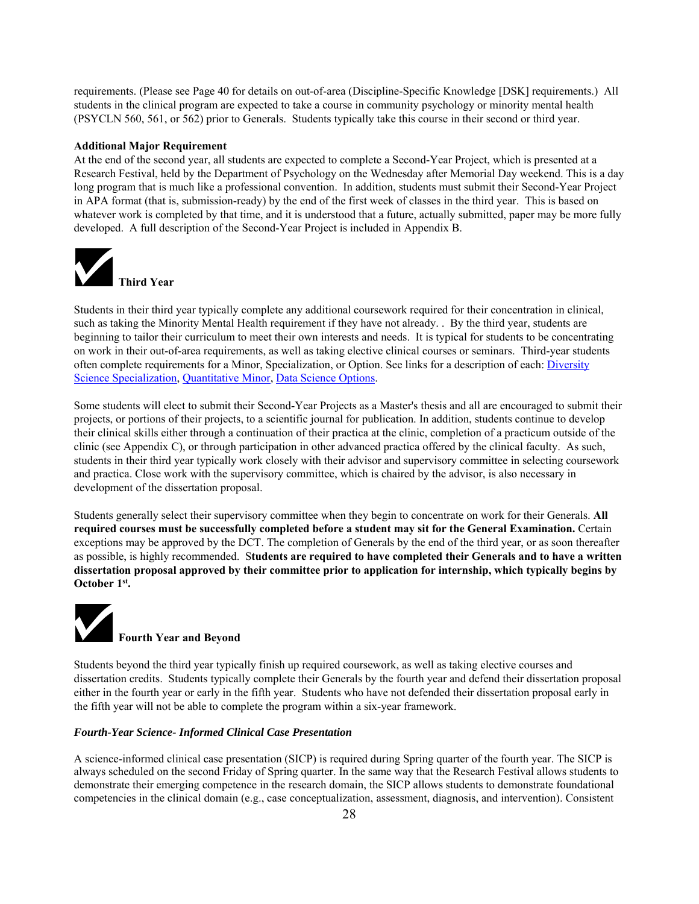requirements. (Please see Page 40 for details on out-of-area (Discipline-Specific Knowledge [DSK] requirements.) All students in the clinical program are expected to take a course in community psychology or minority mental health (PSYCLN 560, 561, or 562) prior to Generals. Students typically take this course in their second or third year.

**Additional Major Requirement**

At the end of the second year, all students are expected to complete a Second-Year Project, which is presented at a Research Festival, held by the Department of Psychology on the Wednesday after Memorial Day weekend. This is a day long program that is much like a professional convention. In addition, students must submit their Second-Year Project in APA format (that is, submission-ready) by the end of the first week of classes in the third year. This is based on whatever work is completed by that time, and it is understood that a future, actually submitted, paper may be more fully developed. A full description of the Second-Year Project is included in Appendix B.

## ✔ Third Year

Students in their third year typically complete any additional coursework required for their concentration in clinical, such as taking the Minority Mental Health requirement if they have not already. . By the third year, students are beginning to tailor their curriculum to meet their own interests and needs. It is typical for students to be concentrating on work in their out-of-area requirements, as well as taking elective clinical courses or seminars. Third-year students often complete requirements for a Minor, Specialization, or Option. See links for a description of each: Diversity Science Specialization, Quantitative Minor, Data Science Options.

Some students will elect to submit their Second-Year Projects as a Master's thesis and all are encouraged to submit their projects, or portions of their projects, to a scientific journal for publication. In addition, students continue to develop their clinical skills either through a continuation of their practica at the clinic, completion of a practicum outside of the clinic (see Appendix C), or through participation in other advanced practica offered by the clinical faculty. As such, students in their third year typically work closely with their advisor and supervisory committee in selecting coursework and practica. Close work with the supervisory committee, which is chaired by the advisor, is also necessary in development of the dissertation proposal.

Students generally select their supervisory committee when they begin to concentrate on work for their Generals. **All required courses must be successfully completed before a student may sit for the General Examination.** Certain exceptions may be approved by the DCT. The completion of Generals by the end of the third year, or as soon thereafter as possible, is highly recommended. S**tudents are required to have completed their Generals and to have a written dissertation proposal approved by their committee prior to application for internship, which typically begins by October 1st.**

## ✔ Fourth Year and Beyond

Students beyond the third year typically finish up required coursework, as well as taking elective courses and dissertation credits. Students typically complete their Generals by the fourth year and defend their dissertation proposal either in the fourth year or early in the fifth year. Students who have not defended their dissertation proposal early in the fifth year will not be able to complete the program within a six-year framework.

***Fourth-Year Science- Informed Clinical Case Presentation***

A science-informed clinical case presentation (SICP) is required during Spring quarter of the fourth year. The SICP is always scheduled on the second Friday of Spring quarter. In the same way that the Research Festival allows students to demonstrate their emerging competence in the research domain, the SICP allows students to demonstrate foundational competencies in the clinical domain (e.g., case conceptualization, assessment, diagnosis, and intervention). Consistent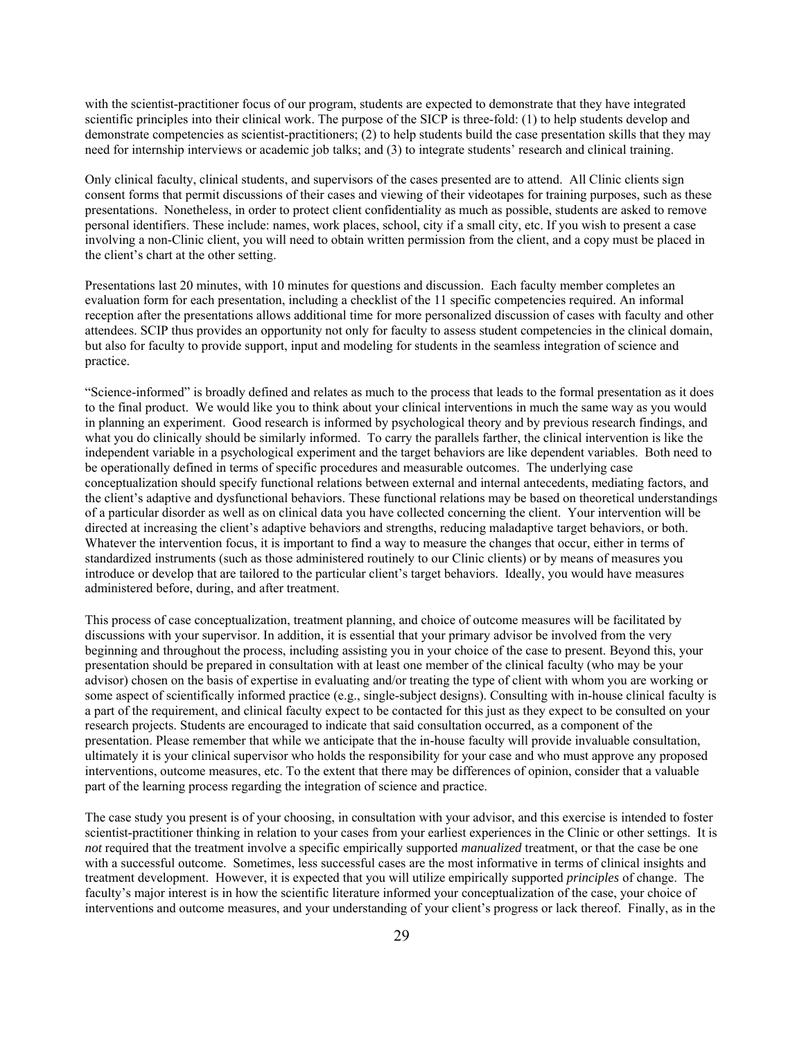with the scientist-practitioner focus of our program, students are expected to demonstrate that they have integrated scientific principles into their clinical work. The purpose of the SICP is three-fold: (1) to help students develop and demonstrate competencies as scientist-practitioners; (2) to help students build the case presentation skills that they may need for internship interviews or academic job talks; and (3) to integrate students' research and clinical training.

Only clinical faculty, clinical students, and supervisors of the cases presented are to attend. All Clinic clients sign consent forms that permit discussions of their cases and viewing of their videotapes for training purposes, such as these presentations. Nonetheless, in order to protect client confidentiality as much as possible, students are asked to remove personal identifiers. These include: names, work places, school, city if a small city, etc. If you wish to present a case involving a non-Clinic client, you will need to obtain written permission from the client, and a copy must be placed in the client's chart at the other setting.

Presentations last 20 minutes, with 10 minutes for questions and discussion. Each faculty member completes an evaluation form for each presentation, including a checklist of the 11 specific competencies required. An informal reception after the presentations allows additional time for more personalized discussion of cases with faculty and other attendees. SCIP thus provides an opportunity not only for faculty to assess student competencies in the clinical domain, but also for faculty to provide support, input and modeling for students in the seamless integration of science and practice.

"Science-informed" is broadly defined and relates as much to the process that leads to the formal presentation as it does to the final product. We would like you to think about your clinical interventions in much the same way as you would in planning an experiment. Good research is informed by psychological theory and by previous research findings, and what you do clinically should be similarly informed. To carry the parallels farther, the clinical intervention is like the independent variable in a psychological experiment and the target behaviors are like dependent variables. Both need to be operationally defined in terms of specific procedures and measurable outcomes. The underlying case conceptualization should specify functional relations between external and internal antecedents, mediating factors, and the client's adaptive and dysfunctional behaviors. These functional relations may be based on theoretical understandings of a particular disorder as well as on clinical data you have collected concerning the client. Your intervention will be directed at increasing the client's adaptive behaviors and strengths, reducing maladaptive target behaviors, or both. Whatever the intervention focus, it is important to find a way to measure the changes that occur, either in terms of standardized instruments (such as those administered routinely to our Clinic clients) or by means of measures you introduce or develop that are tailored to the particular client's target behaviors. Ideally, you would have measures administered before, during, and after treatment.

This process of case conceptualization, treatment planning, and choice of outcome measures will be facilitated by discussions with your supervisor. In addition, it is essential that your primary advisor be involved from the very beginning and throughout the process, including assisting you in your choice of the case to present. Beyond this, your presentation should be prepared in consultation with at least one member of the clinical faculty (who may be your advisor) chosen on the basis of expertise in evaluating and/or treating the type of client with whom you are working or some aspect of scientifically informed practice (e.g., single-subject designs). Consulting with in-house clinical faculty is a part of the requirement, and clinical faculty expect to be contacted for this just as they expect to be consulted on your research projects. Students are encouraged to indicate that said consultation occurred, as a component of the presentation. Please remember that while we anticipate that the in-house faculty will provide invaluable consultation, ultimately it is your clinical supervisor who holds the responsibility for your case and who must approve any proposed interventions, outcome measures, etc. To the extent that there may be differences of opinion, consider that a valuable part of the learning process regarding the integration of science and practice.

The case study you present is of your choosing, in consultation with your advisor, and this exercise is intended to foster scientist-practitioner thinking in relation to your cases from your earliest experiences in the Clinic or other settings. It is *not* required that the treatment involve a specific empirically supported *manualized* treatment, or that the case be one with a successful outcome. Sometimes, less successful cases are the most informative in terms of clinical insights and treatment development. However, it is expected that you will utilize empirically supported *principles* of change. The faculty's major interest is in how the scientific literature informed your conceptualization of the case, your choice of interventions and outcome measures, and your understanding of your client's progress or lack thereof. Finally, as in the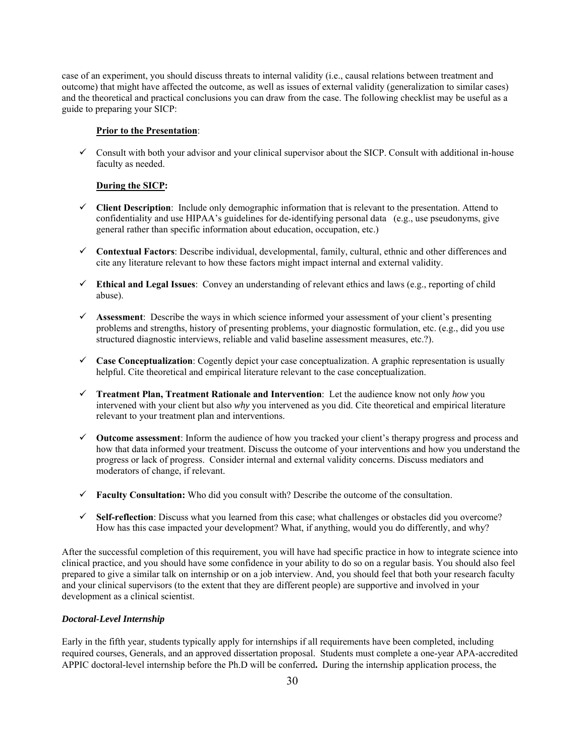case of an experiment, you should discuss threats to internal validity (i.e., causal relations between treatment and outcome) that might have affected the outcome, as well as issues of external validity (generalization to similar cases) and the theoretical and practical conclusions you can draw from the case. The following checklist may be useful as a guide to preparing your SICP:

**Prior to the Presentation**:

- ✓ Consult with both your advisor and your clinical supervisor about the SICP. Consult with additional in-house faculty as needed.

**During the SICP:**

- ✓ **Client Description**: Include only demographic information that is relevant to the presentation. Attend to confidentiality and use HIPAA's guidelines for de-identifying personal data (e.g., use pseudonyms, give general rather than specific information about education, occupation, etc.)
- ✓ **Contextual Factors**: Describe individual, developmental, family, cultural, ethnic and other differences and cite any literature relevant to how these factors might impact internal and external validity.
- ✓ **Ethical and Legal Issues**: Convey an understanding of relevant ethics and laws (e.g., reporting of child abuse).
- ✓ **Assessment**: Describe the ways in which science informed your assessment of your client's presenting problems and strengths, history of presenting problems, your diagnostic formulation, etc. (e.g., did you use structured diagnostic interviews, reliable and valid baseline assessment measures, etc.?).
- ✓ **Case Conceptualization**: Cogently depict your case conceptualization. A graphic representation is usually helpful. Cite theoretical and empirical literature relevant to the case conceptualization.
- ✓ **Treatment Plan, Treatment Rationale and Intervention**: Let the audience know not only *how* you intervened with your client but also *why* you intervened as you did. Cite theoretical and empirical literature relevant to your treatment plan and interventions.
- ✓ **Outcome assessment**: Inform the audience of how you tracked your client's therapy progress and process and how that data informed your treatment. Discuss the outcome of your interventions and how you understand the progress or lack of progress. Consider internal and external validity concerns. Discuss mediators and moderators of change, if relevant.
- ✓ **Faculty Consultation:** Who did you consult with? Describe the outcome of the consultation.
- ✓ **Self-reflection**: Discuss what you learned from this case; what challenges or obstacles did you overcome? How has this case impacted your development? What, if anything, would you do differently, and why?

After the successful completion of this requirement, you will have had specific practice in how to integrate science into clinical practice, and you should have some confidence in your ability to do so on a regular basis. You should also feel prepared to give a similar talk on internship or on a job interview. And, you should feel that both your research faculty and your clinical supervisors (to the extent that they are different people) are supportive and involved in your development as a clinical scientist.

***Doctoral-Level Internship***

Early in the fifth year, students typically apply for internships if all requirements have been completed, including required courses, Generals, and an approved dissertation proposal. Students must complete a one-year APA-accredited APPIC doctoral-level internship before the Ph.D will be conferred**.** During the internship application process, the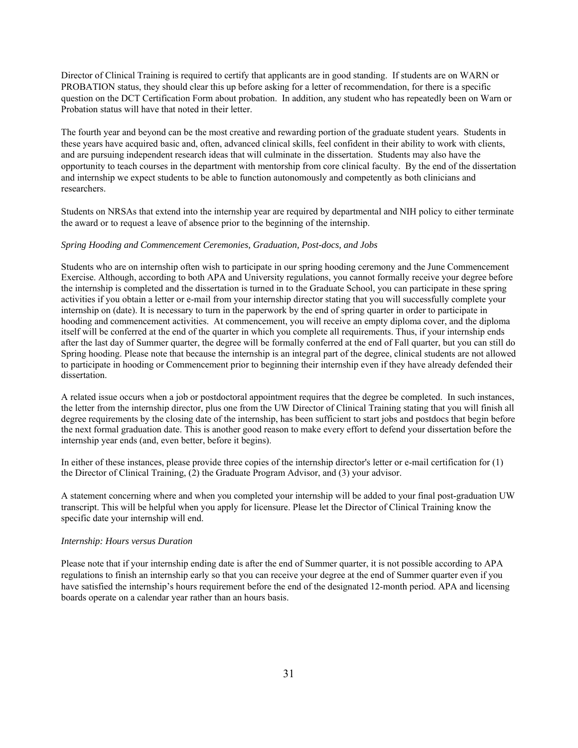Director of Clinical Training is required to certify that applicants are in good standing. If students are on WARN or PROBATION status, they should clear this up before asking for a letter of recommendation, for there is a specific question on the DCT Certification Form about probation. In addition, any student who has repeatedly been on Warn or Probation status will have that noted in their letter.

The fourth year and beyond can be the most creative and rewarding portion of the graduate student years. Students in these years have acquired basic and, often, advanced clinical skills, feel confident in their ability to work with clients, and are pursuing independent research ideas that will culminate in the dissertation. Students may also have the opportunity to teach courses in the department with mentorship from core clinical faculty. By the end of the dissertation and internship we expect students to be able to function autonomously and competently as both clinicians and researchers.

Students on NRSAs that extend into the internship year are required by departmental and NIH policy to either terminate the award or to request a leave of absence prior to the beginning of the internship.

*Spring Hooding and Commencement Ceremonies, Graduation, Post-docs, and Jobs*

Students who are on internship often wish to participate in our spring hooding ceremony and the June Commencement Exercise. Although, according to both APA and University regulations, you cannot formally receive your degree before the internship is completed and the dissertation is turned in to the Graduate School, you can participate in these spring activities if you obtain a letter or e-mail from your internship director stating that you will successfully complete your internship on (date). It is necessary to turn in the paperwork by the end of spring quarter in order to participate in hooding and commencement activities. At commencement, you will receive an empty diploma cover, and the diploma itself will be conferred at the end of the quarter in which you complete all requirements. Thus, if your internship ends after the last day of Summer quarter, the degree will be formally conferred at the end of Fall quarter, but you can still do Spring hooding. Please note that because the internship is an integral part of the degree, clinical students are not allowed to participate in hooding or Commencement prior to beginning their internship even if they have already defended their dissertation.

A related issue occurs when a job or postdoctoral appointment requires that the degree be completed. In such instances, the letter from the internship director, plus one from the UW Director of Clinical Training stating that you will finish all degree requirements by the closing date of the internship, has been sufficient to start jobs and postdocs that begin before the next formal graduation date. This is another good reason to make every effort to defend your dissertation before the internship year ends (and, even better, before it begins).

In either of these instances, please provide three copies of the internship director's letter or e-mail certification for (1) the Director of Clinical Training, (2) the Graduate Program Advisor, and (3) your advisor.

A statement concerning where and when you completed your internship will be added to your final post-graduation UW transcript. This will be helpful when you apply for licensure. Please let the Director of Clinical Training know the specific date your internship will end.

*Internship: Hours versus Duration*

Please note that if your internship ending date is after the end of Summer quarter, it is not possible according to APA regulations to finish an internship early so that you can receive your degree at the end of Summer quarter even if you have satisfied the internship's hours requirement before the end of the designated 12-month period. APA and licensing boards operate on a calendar year rather than an hours basis.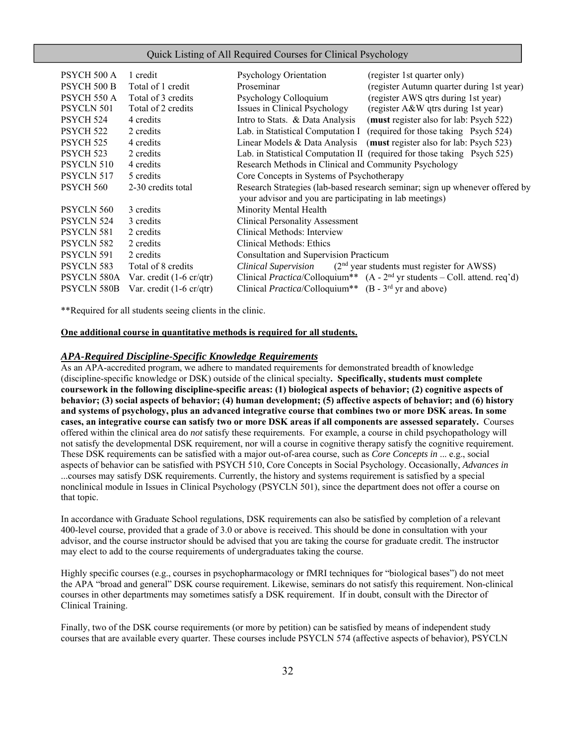## Quick Listing of All Required Courses for Clinical Psychology

| Course | Credits | Title | Notes |
|---|---|---|---|
| PSYCH 500 A | 1 credit | Psychology Orientation | (register 1st quarter only) |
| PSYCH 500 B | Total of 1 credit | Proseminar | (register Autumn quarter during 1st year) |
| PSYCH 550 A | Total of 3 credits | Psychology Colloquium | (register AWS qtrs during 1st year) |
| PSYCLN 501 | Total of 2 credits | Issues in Clinical Psychology | (register A&W qtrs during 1st year) |
| PSYCH 524 | 4 credits | Intro to Stats. & Data Analysis | (**must** register also for lab: Psych 522) |
| PSYCH 522 | 2 credits | Lab. in Statistical Computation I | (required for those taking Psych 524) |
| PSYCH 525 | 4 credits | Linear Models & Data Analysis | (**must** register also for lab: Psych 523) |
| PSYCH 523 | 2 credits | Lab. in Statistical Computation II | (required for those taking Psych 525) |
| PSYCLN 510 | 4 credits | Research Methods in Clinical and Community Psychology | |
| PSYCLN 517 | 5 credits | Core Concepts in Systems of Psychotherapy | |
| PSYCH 560 | 2-30 credits total | Research Strategies (lab-based research seminar; sign up whenever offered by your advisor and you are participating in lab meetings) | |
| PSYCLN 560 | 3 credits | Minority Mental Health | |
| PSYCLN 524 | 3 credits | Clinical Personality Assessment | |
| PSYCLN 581 | 2 credits | Clinical Methods: Interview | |
| PSYCLN 582 | 2 credits | Clinical Methods: Ethics | |
| PSYCLN 591 | 2 credits | Consultation and Supervision Practicum | |
| PSYCLN 583 | Total of 8 credits | *Clinical Supervision* | (2nd year students must register for AWSS) |
| PSYCLN 580A | Var. credit (1-6 cr/qtr) | Clinical *Practica*/Colloquium** | (A - 2nd yr students – Coll. attend. req'd) |
| PSYCLN 580B | Var. credit (1-6 cr/qtr) | Clinical *Practica*/Colloquium** | (B - 3rd yr and above) |

**Required for all students seeing clients in the clinic.

**One additional course in quantitative methods is required for all students.**

### *APA-Required Discipline-Specific Knowledge Requirements*

As an APA-accredited program, we adhere to mandated requirements for demonstrated breadth of knowledge (discipline-specific knowledge or DSK) outside of the clinical specialty**. Specifically, students must complete coursework in the following discipline-specific areas: (1) biological aspects of behavior; (2) cognitive aspects of behavior; (3) social aspects of behavior; (4) human development; (5) affective aspects of behavior; and (6) history and systems of psychology, plus an advanced integrative course that combines two or more DSK areas. In some cases, an integrative course can satisfy two or more DSK areas if all components are assessed separately.** Courses offered within the clinical area do *not* satisfy these requirements. For example, a course in child psychopathology will not satisfy the developmental DSK requirement, nor will a course in cognitive therapy satisfy the cognitive requirement. These DSK requirements can be satisfied with a major out-of-area course, such as *Core Concepts in ...* e.g., social aspects of behavior can be satisfied with PSYCH 510, Core Concepts in Social Psychology. Occasionally, *Advances in ...*courses may satisfy DSK requirements. Currently, the history and systems requirement is satisfied by a special nonclinical module in Issues in Clinical Psychology (PSYCLN 501), since the department does not offer a course on that topic.

In accordance with Graduate School regulations, DSK requirements can also be satisfied by completion of a relevant 400-level course, provided that a grade of 3.0 or above is received. This should be done in consultation with your advisor, and the course instructor should be advised that you are taking the course for graduate credit. The instructor may elect to add to the course requirements of undergraduates taking the course.

Highly specific courses (e.g., courses in psychopharmacology or fMRI techniques for "biological bases") do not meet the APA "broad and general" DSK course requirement. Likewise, seminars do not satisfy this requirement. Non-clinical courses in other departments may sometimes satisfy a DSK requirement. If in doubt, consult with the Director of Clinical Training.

Finally, two of the DSK course requirements (or more by petition) can be satisfied by means of independent study courses that are available every quarter. These courses include PSYCLN 574 (affective aspects of behavior), PSYCLN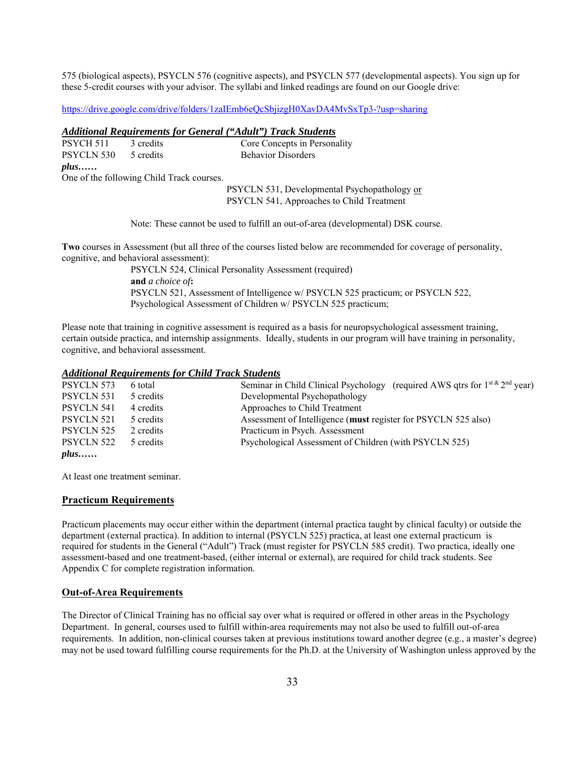575 (biological aspects), PSYCLN 576 (cognitive aspects), and PSYCLN 577 (developmental aspects). You sign up for these 5-credit courses with your advisor. The syllabi and linked readings are found on our Google drive:

https://drive.google.com/drive/folders/1zaIEmb6eQcSbjizgH0XavDA4MvSxTp3-?usp=sharing

### ***Additional Requirements for General ("Adult") Track Students***

| | | |
|---|---|---|
| PSYCH 511 | 3 credits | Core Concepts in Personality |
| PSYCLN 530 | 5 credits | Behavior Disorders |

***plus……***

One of the following Child Track courses.

PSYCLN 531, Developmental Psychopathology or
PSYCLN 541, Approaches to Child Treatment

Note: These cannot be used to fulfill an out-of-area (developmental) DSK course.

**Two** courses in Assessment (but all three of the courses listed below are recommended for coverage of personality, cognitive, and behavioral assessment):

PSYCLN 524, Clinical Personality Assessment (required)
**and** *a choice of***:**
PSYCLN 521, Assessment of Intelligence w/ PSYCLN 525 practicum; or PSYCLN 522, Psychological Assessment of Children w/ PSYCLN 525 practicum;

Please note that training in cognitive assessment is required as a basis for neuropsychological assessment training, certain outside practica, and internship assignments. Ideally, students in our program will have training in personality, cognitive, and behavioral assessment.

### ***Additional Requirements for Child Track Students***

| | | |
|---|---|---|
| PSYCLN 573 | 6 total | Seminar in Child Clinical Psychology (required AWS qtrs for 1st & 2nd year) |
| PSYCLN 531 | 5 credits | Developmental Psychopathology |
| PSYCLN 541 | 4 credits | Approaches to Child Treatment |
| PSYCLN 521 | 5 credits | Assessment of Intelligence (**must** register for PSYCLN 525 also) |
| PSYCLN 525 | 2 credits | Practicum in Psych. Assessment |
| PSYCLN 522 | 5 credits | Psychological Assessment of Children (with PSYCLN 525) |

***plus……***

At least one treatment seminar.

## Practicum Requirements

Practicum placements may occur either within the department (internal practica taught by clinical faculty) or outside the department (external practica). In addition to internal (PSYCLN 525) practica, at least one external practicum is required for students in the General ("Adult") Track (must register for PSYCLN 585 credit). Two practica, ideally one assessment-based and one treatment-based, (either internal or external), are required for child track students. See Appendix C for complete registration information.

## Out-of-Area Requirements

The Director of Clinical Training has no official say over what is required or offered in other areas in the Psychology Department. In general, courses used to fulfill within-area requirements may not also be used to fulfill out-of-area requirements. In addition, non-clinical courses taken at previous institutions toward another degree (e.g., a master's degree) may not be used toward fulfilling course requirements for the Ph.D. at the University of Washington unless approved by the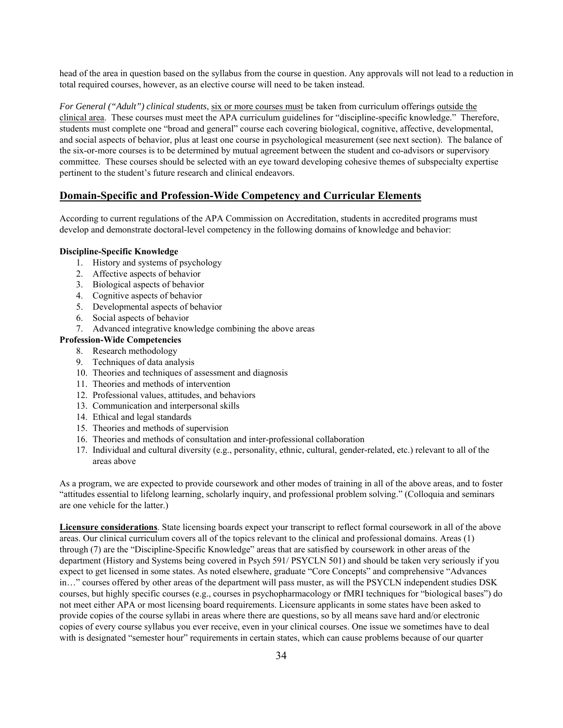head of the area in question based on the syllabus from the course in question. Any approvals will not lead to a reduction in total required courses, however, as an elective course will need to be taken instead.

*For General ("Adult") clinical students*, six or more courses must be taken from curriculum offerings outside the clinical area. These courses must meet the APA curriculum guidelines for "discipline-specific knowledge." Therefore, students must complete one "broad and general" course each covering biological, cognitive, affective, developmental, and social aspects of behavior, plus at least one course in psychological measurement (see next section). The balance of the six-or-more courses is to be determined by mutual agreement between the student and co-advisors or supervisory committee. These courses should be selected with an eye toward developing cohesive themes of subspecialty expertise pertinent to the student's future research and clinical endeavors.

## Domain-Specific and Profession-Wide Competency and Curricular Elements

According to current regulations of the APA Commission on Accreditation, students in accredited programs must develop and demonstrate doctoral-level competency in the following domains of knowledge and behavior:

**Discipline-Specific Knowledge**

1. History and systems of psychology
2. Affective aspects of behavior
3. Biological aspects of behavior
4. Cognitive aspects of behavior
5. Developmental aspects of behavior
6. Social aspects of behavior
7. Advanced integrative knowledge combining the above areas

**Profession-Wide Competencies**

8. Research methodology
9. Techniques of data analysis
10. Theories and techniques of assessment and diagnosis
11. Theories and methods of intervention
12. Professional values, attitudes, and behaviors
13. Communication and interpersonal skills
14. Ethical and legal standards
15. Theories and methods of supervision
16. Theories and methods of consultation and inter-professional collaboration
17. Individual and cultural diversity (e.g., personality, ethnic, cultural, gender-related, etc.) relevant to all of the areas above

As a program, we are expected to provide coursework and other modes of training in all of the above areas, and to foster "attitudes essential to lifelong learning, scholarly inquiry, and professional problem solving." (Colloquia and seminars are one vehicle for the latter.)

**Licensure considerations**. State licensing boards expect your transcript to reflect formal coursework in all of the above areas. Our clinical curriculum covers all of the topics relevant to the clinical and professional domains. Areas (1) through (7) are the "Discipline-Specific Knowledge" areas that are satisfied by coursework in other areas of the department (History and Systems being covered in Psych 591/ PSYCLN 501) and should be taken very seriously if you expect to get licensed in some states. As noted elsewhere, graduate "Core Concepts" and comprehensive "Advances in…" courses offered by other areas of the department will pass muster, as will the PSYCLN independent studies DSK courses, but highly specific courses (e.g., courses in psychopharmacology or fMRI techniques for "biological bases") do not meet either APA or most licensing board requirements. Licensure applicants in some states have been asked to provide copies of the course syllabi in areas where there are questions, so by all means save hard and/or electronic copies of every course syllabus you ever receive, even in your clinical courses. One issue we sometimes have to deal with is designated "semester hour" requirements in certain states, which can cause problems because of our quarter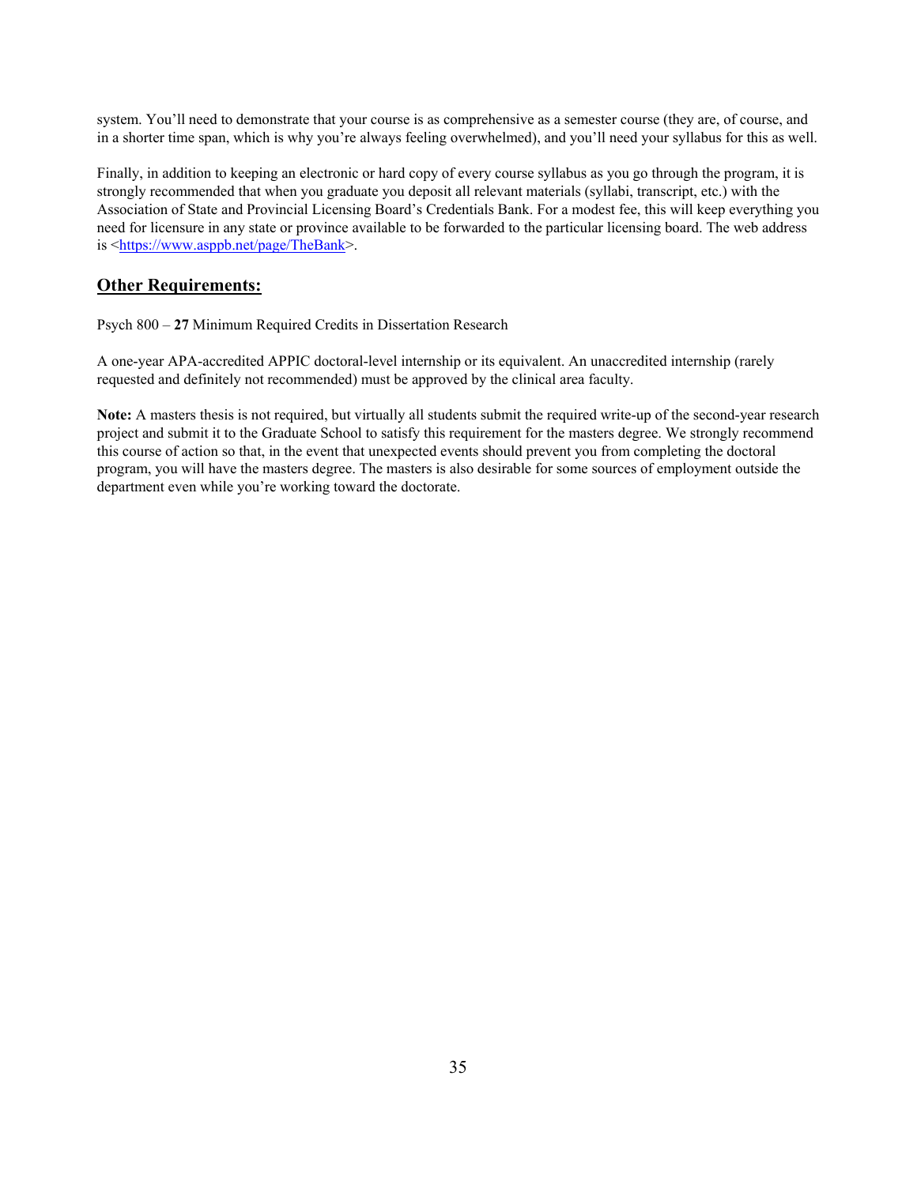system. You'll need to demonstrate that your course is as comprehensive as a semester course (they are, of course, and in a shorter time span, which is why you're always feeling overwhelmed), and you'll need your syllabus for this as well.

Finally, in addition to keeping an electronic or hard copy of every course syllabus as you go through the program, it is strongly recommended that when you graduate you deposit all relevant materials (syllabi, transcript, etc.) with the Association of State and Provincial Licensing Board's Credentials Bank. For a modest fee, this will keep everything you need for licensure in any state or province available to be forwarded to the particular licensing board. The web address is <https://www.asppb.net/page/TheBank>.

## Other Requirements:

Psych 800 – **27** Minimum Required Credits in Dissertation Research

A one-year APA-accredited APPIC doctoral-level internship or its equivalent. An unaccredited internship (rarely requested and definitely not recommended) must be approved by the clinical area faculty.

**Note:** A masters thesis is not required, but virtually all students submit the required write-up of the second-year research project and submit it to the Graduate School to satisfy this requirement for the masters degree. We strongly recommend this course of action so that, in the event that unexpected events should prevent you from completing the doctoral program, you will have the masters degree. The masters is also desirable for some sources of employment outside the department even while you're working toward the doctorate.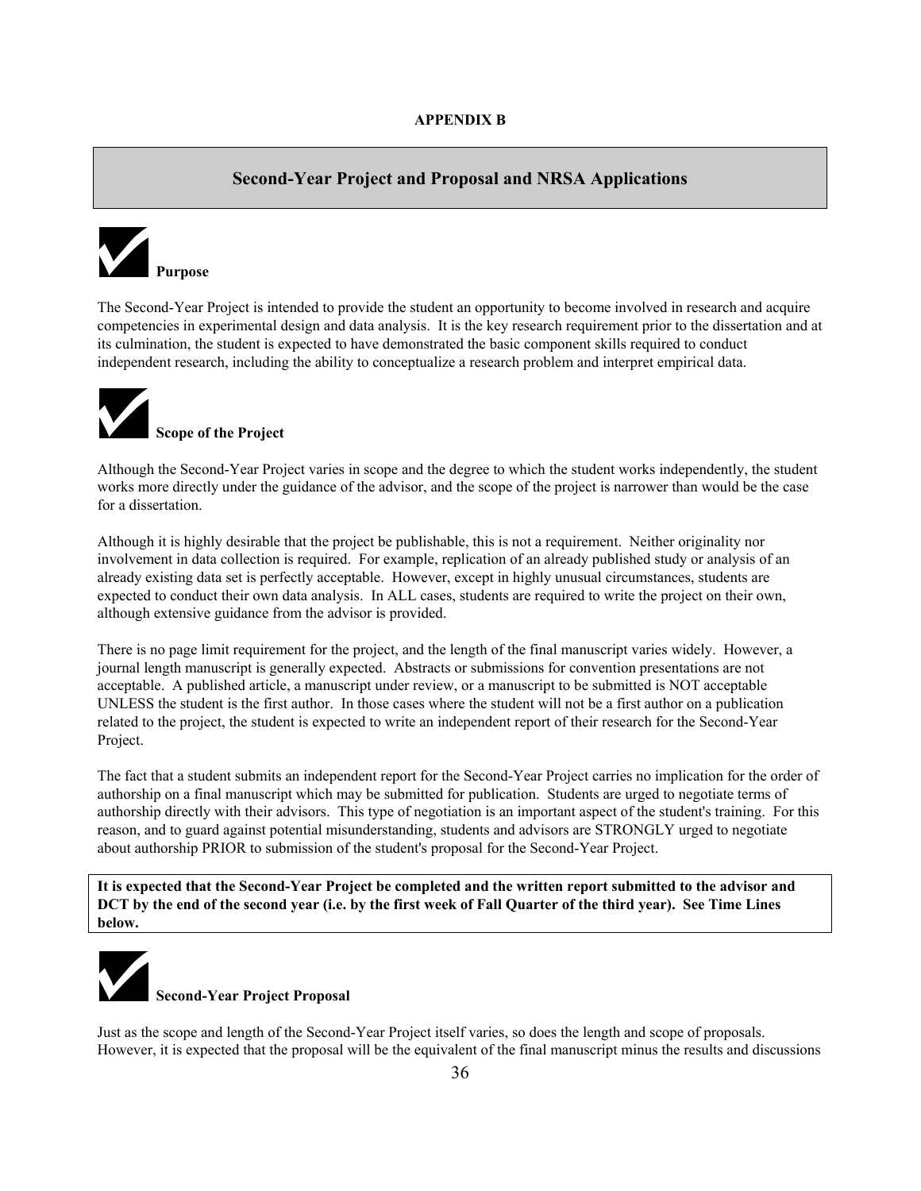**APPENDIX B**

## Second-Year Project and Proposal and NRSA Applications

### Purpose

The Second-Year Project is intended to provide the student an opportunity to become involved in research and acquire competencies in experimental design and data analysis. It is the key research requirement prior to the dissertation and at its culmination, the student is expected to have demonstrated the basic component skills required to conduct independent research, including the ability to conceptualize a research problem and interpret empirical data.

### Scope of the Project

Although the Second-Year Project varies in scope and the degree to which the student works independently, the student works more directly under the guidance of the advisor, and the scope of the project is narrower than would be the case for a dissertation.

Although it is highly desirable that the project be publishable, this is not a requirement. Neither originality nor involvement in data collection is required. For example, replication of an already published study or analysis of an already existing data set is perfectly acceptable. However, except in highly unusual circumstances, students are expected to conduct their own data analysis. In ALL cases, students are required to write the project on their own, although extensive guidance from the advisor is provided.

There is no page limit requirement for the project, and the length of the final manuscript varies widely. However, a journal length manuscript is generally expected. Abstracts or submissions for convention presentations are not acceptable. A published article, a manuscript under review, or a manuscript to be submitted is NOT acceptable UNLESS the student is the first author. In those cases where the student will not be a first author on a publication related to the project, the student is expected to write an independent report of their research for the Second-Year Project.

The fact that a student submits an independent report for the Second-Year Project carries no implication for the order of authorship on a final manuscript which may be submitted for publication. Students are urged to negotiate terms of authorship directly with their advisors. This type of negotiation is an important aspect of the student's training. For this reason, and to guard against potential misunderstanding, students and advisors are STRONGLY urged to negotiate about authorship PRIOR to submission of the student's proposal for the Second-Year Project.

**It is expected that the Second-Year Project be completed and the written report submitted to the advisor and DCT by the end of the second year (i.e. by the first week of Fall Quarter of the third year). See Time Lines below.**

### Second-Year Project Proposal

Just as the scope and length of the Second-Year Project itself varies, so does the length and scope of proposals. However, it is expected that the proposal will be the equivalent of the final manuscript minus the results and discussions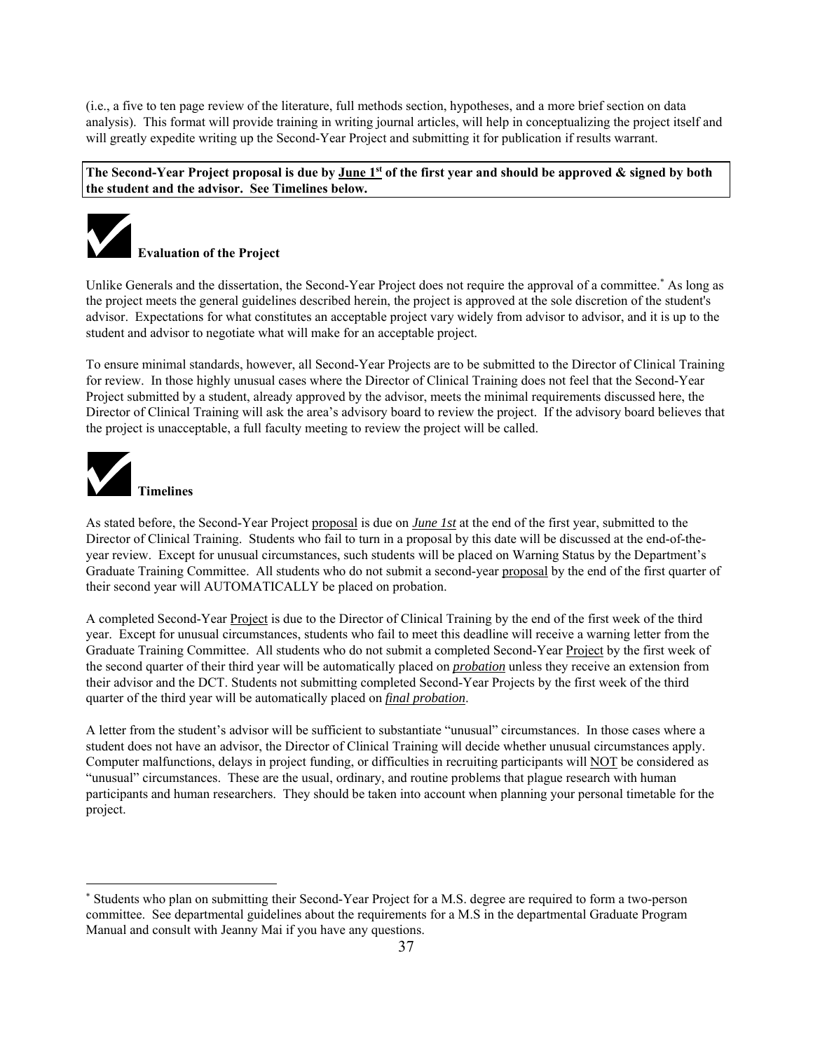(i.e., a five to ten page review of the literature, full methods section, hypotheses, and a more brief section on data analysis). This format will provide training in writing journal articles, will help in conceptualizing the project itself and will greatly expedite writing up the Second-Year Project and submitting it for publication if results warrant.

**The Second-Year Project proposal is due by June 1st of the first year and should be approved & signed by both the student and the advisor. See Timelines below.**

### ✔ Evaluation of the Project

Unlike Generals and the dissertation, the Second-Year Project does not require the approval of a committee.* As long as the project meets the general guidelines described herein, the project is approved at the sole discretion of the student's advisor. Expectations for what constitutes an acceptable project vary widely from advisor to advisor, and it is up to the student and advisor to negotiate what will make for an acceptable project.

To ensure minimal standards, however, all Second-Year Projects are to be submitted to the Director of Clinical Training for review. In those highly unusual cases where the Director of Clinical Training does not feel that the Second-Year Project submitted by a student, already approved by the advisor, meets the minimal requirements discussed here, the Director of Clinical Training will ask the area's advisory board to review the project. If the advisory board believes that the project is unacceptable, a full faculty meeting to review the project will be called.

### ✔ Timelines

As stated before, the Second-Year Project proposal is due on ***June 1st*** at the end of the first year, submitted to the Director of Clinical Training. Students who fail to turn in a proposal by this date will be discussed at the end-of-the-year review. Except for unusual circumstances, such students will be placed on Warning Status by the Department's Graduate Training Committee. All students who do not submit a second-year proposal by the end of the first quarter of their second year will AUTOMATICALLY be placed on probation.

A completed Second-Year Project is due to the Director of Clinical Training by the end of the first week of the third year. Except for unusual circumstances, students who fail to meet this deadline will receive a warning letter from the Graduate Training Committee. All students who do not submit a completed Second-Year Project by the first week of the second quarter of their third year will be automatically placed on ***probation*** unless they receive an extension from their advisor and the DCT. Students not submitting completed Second-Year Projects by the first week of the third quarter of the third year will be automatically placed on ***final probation***.

A letter from the student's advisor will be sufficient to substantiate "unusual" circumstances. In those cases where a student does not have an advisor, the Director of Clinical Training will decide whether unusual circumstances apply. Computer malfunctions, delays in project funding, or difficulties in recruiting participants will NOT be considered as "unusual" circumstances. These are the usual, ordinary, and routine problems that plague research with human participants and human researchers. They should be taken into account when planning your personal timetable for the project.

---

* Students who plan on submitting their Second-Year Project for a M.S. degree are required to form a two-person committee. See departmental guidelines about the requirements for a M.S in the departmental Graduate Program Manual and consult with Jeanny Mai if you have any questions.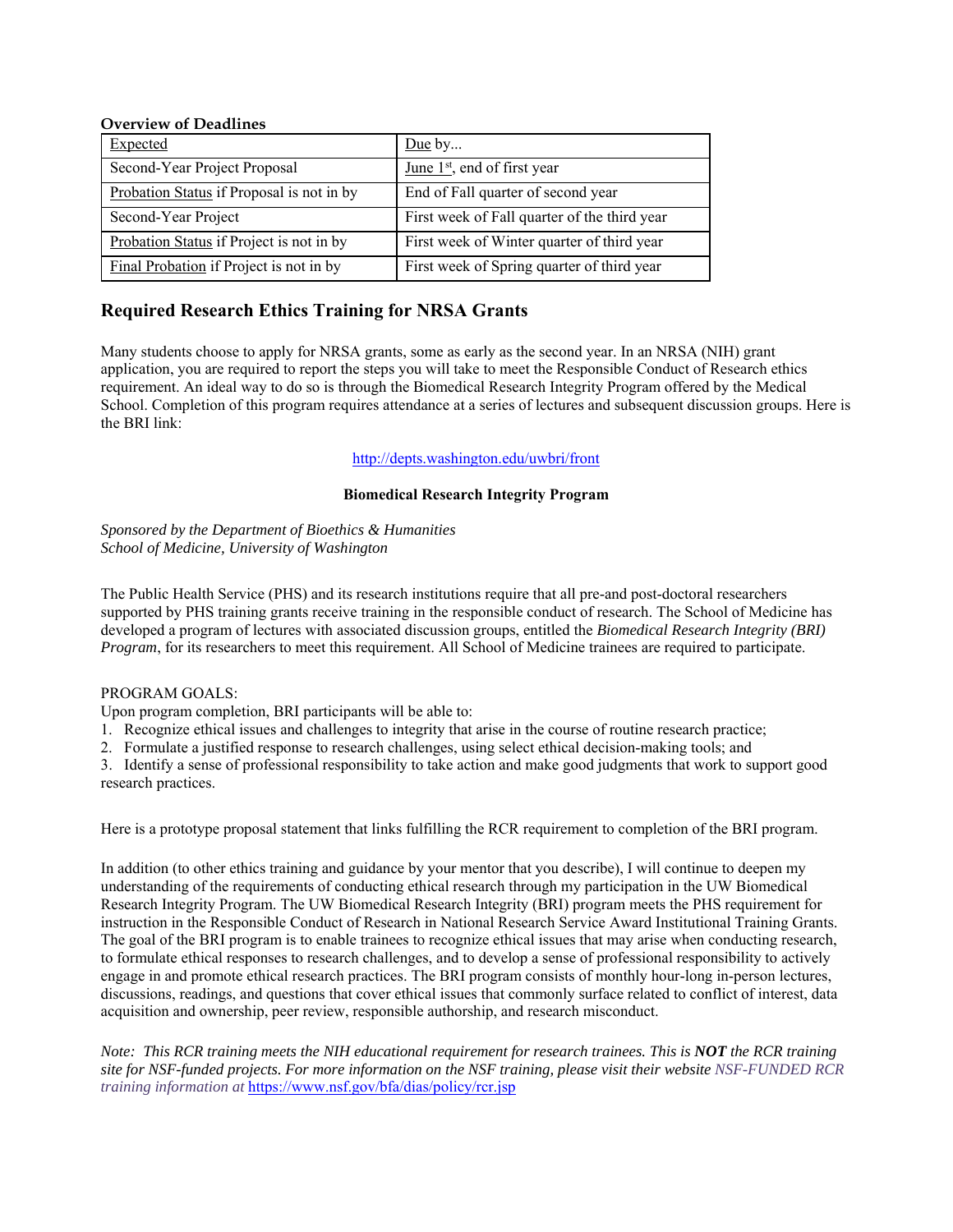**Overview of Deadlines**

| Expected | Due by... |
|---|---|
| Second-Year Project Proposal | June 1st, end of first year |
| Probation Status if Proposal is not in by | End of Fall quarter of second year |
| Second-Year Project | First week of Fall quarter of the third year |
| Probation Status if Project is not in by | First week of Winter quarter of third year |
| Final Probation if Project is not in by | First week of Spring quarter of third year |

## Required Research Ethics Training for NRSA Grants

Many students choose to apply for NRSA grants, some as early as the second year. In an NRSA (NIH) grant application, you are required to report the steps you will take to meet the Responsible Conduct of Research ethics requirement. An ideal way to do so is through the Biomedical Research Integrity Program offered by the Medical School. Completion of this program requires attendance at a series of lectures and subsequent discussion groups. Here is the BRI link:

http://depts.washington.edu/uwbri/front

**Biomedical Research Integrity Program**

*Sponsored by the Department of Bioethics & Humanities*
*School of Medicine, University of Washington*

The Public Health Service (PHS) and its research institutions require that all pre-and post-doctoral researchers supported by PHS training grants receive training in the responsible conduct of research. The School of Medicine has developed a program of lectures with associated discussion groups, entitled the *Biomedical Research Integrity (BRI) Program*, for its researchers to meet this requirement. All School of Medicine trainees are required to participate.

PROGRAM GOALS:
Upon program completion, BRI participants will be able to:

1. Recognize ethical issues and challenges to integrity that arise in the course of routine research practice;
2. Formulate a justified response to research challenges, using select ethical decision-making tools; and
3. Identify a sense of professional responsibility to take action and make good judgments that work to support good research practices.

Here is a prototype proposal statement that links fulfilling the RCR requirement to completion of the BRI program.

In addition (to other ethics training and guidance by your mentor that you describe), I will continue to deepen my understanding of the requirements of conducting ethical research through my participation in the UW Biomedical Research Integrity Program. The UW Biomedical Research Integrity (BRI) program meets the PHS requirement for instruction in the Responsible Conduct of Research in National Research Service Award Institutional Training Grants. The goal of the BRI program is to enable trainees to recognize ethical issues that may arise when conducting research, to formulate ethical responses to research challenges, and to develop a sense of professional responsibility to actively engage in and promote ethical research practices. The BRI program consists of monthly hour-long in-person lectures, discussions, readings, and questions that cover ethical issues that commonly surface related to conflict of interest, data acquisition and ownership, peer review, responsible authorship, and research misconduct.

*Note: This RCR training meets the NIH educational requirement for research trainees. This is **NOT** the RCR training site for NSF-funded projects. For more information on the NSF training, please visit their website NSF-FUNDED RCR training information at* https://www.nsf.gov/bfa/dias/policy/rcr.jsp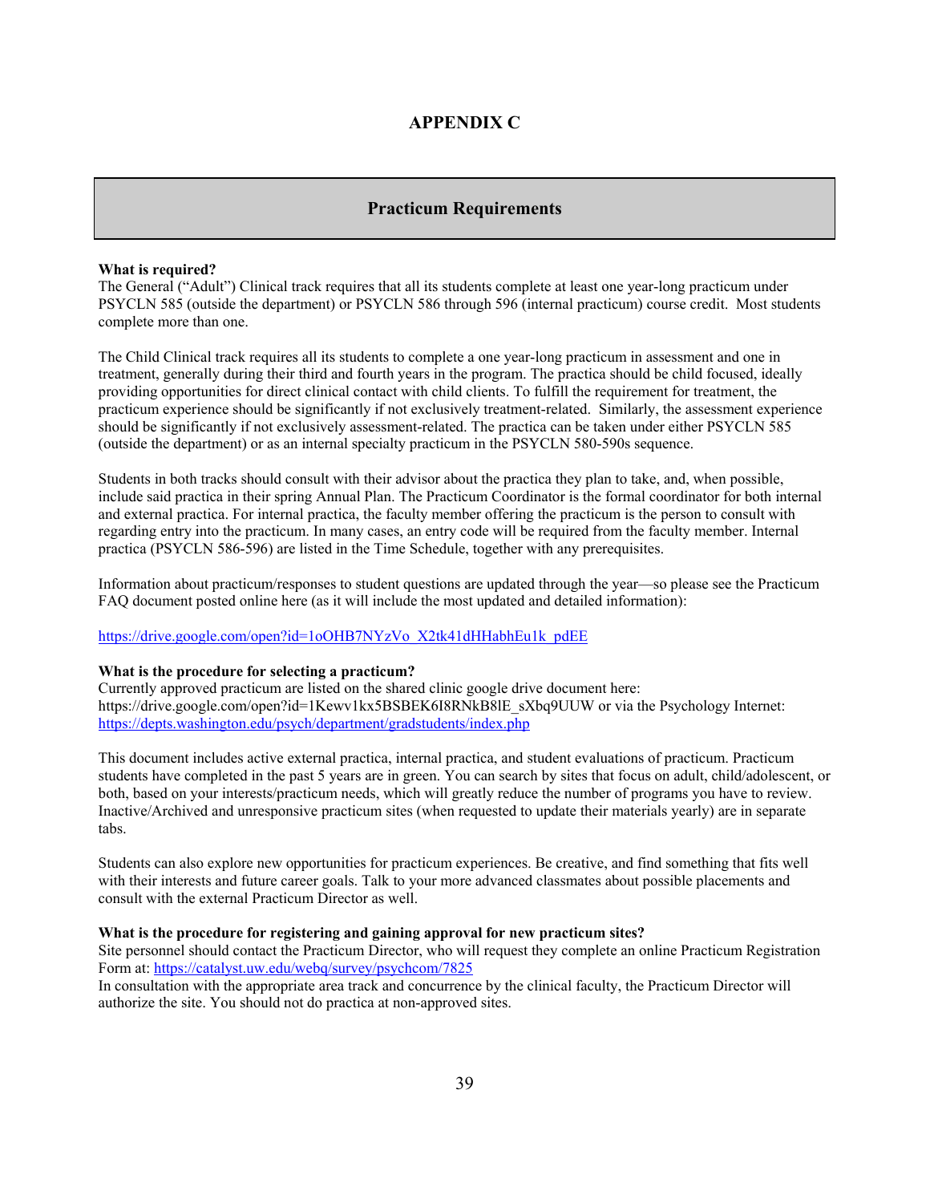# APPENDIX C

## Practicum Requirements

**What is required?**
The General ("Adult") Clinical track requires that all its students complete at least one year-long practicum under PSYCLN 585 (outside the department) or PSYCLN 586 through 596 (internal practicum) course credit. Most students complete more than one.

The Child Clinical track requires all its students to complete a one year-long practicum in assessment and one in treatment, generally during their third and fourth years in the program. The practica should be child focused, ideally providing opportunities for direct clinical contact with child clients. To fulfill the requirement for treatment, the practicum experience should be significantly if not exclusively treatment-related. Similarly, the assessment experience should be significantly if not exclusively assessment-related. The practica can be taken under either PSYCLN 585 (outside the department) or as an internal specialty practicum in the PSYCLN 580-590s sequence.

Students in both tracks should consult with their advisor about the practica they plan to take, and, when possible, include said practica in their spring Annual Plan. The Practicum Coordinator is the formal coordinator for both internal and external practica. For internal practica, the faculty member offering the practicum is the person to consult with regarding entry into the practicum. In many cases, an entry code will be required from the faculty member. Internal practica (PSYCLN 586-596) are listed in the Time Schedule, together with any prerequisites.

Information about practicum/responses to student questions are updated through the year—so please see the Practicum FAQ document posted online here (as it will include the most updated and detailed information):

https://drive.google.com/open?id=1oOHB7NYzVo_X2tk41dHHabhEu1k_pdEE

**What is the procedure for selecting a practicum?**
Currently approved practicum are listed on the shared clinic google drive document here: https://drive.google.com/open?id=1Kewv1kx5BSBEK6I8RNkB8lE_sXbq9UUW or via the Psychology Internet: https://depts.washington.edu/psych/department/gradstudents/index.php

This document includes active external practica, internal practica, and student evaluations of practicum. Practicum students have completed in the past 5 years are in green. You can search by sites that focus on adult, child/adolescent, or both, based on your interests/practicum needs, which will greatly reduce the number of programs you have to review. Inactive/Archived and unresponsive practicum sites (when requested to update their materials yearly) are in separate tabs.

Students can also explore new opportunities for practicum experiences. Be creative, and find something that fits well with their interests and future career goals. Talk to your more advanced classmates about possible placements and consult with the external Practicum Director as well.

**What is the procedure for registering and gaining approval for new practicum sites?**
Site personnel should contact the Practicum Director, who will request they complete an online Practicum Registration Form at: https://catalyst.uw.edu/webq/survey/psychcom/7825
In consultation with the appropriate area track and concurrence by the clinical faculty, the Practicum Director will authorize the site. You should not do practica at non-approved sites.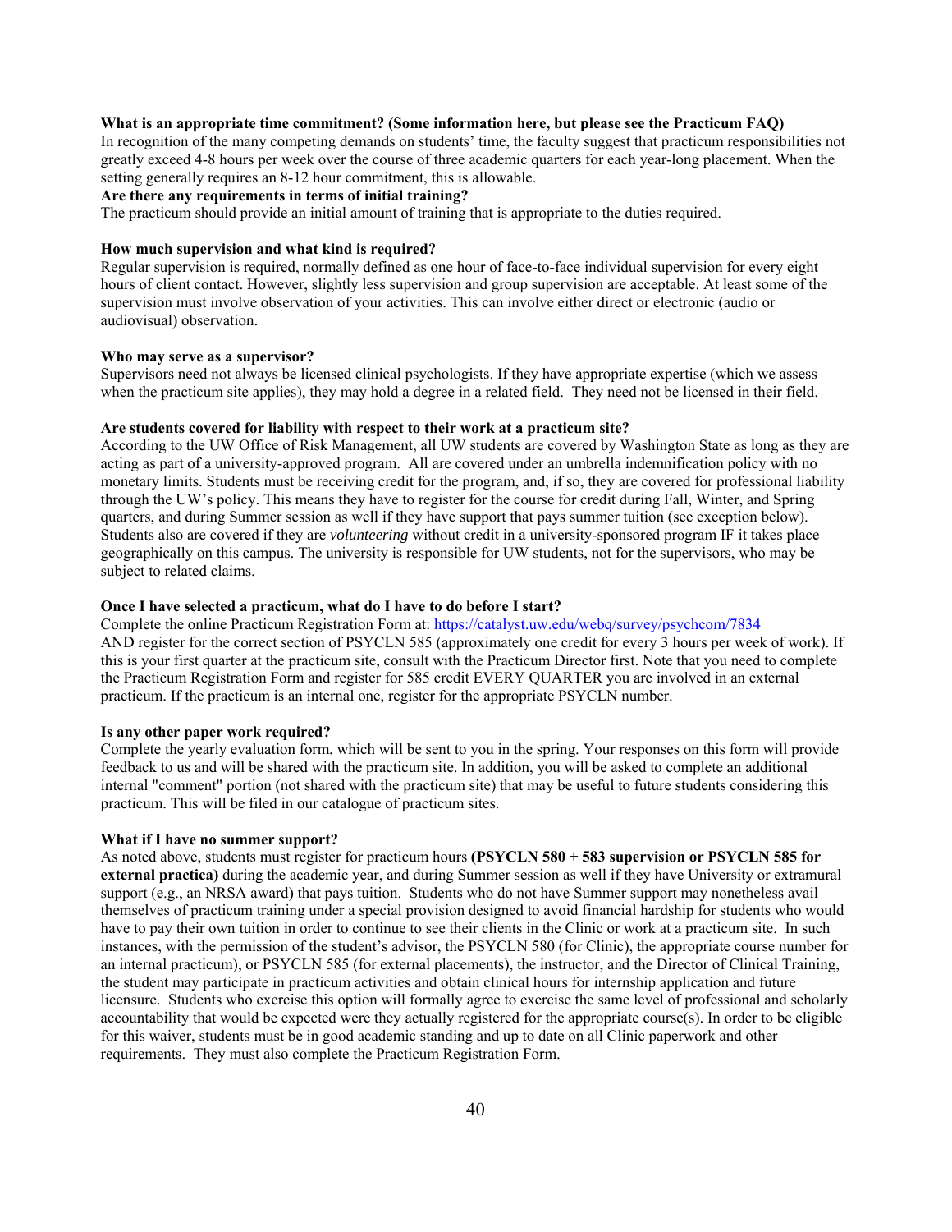**What is an appropriate time commitment? (Some information here, but please see the Practicum FAQ)**

In recognition of the many competing demands on students' time, the faculty suggest that practicum responsibilities not greatly exceed 4-8 hours per week over the course of three academic quarters for each year-long placement. When the setting generally requires an 8-12 hour commitment, this is allowable.

**Are there any requirements in terms of initial training?**

The practicum should provide an initial amount of training that is appropriate to the duties required.

**How much supervision and what kind is required?**

Regular supervision is required, normally defined as one hour of face-to-face individual supervision for every eight hours of client contact. However, slightly less supervision and group supervision are acceptable. At least some of the supervision must involve observation of your activities. This can involve either direct or electronic (audio or audiovisual) observation.

**Who may serve as a supervisor?**

Supervisors need not always be licensed clinical psychologists. If they have appropriate expertise (which we assess when the practicum site applies), they may hold a degree in a related field. They need not be licensed in their field.

**Are students covered for liability with respect to their work at a practicum site?**

According to the UW Office of Risk Management, all UW students are covered by Washington State as long as they are acting as part of a university-approved program. All are covered under an umbrella indemnification policy with no monetary limits. Students must be receiving credit for the program, and, if so, they are covered for professional liability through the UW's policy. This means they have to register for the course for credit during Fall, Winter, and Spring quarters, and during Summer session as well if they have support that pays summer tuition (see exception below). Students also are covered if they are *volunteering* without credit in a university-sponsored program IF it takes place geographically on this campus. The university is responsible for UW students, not for the supervisors, who may be subject to related claims.

**Once I have selected a practicum, what do I have to do before I start?**

Complete the online Practicum Registration Form at: https://catalyst.uw.edu/webq/survey/psychcom/7834 AND register for the correct section of PSYCLN 585 (approximately one credit for every 3 hours per week of work). If this is your first quarter at the practicum site, consult with the Practicum Director first. Note that you need to complete the Practicum Registration Form and register for 585 credit EVERY QUARTER you are involved in an external practicum. If the practicum is an internal one, register for the appropriate PSYCLN number.

**Is any other paper work required?**

Complete the yearly evaluation form, which will be sent to you in the spring. Your responses on this form will provide feedback to us and will be shared with the practicum site. In addition, you will be asked to complete an additional internal "comment" portion (not shared with the practicum site) that may be useful to future students considering this practicum. This will be filed in our catalogue of practicum sites.

**What if I have no summer support?**

As noted above, students must register for practicum hours **(PSYCLN 580 + 583 supervision or PSYCLN 585 for external practica)** during the academic year, and during Summer session as well if they have University or extramural support (e.g., an NRSA award) that pays tuition. Students who do not have Summer support may nonetheless avail themselves of practicum training under a special provision designed to avoid financial hardship for students who would have to pay their own tuition in order to continue to see their clients in the Clinic or work at a practicum site. In such instances, with the permission of the student's advisor, the PSYCLN 580 (for Clinic), the appropriate course number for an internal practicum), or PSYCLN 585 (for external placements), the instructor, and the Director of Clinical Training, the student may participate in practicum activities and obtain clinical hours for internship application and future licensure. Students who exercise this option will formally agree to exercise the same level of professional and scholarly accountability that would be expected were they actually registered for the appropriate course(s). In order to be eligible for this waiver, students must be in good academic standing and up to date on all Clinic paperwork and other requirements. They must also complete the Practicum Registration Form.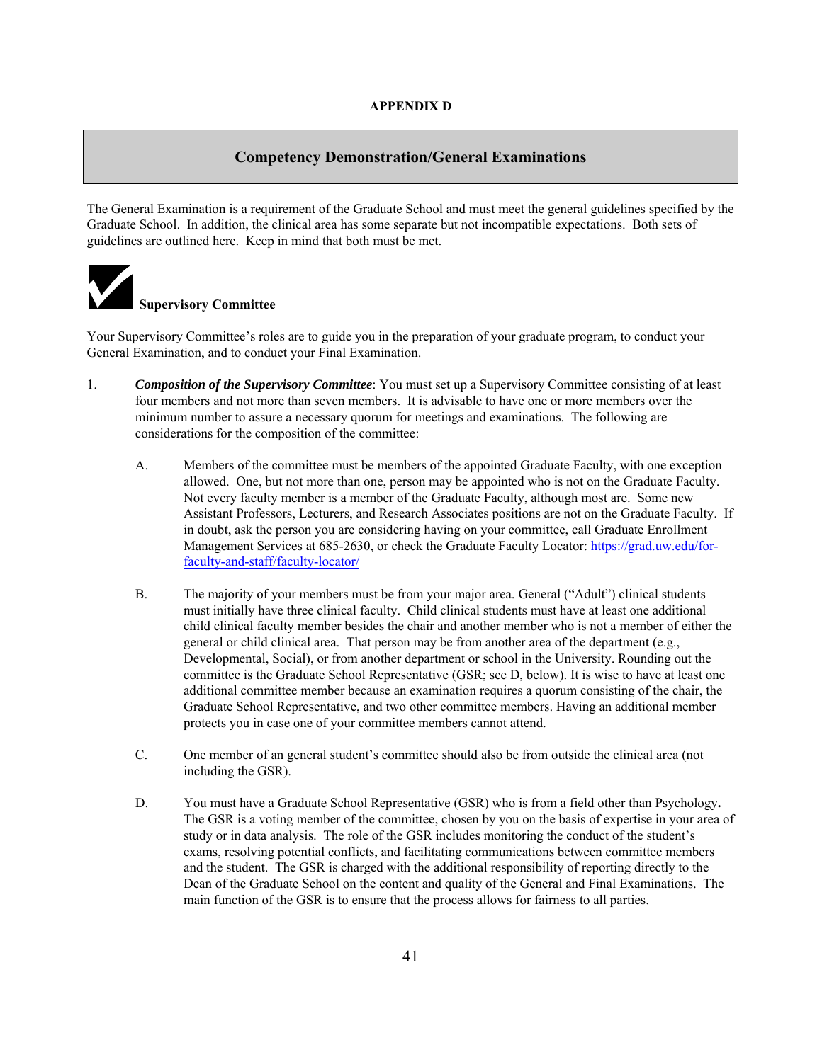**APPENDIX D**

## Competency Demonstration/General Examinations

The General Examination is a requirement of the Graduate School and must meet the general guidelines specified by the Graduate School. In addition, the clinical area has some separate but not incompatible expectations. Both sets of guidelines are outlined here. Keep in mind that both must be met.

### Supervisory Committee

Your Supervisory Committee's roles are to guide you in the preparation of your graduate program, to conduct your General Examination, and to conduct your Final Examination.

1. ***Composition of the Supervisory Committee***: You must set up a Supervisory Committee consisting of at least four members and not more than seven members. It is advisable to have one or more members over the minimum number to assure a necessary quorum for meetings and examinations. The following are considerations for the composition of the committee:

   A. Members of the committee must be members of the appointed Graduate Faculty, with one exception allowed. One, but not more than one, person may be appointed who is not on the Graduate Faculty. Not every faculty member is a member of the Graduate Faculty, although most are. Some new Assistant Professors, Lecturers, and Research Associates positions are not on the Graduate Faculty. If in doubt, ask the person you are considering having on your committee, call Graduate Enrollment Management Services at 685-2630, or check the Graduate Faculty Locator: [https://grad.uw.edu/for-faculty-and-staff/faculty-locator/](https://grad.uw.edu/for-faculty-and-staff/faculty-locator/)

   B. The majority of your members must be from your major area. General ("Adult") clinical students must initially have three clinical faculty. Child clinical students must have at least one additional child clinical faculty member besides the chair and another member who is not a member of either the general or child clinical area. That person may be from another area of the department (e.g., Developmental, Social), or from another department or school in the University. Rounding out the committee is the Graduate School Representative (GSR; see D, below). It is wise to have at least one additional committee member because an examination requires a quorum consisting of the chair, the Graduate School Representative, and two other committee members. Having an additional member protects you in case one of your committee members cannot attend.

   C. One member of an general student's committee should also be from outside the clinical area (not including the GSR).

   D. You must have a Graduate School Representative (GSR) who is from a field other than Psychology**.** The GSR is a voting member of the committee, chosen by you on the basis of expertise in your area of study or in data analysis. The role of the GSR includes monitoring the conduct of the student's exams, resolving potential conflicts, and facilitating communications between committee members and the student. The GSR is charged with the additional responsibility of reporting directly to the Dean of the Graduate School on the content and quality of the General and Final Examinations. The main function of the GSR is to ensure that the process allows for fairness to all parties.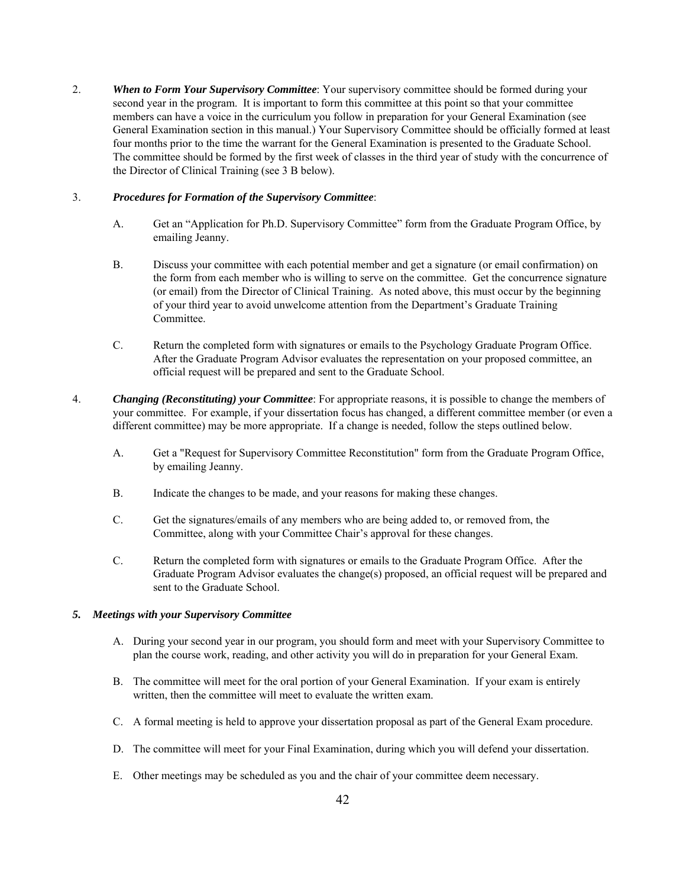2. ***When to Form Your Supervisory Committee***: Your supervisory committee should be formed during your second year in the program. It is important to form this committee at this point so that your committee members can have a voice in the curriculum you follow in preparation for your General Examination (see General Examination section in this manual.) Your Supervisory Committee should be officially formed at least four months prior to the time the warrant for the General Examination is presented to the Graduate School. The committee should be formed by the first week of classes in the third year of study with the concurrence of the Director of Clinical Training (see 3 B below).

3. ***Procedures for Formation of the Supervisory Committee***:

   A. Get an "Application for Ph.D. Supervisory Committee" form from the Graduate Program Office, by emailing Jeanny.

   B. Discuss your committee with each potential member and get a signature (or email confirmation) on the form from each member who is willing to serve on the committee. Get the concurrence signature (or email) from the Director of Clinical Training. As noted above, this must occur by the beginning of your third year to avoid unwelcome attention from the Department's Graduate Training Committee.

   C. Return the completed form with signatures or emails to the Psychology Graduate Program Office. After the Graduate Program Advisor evaluates the representation on your proposed committee, an official request will be prepared and sent to the Graduate School.

4. ***Changing (Reconstituting) your Committee***: For appropriate reasons, it is possible to change the members of your committee. For example, if your dissertation focus has changed, a different committee member (or even a different committee) may be more appropriate. If a change is needed, follow the steps outlined below.

   A. Get a "Request for Supervisory Committee Reconstitution" form from the Graduate Program Office, by emailing Jeanny.

   B. Indicate the changes to be made, and your reasons for making these changes.

   C. Get the signatures/emails of any members who are being added to, or removed from, the Committee, along with your Committee Chair's approval for these changes.

   C. Return the completed form with signatures or emails to the Graduate Program Office. After the Graduate Program Advisor evaluates the change(s) proposed, an official request will be prepared and sent to the Graduate School.

***5. Meetings with your Supervisory Committee***

   A. During your second year in our program, you should form and meet with your Supervisory Committee to plan the course work, reading, and other activity you will do in preparation for your General Exam.

   B. The committee will meet for the oral portion of your General Examination. If your exam is entirely written, then the committee will meet to evaluate the written exam.

   C. A formal meeting is held to approve your dissertation proposal as part of the General Exam procedure.

   D. The committee will meet for your Final Examination, during which you will defend your dissertation.

   E. Other meetings may be scheduled as you and the chair of your committee deem necessary.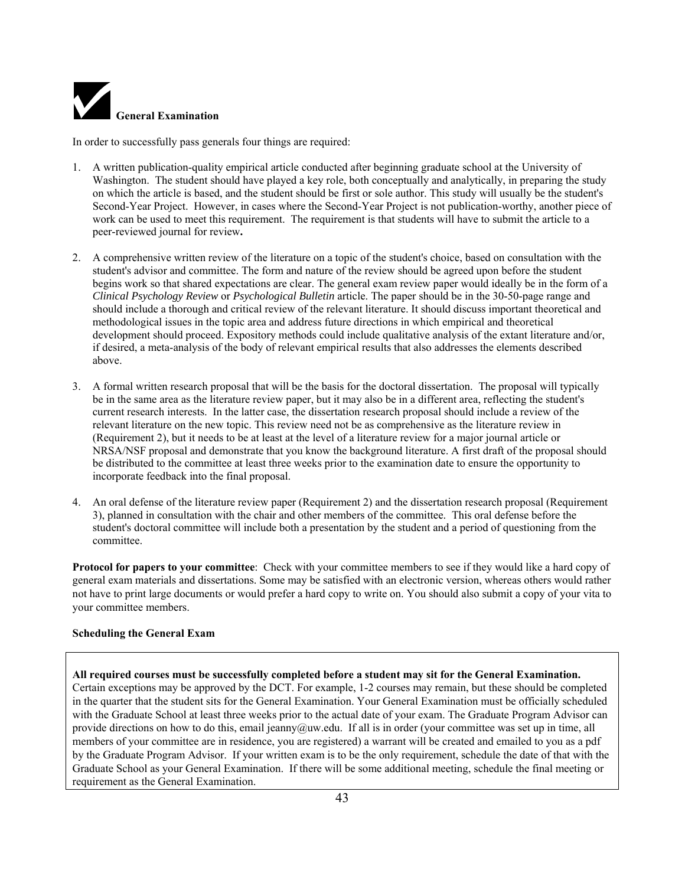## General Examination

In order to successfully pass generals four things are required:

1. A written publication-quality empirical article conducted after beginning graduate school at the University of Washington. The student should have played a key role, both conceptually and analytically, in preparing the study on which the article is based, and the student should be first or sole author. This study will usually be the student's Second-Year Project. However, in cases where the Second-Year Project is not publication-worthy, another piece of work can be used to meet this requirement. The requirement is that students will have to submit the article to a peer-reviewed journal for review**.**

2. A comprehensive written review of the literature on a topic of the student's choice, based on consultation with the student's advisor and committee. The form and nature of the review should be agreed upon before the student begins work so that shared expectations are clear. The general exam review paper would ideally be in the form of a *Clinical Psychology Review* or *Psychological Bulletin* article. The paper should be in the 30-50-page range and should include a thorough and critical review of the relevant literature. It should discuss important theoretical and methodological issues in the topic area and address future directions in which empirical and theoretical development should proceed. Expository methods could include qualitative analysis of the extant literature and/or, if desired, a meta-analysis of the body of relevant empirical results that also addresses the elements described above.

3. A formal written research proposal that will be the basis for the doctoral dissertation. The proposal will typically be in the same area as the literature review paper, but it may also be in a different area, reflecting the student's current research interests. In the latter case, the dissertation research proposal should include a review of the relevant literature on the new topic. This review need not be as comprehensive as the literature review in (Requirement 2), but it needs to be at least at the level of a literature review for a major journal article or NRSA/NSF proposal and demonstrate that you know the background literature. A first draft of the proposal should be distributed to the committee at least three weeks prior to the examination date to ensure the opportunity to incorporate feedback into the final proposal.

4. An oral defense of the literature review paper (Requirement 2) and the dissertation research proposal (Requirement 3), planned in consultation with the chair and other members of the committee. This oral defense before the student's doctoral committee will include both a presentation by the student and a period of questioning from the committee.

**Protocol for papers to your committee**: Check with your committee members to see if they would like a hard copy of general exam materials and dissertations. Some may be satisfied with an electronic version, whereas others would rather not have to print large documents or would prefer a hard copy to write on. You should also submit a copy of your vita to your committee members.

**Scheduling the General Exam**

**All required courses must be successfully completed before a student may sit for the General Examination.** Certain exceptions may be approved by the DCT. For example, 1-2 courses may remain, but these should be completed in the quarter that the student sits for the General Examination. Your General Examination must be officially scheduled with the Graduate School at least three weeks prior to the actual date of your exam. The Graduate Program Advisor can provide directions on how to do this, email jeanny@uw.edu. If all is in order (your committee was set up in time, all members of your committee are in residence, you are registered) a warrant will be created and emailed to you as a pdf by the Graduate Program Advisor. If your written exam is to be the only requirement, schedule the date of that with the Graduate School as your General Examination. If there will be some additional meeting, schedule the final meeting or requirement as the General Examination.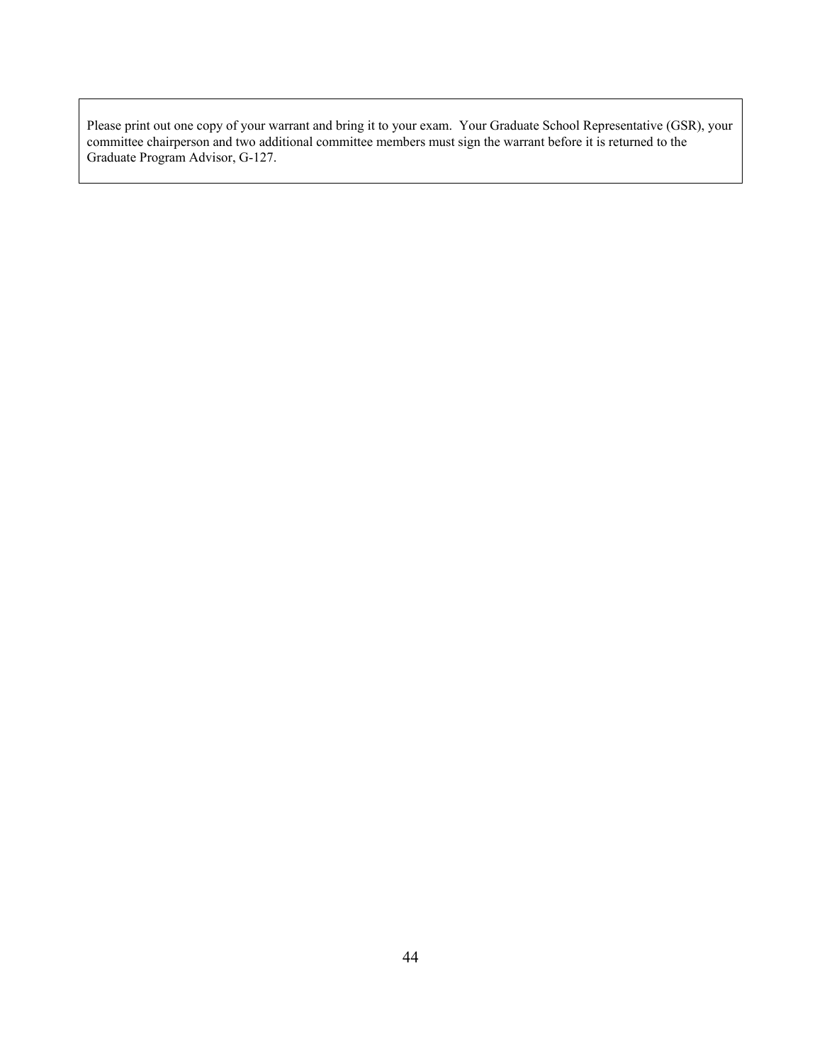Please print out one copy of your warrant and bring it to your exam. Your Graduate School Representative (GSR), your committee chairperson and two additional committee members must sign the warrant before it is returned to the Graduate Program Advisor, G-127.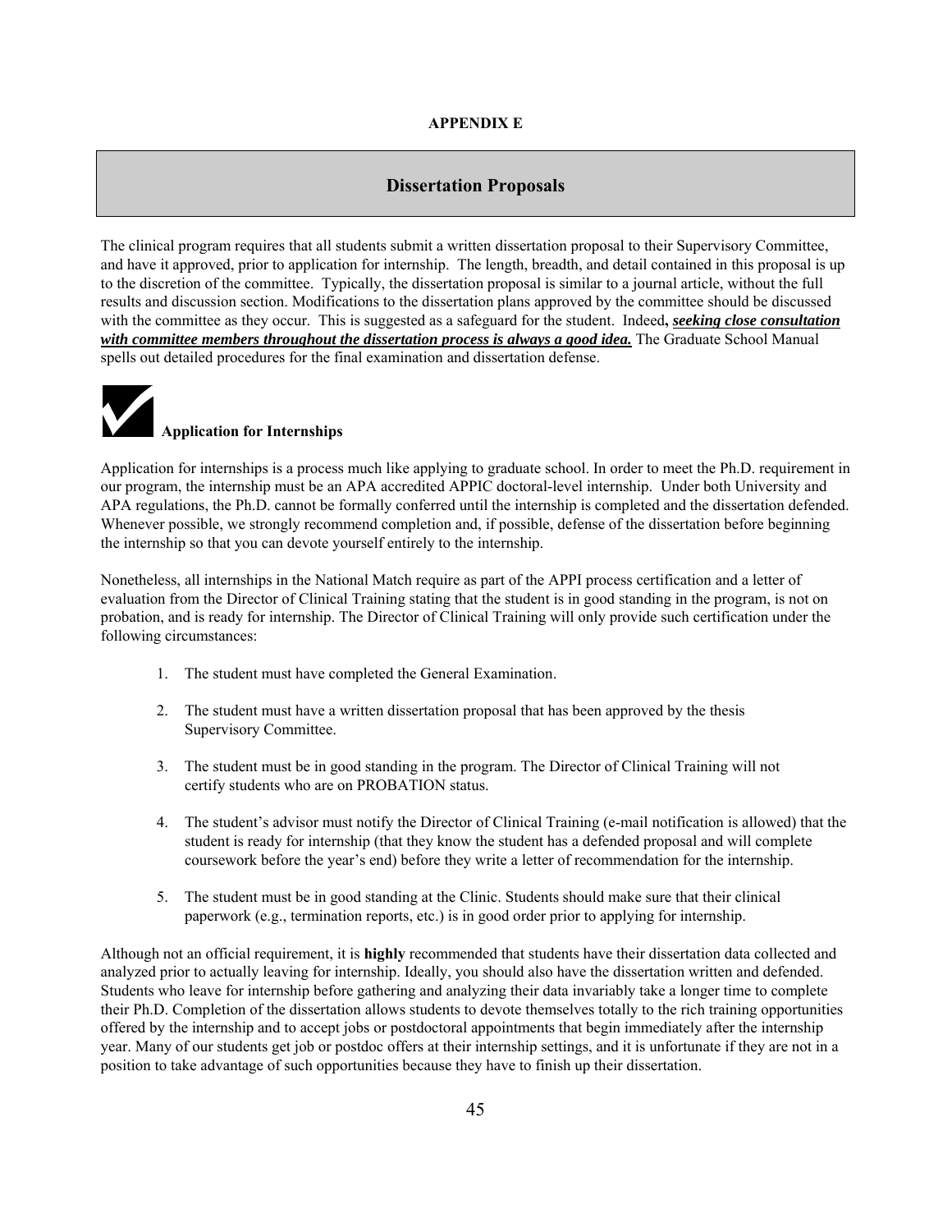**APPENDIX E**

## Dissertation Proposals

The clinical program requires that all students submit a written dissertation proposal to their Supervisory Committee, and have it approved, prior to application for internship. The length, breadth, and detail contained in this proposal is up to the discretion of the committee. Typically, the dissertation proposal is similar to a journal article, without the full results and discussion section. Modifications to the dissertation plans approved by the committee should be discussed with the committee as they occur. This is suggested as a safeguard for the student. Indeed**, *seeking close consultation with committee members throughout the dissertation process is always a good idea.*** The Graduate School Manual spells out detailed procedures for the final examination and dissertation defense.

### Application for Internships

Application for internships is a process much like applying to graduate school. In order to meet the Ph.D. requirement in our program, the internship must be an APA accredited APPIC doctoral-level internship. Under both University and APA regulations, the Ph.D. cannot be formally conferred until the internship is completed and the dissertation defended. Whenever possible, we strongly recommend completion and, if possible, defense of the dissertation before beginning the internship so that you can devote yourself entirely to the internship.

Nonetheless, all internships in the National Match require as part of the APPI process certification and a letter of evaluation from the Director of Clinical Training stating that the student is in good standing in the program, is not on probation, and is ready for internship. The Director of Clinical Training will only provide such certification under the following circumstances:

1. The student must have completed the General Examination.
2. The student must have a written dissertation proposal that has been approved by the thesis Supervisory Committee.
3. The student must be in good standing in the program. The Director of Clinical Training will not certify students who are on PROBATION status.
4. The student's advisor must notify the Director of Clinical Training (e-mail notification is allowed) that the student is ready for internship (that they know the student has a defended proposal and will complete coursework before the year's end) before they write a letter of recommendation for the internship.
5. The student must be in good standing at the Clinic. Students should make sure that their clinical paperwork (e.g., termination reports, etc.) is in good order prior to applying for internship.

Although not an official requirement, it is **highly** recommended that students have their dissertation data collected and analyzed prior to actually leaving for internship. Ideally, you should also have the dissertation written and defended. Students who leave for internship before gathering and analyzing their data invariably take a longer time to complete their Ph.D. Completion of the dissertation allows students to devote themselves totally to the rich training opportunities offered by the internship and to accept jobs or postdoctoral appointments that begin immediately after the internship year. Many of our students get job or postdoc offers at their internship settings, and it is unfortunate if they are not in a position to take advantage of such opportunities because they have to finish up their dissertation.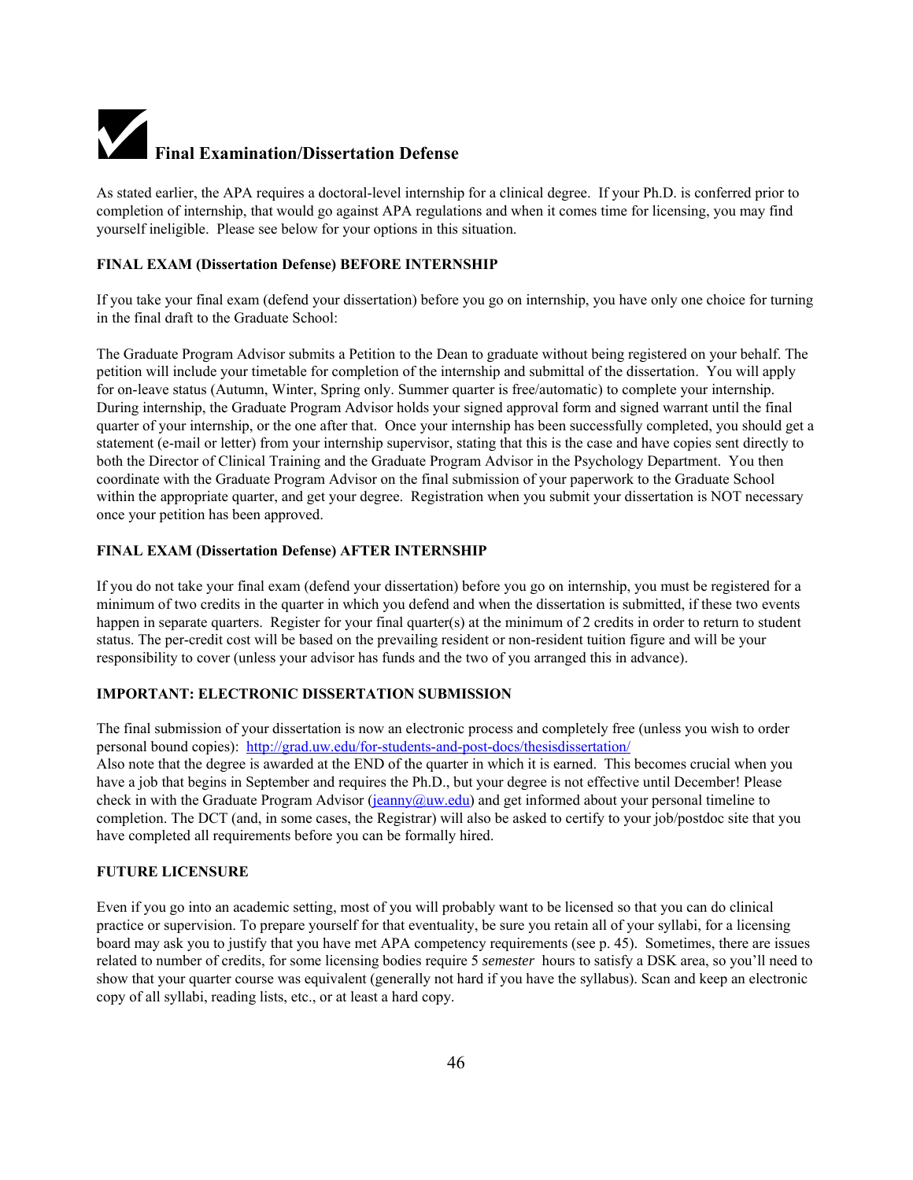# Final Examination/Dissertation Defense

As stated earlier, the APA requires a doctoral-level internship for a clinical degree. If your Ph.D. is conferred prior to completion of internship, that would go against APA regulations and when it comes time for licensing, you may find yourself ineligible. Please see below for your options in this situation.

**FINAL EXAM (Dissertation Defense) BEFORE INTERNSHIP**

If you take your final exam (defend your dissertation) before you go on internship, you have only one choice for turning in the final draft to the Graduate School:

The Graduate Program Advisor submits a Petition to the Dean to graduate without being registered on your behalf. The petition will include your timetable for completion of the internship and submittal of the dissertation. You will apply for on-leave status (Autumn, Winter, Spring only. Summer quarter is free/automatic) to complete your internship. During internship, the Graduate Program Advisor holds your signed approval form and signed warrant until the final quarter of your internship, or the one after that. Once your internship has been successfully completed, you should get a statement (e-mail or letter) from your internship supervisor, stating that this is the case and have copies sent directly to both the Director of Clinical Training and the Graduate Program Advisor in the Psychology Department. You then coordinate with the Graduate Program Advisor on the final submission of your paperwork to the Graduate School within the appropriate quarter, and get your degree. Registration when you submit your dissertation is NOT necessary once your petition has been approved.

**FINAL EXAM (Dissertation Defense) AFTER INTERNSHIP**

If you do not take your final exam (defend your dissertation) before you go on internship, you must be registered for a minimum of two credits in the quarter in which you defend and when the dissertation is submitted, if these two events happen in separate quarters. Register for your final quarter(s) at the minimum of 2 credits in order to return to student status. The per-credit cost will be based on the prevailing resident or non-resident tuition figure and will be your responsibility to cover (unless your advisor has funds and the two of you arranged this in advance).

**IMPORTANT: ELECTRONIC DISSERTATION SUBMISSION**

The final submission of your dissertation is now an electronic process and completely free (unless you wish to order personal bound copies): [http://grad.uw.edu/for-students-and-post-docs/thesisdissertation/](http://grad.uw.edu/for-students-and-post-docs/thesisdissertation/)
Also note that the degree is awarded at the END of the quarter in which it is earned. This becomes crucial when you have a job that begins in September and requires the Ph.D., but your degree is not effective until December! Please check in with the Graduate Program Advisor ([jeanny@uw.edu](mailto:jeanny@uw.edu)) and get informed about your personal timeline to completion. The DCT (and, in some cases, the Registrar) will also be asked to certify to your job/postdoc site that you have completed all requirements before you can be formally hired.

**FUTURE LICENSURE**

Even if you go into an academic setting, most of you will probably want to be licensed so that you can do clinical practice or supervision. To prepare yourself for that eventuality, be sure you retain all of your syllabi, for a licensing board may ask you to justify that you have met APA competency requirements (see p. 45). Sometimes, there are issues related to number of credits, for some licensing bodies require 5 *semester* hours to satisfy a DSK area, so you'll need to show that your quarter course was equivalent (generally not hard if you have the syllabus). Scan and keep an electronic copy of all syllabi, reading lists, etc., or at least a hard copy.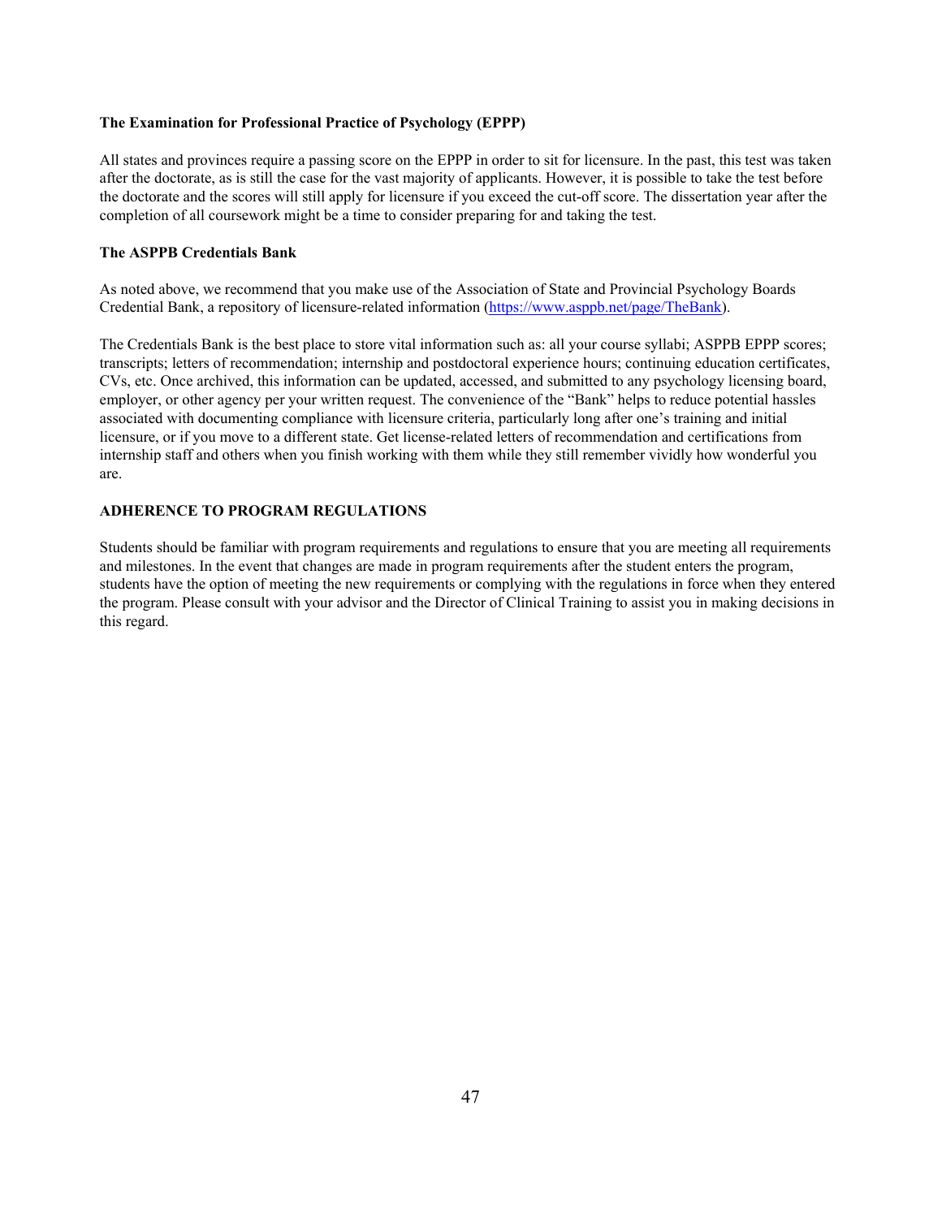### The Examination for Professional Practice of Psychology (EPPP)

All states and provinces require a passing score on the EPPP in order to sit for licensure. In the past, this test was taken after the doctorate, as is still the case for the vast majority of applicants. However, it is possible to take the test before the doctorate and the scores will still apply for licensure if you exceed the cut-off score. The dissertation year after the completion of all coursework might be a time to consider preparing for and taking the test.

### The ASPPB Credentials Bank

As noted above, we recommend that you make use of the Association of State and Provincial Psychology Boards Credential Bank, a repository of licensure-related information ([https://www.asppb.net/page/TheBank](https://www.asppb.net/page/TheBank)).

The Credentials Bank is the best place to store vital information such as: all your course syllabi; ASPPB EPPP scores; transcripts; letters of recommendation; internship and postdoctoral experience hours; continuing education certificates, CVs, etc. Once archived, this information can be updated, accessed, and submitted to any psychology licensing board, employer, or other agency per your written request. The convenience of the "Bank" helps to reduce potential hassles associated with documenting compliance with licensure criteria, particularly long after one's training and initial licensure, or if you move to a different state. Get license-related letters of recommendation and certifications from internship staff and others when you finish working with them while they still remember vividly how wonderful you are.

## ADHERENCE TO PROGRAM REGULATIONS

Students should be familiar with program requirements and regulations to ensure that you are meeting all requirements and milestones. In the event that changes are made in program requirements after the student enters the program, students have the option of meeting the new requirements or complying with the regulations in force when they entered the program. Please consult with your advisor and the Director of Clinical Training to assist you in making decisions in this regard.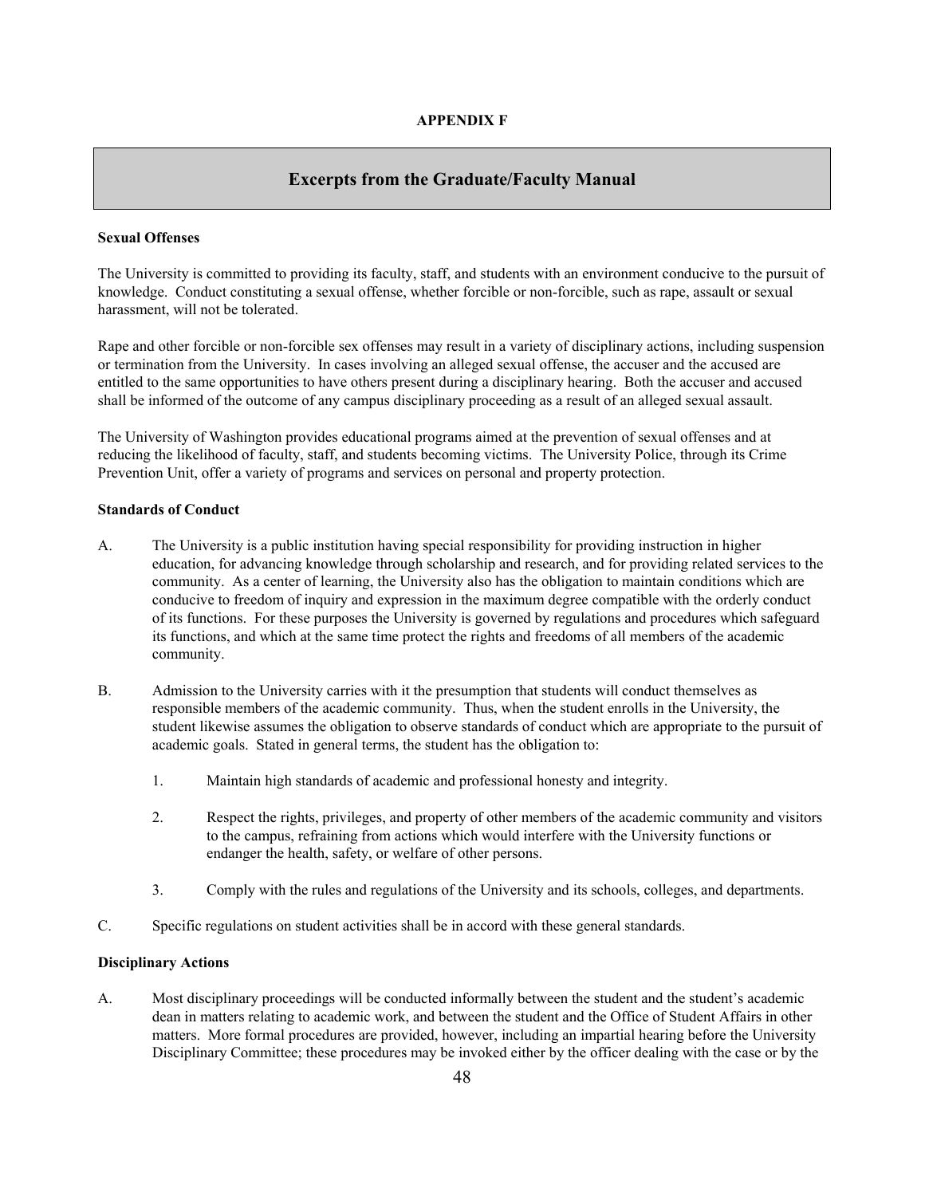**APPENDIX F**

# Excerpts from the Graduate/Faculty Manual

**Sexual Offenses**

The University is committed to providing its faculty, staff, and students with an environment conducive to the pursuit of knowledge. Conduct constituting a sexual offense, whether forcible or non-forcible, such as rape, assault or sexual harassment, will not be tolerated.

Rape and other forcible or non-forcible sex offenses may result in a variety of disciplinary actions, including suspension or termination from the University. In cases involving an alleged sexual offense, the accuser and the accused are entitled to the same opportunities to have others present during a disciplinary hearing. Both the accuser and accused shall be informed of the outcome of any campus disciplinary proceeding as a result of an alleged sexual assault.

The University of Washington provides educational programs aimed at the prevention of sexual offenses and at reducing the likelihood of faculty, staff, and students becoming victims. The University Police, through its Crime Prevention Unit, offer a variety of programs and services on personal and property protection.

**Standards of Conduct**

A. The University is a public institution having special responsibility for providing instruction in higher education, for advancing knowledge through scholarship and research, and for providing related services to the community. As a center of learning, the University also has the obligation to maintain conditions which are conducive to freedom of inquiry and expression in the maximum degree compatible with the orderly conduct of its functions. For these purposes the University is governed by regulations and procedures which safeguard its functions, and which at the same time protect the rights and freedoms of all members of the academic community.

B. Admission to the University carries with it the presumption that students will conduct themselves as responsible members of the academic community. Thus, when the student enrolls in the University, the student likewise assumes the obligation to observe standards of conduct which are appropriate to the pursuit of academic goals. Stated in general terms, the student has the obligation to:

1. Maintain high standards of academic and professional honesty and integrity.

2. Respect the rights, privileges, and property of other members of the academic community and visitors to the campus, refraining from actions which would interfere with the University functions or endanger the health, safety, or welfare of other persons.

3. Comply with the rules and regulations of the University and its schools, colleges, and departments.

C. Specific regulations on student activities shall be in accord with these general standards.

**Disciplinary Actions**

A. Most disciplinary proceedings will be conducted informally between the student and the student's academic dean in matters relating to academic work, and between the student and the Office of Student Affairs in other matters. More formal procedures are provided, however, including an impartial hearing before the University Disciplinary Committee; these procedures may be invoked either by the officer dealing with the case or by the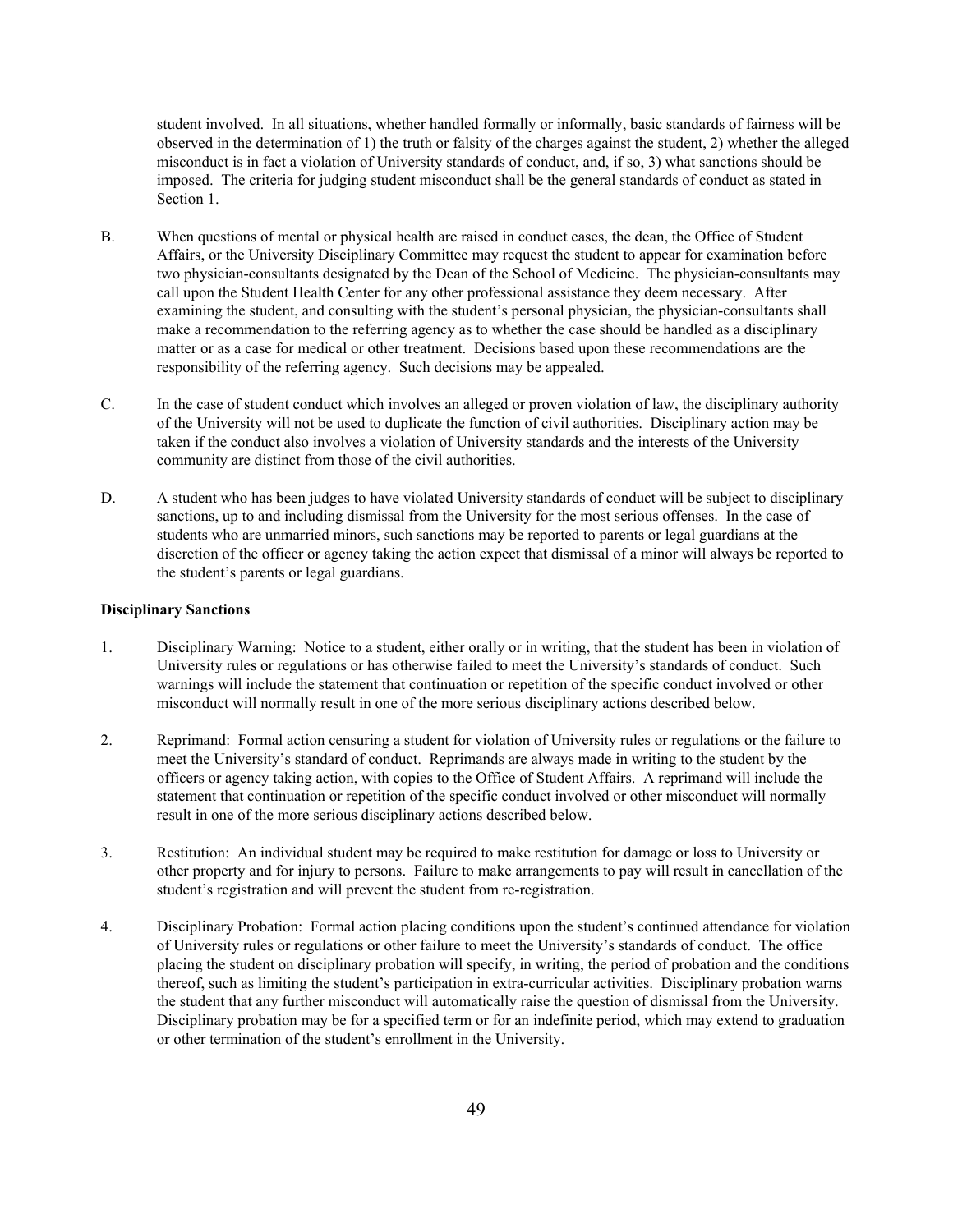student involved. In all situations, whether handled formally or informally, basic standards of fairness will be observed in the determination of 1) the truth or falsity of the charges against the student, 2) whether the alleged misconduct is in fact a violation of University standards of conduct, and, if so, 3) what sanctions should be imposed. The criteria for judging student misconduct shall be the general standards of conduct as stated in Section 1.

B. When questions of mental or physical health are raised in conduct cases, the dean, the Office of Student Affairs, or the University Disciplinary Committee may request the student to appear for examination before two physician-consultants designated by the Dean of the School of Medicine. The physician-consultants may call upon the Student Health Center for any other professional assistance they deem necessary. After examining the student, and consulting with the student's personal physician, the physician-consultants shall make a recommendation to the referring agency as to whether the case should be handled as a disciplinary matter or as a case for medical or other treatment. Decisions based upon these recommendations are the responsibility of the referring agency. Such decisions may be appealed.

C. In the case of student conduct which involves an alleged or proven violation of law, the disciplinary authority of the University will not be used to duplicate the function of civil authorities. Disciplinary action may be taken if the conduct also involves a violation of University standards and the interests of the University community are distinct from those of the civil authorities.

D. A student who has been judges to have violated University standards of conduct will be subject to disciplinary sanctions, up to and including dismissal from the University for the most serious offenses. In the case of students who are unmarried minors, such sanctions may be reported to parents or legal guardians at the discretion of the officer or agency taking the action expect that dismissal of a minor will always be reported to the student's parents or legal guardians.

**Disciplinary Sanctions**

1. Disciplinary Warning: Notice to a student, either orally or in writing, that the student has been in violation of University rules or regulations or has otherwise failed to meet the University's standards of conduct. Such warnings will include the statement that continuation or repetition of the specific conduct involved or other misconduct will normally result in one of the more serious disciplinary actions described below.

2. Reprimand: Formal action censuring a student for violation of University rules or regulations or the failure to meet the University's standard of conduct. Reprimands are always made in writing to the student by the officers or agency taking action, with copies to the Office of Student Affairs. A reprimand will include the statement that continuation or repetition of the specific conduct involved or other misconduct will normally result in one of the more serious disciplinary actions described below.

3. Restitution: An individual student may be required to make restitution for damage or loss to University or other property and for injury to persons. Failure to make arrangements to pay will result in cancellation of the student's registration and will prevent the student from re-registration.

4. Disciplinary Probation: Formal action placing conditions upon the student's continued attendance for violation of University rules or regulations or other failure to meet the University's standards of conduct. The office placing the student on disciplinary probation will specify, in writing, the period of probation and the conditions thereof, such as limiting the student's participation in extra-curricular activities. Disciplinary probation warns the student that any further misconduct will automatically raise the question of dismissal from the University. Disciplinary probation may be for a specified term or for an indefinite period, which may extend to graduation or other termination of the student's enrollment in the University.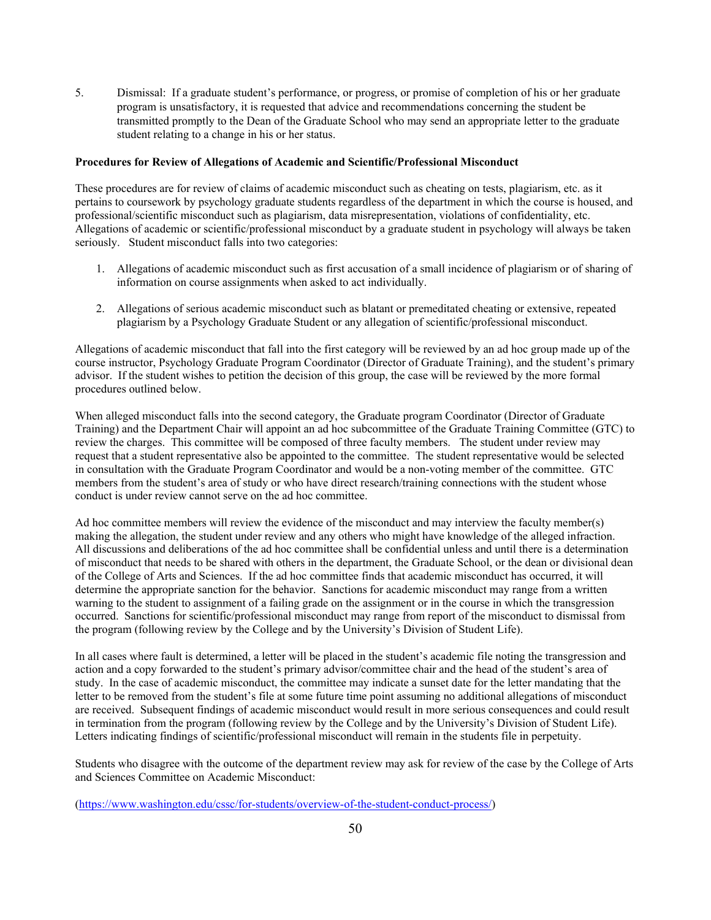5. Dismissal: If a graduate student's performance, or progress, or promise of completion of his or her graduate program is unsatisfactory, it is requested that advice and recommendations concerning the student be transmitted promptly to the Dean of the Graduate School who may send an appropriate letter to the graduate student relating to a change in his or her status.

**Procedures for Review of Allegations of Academic and Scientific/Professional Misconduct**

These procedures are for review of claims of academic misconduct such as cheating on tests, plagiarism, etc. as it pertains to coursework by psychology graduate students regardless of the department in which the course is housed, and professional/scientific misconduct such as plagiarism, data misrepresentation, violations of confidentiality, etc. Allegations of academic or scientific/professional misconduct by a graduate student in psychology will always be taken seriously. Student misconduct falls into two categories:

1. Allegations of academic misconduct such as first accusation of a small incidence of plagiarism or of sharing of information on course assignments when asked to act individually.
2. Allegations of serious academic misconduct such as blatant or premeditated cheating or extensive, repeated plagiarism by a Psychology Graduate Student or any allegation of scientific/professional misconduct.

Allegations of academic misconduct that fall into the first category will be reviewed by an ad hoc group made up of the course instructor, Psychology Graduate Program Coordinator (Director of Graduate Training), and the student's primary advisor. If the student wishes to petition the decision of this group, the case will be reviewed by the more formal procedures outlined below.

When alleged misconduct falls into the second category, the Graduate program Coordinator (Director of Graduate Training) and the Department Chair will appoint an ad hoc subcommittee of the Graduate Training Committee (GTC) to review the charges. This committee will be composed of three faculty members. The student under review may request that a student representative also be appointed to the committee. The student representative would be selected in consultation with the Graduate Program Coordinator and would be a non-voting member of the committee. GTC members from the student's area of study or who have direct research/training connections with the student whose conduct is under review cannot serve on the ad hoc committee.

Ad hoc committee members will review the evidence of the misconduct and may interview the faculty member(s) making the allegation, the student under review and any others who might have knowledge of the alleged infraction. All discussions and deliberations of the ad hoc committee shall be confidential unless and until there is a determination of misconduct that needs to be shared with others in the department, the Graduate School, or the dean or divisional dean of the College of Arts and Sciences. If the ad hoc committee finds that academic misconduct has occurred, it will determine the appropriate sanction for the behavior. Sanctions for academic misconduct may range from a written warning to the student to assignment of a failing grade on the assignment or in the course in which the transgression occurred. Sanctions for scientific/professional misconduct may range from report of the misconduct to dismissal from the program (following review by the College and by the University's Division of Student Life).

In all cases where fault is determined, a letter will be placed in the student's academic file noting the transgression and action and a copy forwarded to the student's primary advisor/committee chair and the head of the student's area of study. In the case of academic misconduct, the committee may indicate a sunset date for the letter mandating that the letter to be removed from the student's file at some future time point assuming no additional allegations of misconduct are received. Subsequent findings of academic misconduct would result in more serious consequences and could result in termination from the program (following review by the College and by the University's Division of Student Life). Letters indicating findings of scientific/professional misconduct will remain in the students file in perpetuity.

Students who disagree with the outcome of the department review may ask for review of the case by the College of Arts and Sciences Committee on Academic Misconduct:

(https://www.washington.edu/cssc/for-students/overview-of-the-student-conduct-process/)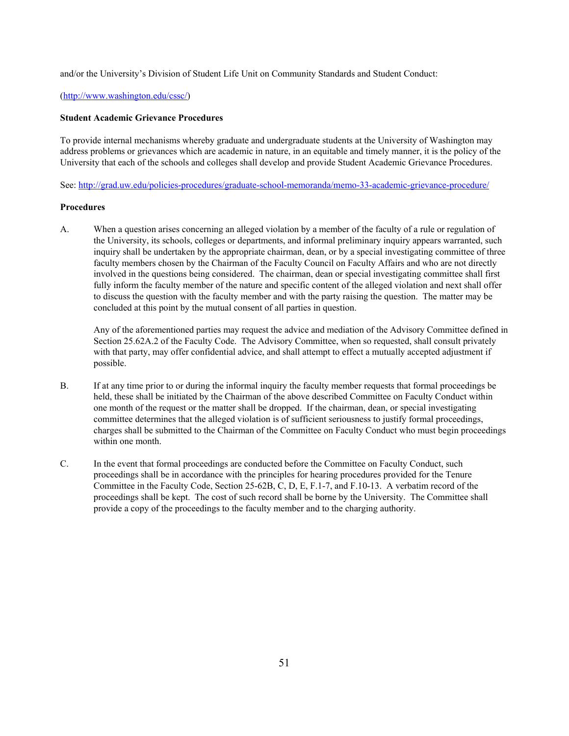and/or the University's Division of Student Life Unit on Community Standards and Student Conduct:

(http://www.washington.edu/cssc/)

**Student Academic Grievance Procedures**

To provide internal mechanisms whereby graduate and undergraduate students at the University of Washington may address problems or grievances which are academic in nature, in an equitable and timely manner, it is the policy of the University that each of the schools and colleges shall develop and provide Student Academic Grievance Procedures.

See: http://grad.uw.edu/policies-procedures/graduate-school-memoranda/memo-33-academic-grievance-procedure/

**Procedures**

A. When a question arises concerning an alleged violation by a member of the faculty of a rule or regulation of the University, its schools, colleges or departments, and informal preliminary inquiry appears warranted, such inquiry shall be undertaken by the appropriate chairman, dean, or by a special investigating committee of three faculty members chosen by the Chairman of the Faculty Council on Faculty Affairs and who are not directly involved in the questions being considered. The chairman, dean or special investigating committee shall first fully inform the faculty member of the nature and specific content of the alleged violation and next shall offer to discuss the question with the faculty member and with the party raising the question. The matter may be concluded at this point by the mutual consent of all parties in question.

   Any of the aforementioned parties may request the advice and mediation of the Advisory Committee defined in Section 25.62A.2 of the Faculty Code. The Advisory Committee, when so requested, shall consult privately with that party, may offer confidential advice, and shall attempt to effect a mutually accepted adjustment if possible.

B. If at any time prior to or during the informal inquiry the faculty member requests that formal proceedings be held, these shall be initiated by the Chairman of the above described Committee on Faculty Conduct within one month of the request or the matter shall be dropped. If the chairman, dean, or special investigating committee determines that the alleged violation is of sufficient seriousness to justify formal proceedings, charges shall be submitted to the Chairman of the Committee on Faculty Conduct who must begin proceedings within one month.

C. In the event that formal proceedings are conducted before the Committee on Faculty Conduct, such proceedings shall be in accordance with the principles for hearing procedures provided for the Tenure Committee in the Faculty Code, Section 25-62B, C, D, E, F.1-7, and F.10-13. A verbatim record of the proceedings shall be kept. The cost of such record shall be borne by the University. The Committee shall provide a copy of the proceedings to the faculty member and to the charging authority.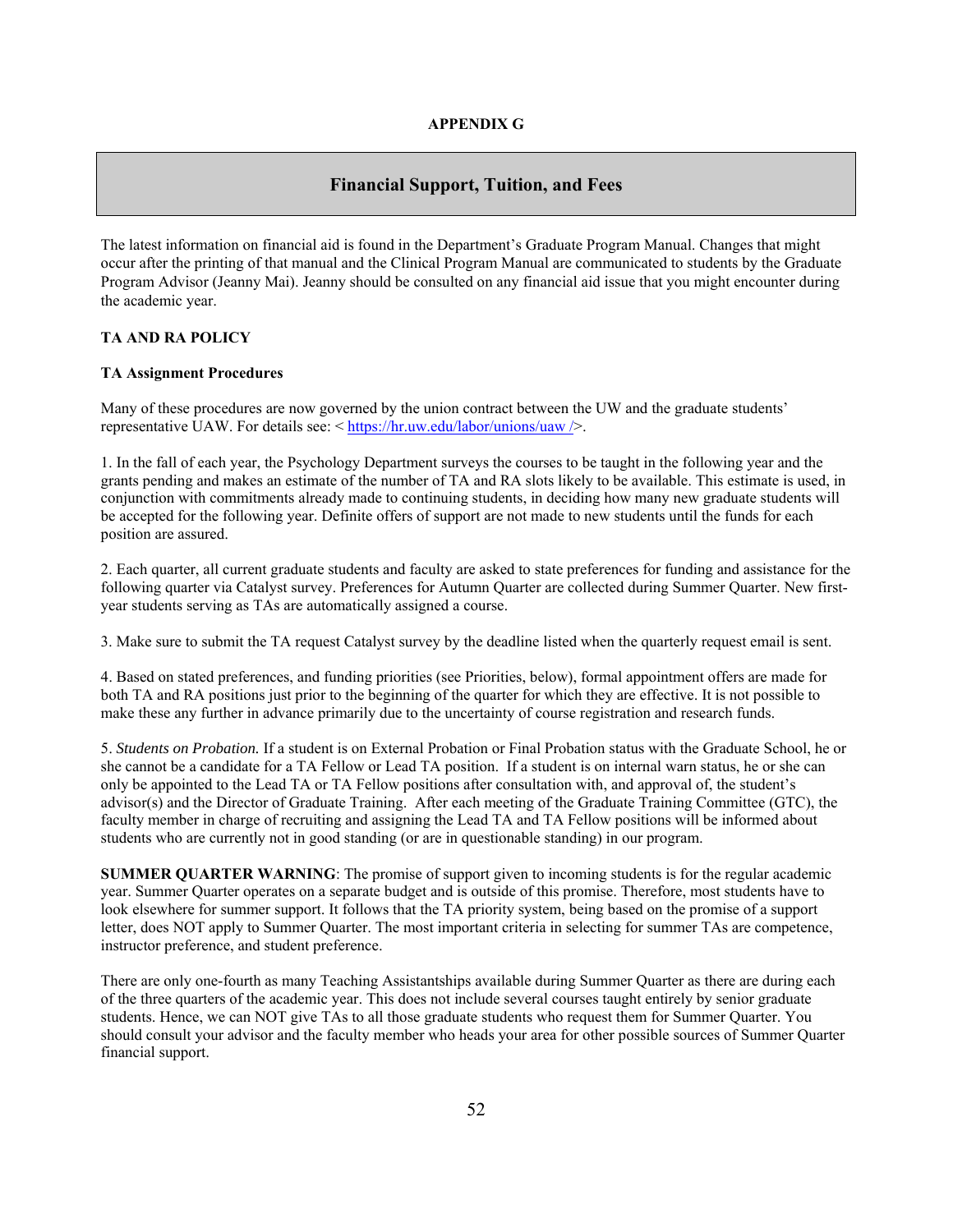**APPENDIX G**

# Financial Support, Tuition, and Fees

The latest information on financial aid is found in the Department's Graduate Program Manual. Changes that might occur after the printing of that manual and the Clinical Program Manual are communicated to students by the Graduate Program Advisor (Jeanny Mai). Jeanny should be consulted on any financial aid issue that you might encounter during the academic year.

## TA AND RA POLICY

### TA Assignment Procedures

Many of these procedures are now governed by the union contract between the UW and the graduate students' representative UAW. For details see: < https://hr.uw.edu/labor/unions/uaw />.

1. In the fall of each year, the Psychology Department surveys the courses to be taught in the following year and the grants pending and makes an estimate of the number of TA and RA slots likely to be available. This estimate is used, in conjunction with commitments already made to continuing students, in deciding how many new graduate students will be accepted for the following year. Definite offers of support are not made to new students until the funds for each position are assured.

2. Each quarter, all current graduate students and faculty are asked to state preferences for funding and assistance for the following quarter via Catalyst survey. Preferences for Autumn Quarter are collected during Summer Quarter. New first-year students serving as TAs are automatically assigned a course.

3. Make sure to submit the TA request Catalyst survey by the deadline listed when the quarterly request email is sent.

4. Based on stated preferences, and funding priorities (see Priorities, below), formal appointment offers are made for both TA and RA positions just prior to the beginning of the quarter for which they are effective. It is not possible to make these any further in advance primarily due to the uncertainty of course registration and research funds.

5. *Students on Probation.* If a student is on External Probation or Final Probation status with the Graduate School, he or she cannot be a candidate for a TA Fellow or Lead TA position. If a student is on internal warn status, he or she can only be appointed to the Lead TA or TA Fellow positions after consultation with, and approval of, the student's advisor(s) and the Director of Graduate Training. After each meeting of the Graduate Training Committee (GTC), the faculty member in charge of recruiting and assigning the Lead TA and TA Fellow positions will be informed about students who are currently not in good standing (or are in questionable standing) in our program.

**SUMMER QUARTER WARNING**: The promise of support given to incoming students is for the regular academic year. Summer Quarter operates on a separate budget and is outside of this promise. Therefore, most students have to look elsewhere for summer support. It follows that the TA priority system, being based on the promise of a support letter, does NOT apply to Summer Quarter. The most important criteria in selecting for summer TAs are competence, instructor preference, and student preference.

There are only one-fourth as many Teaching Assistantships available during Summer Quarter as there are during each of the three quarters of the academic year. This does not include several courses taught entirely by senior graduate students. Hence, we can NOT give TAs to all those graduate students who request them for Summer Quarter. You should consult your advisor and the faculty member who heads your area for other possible sources of Summer Quarter financial support.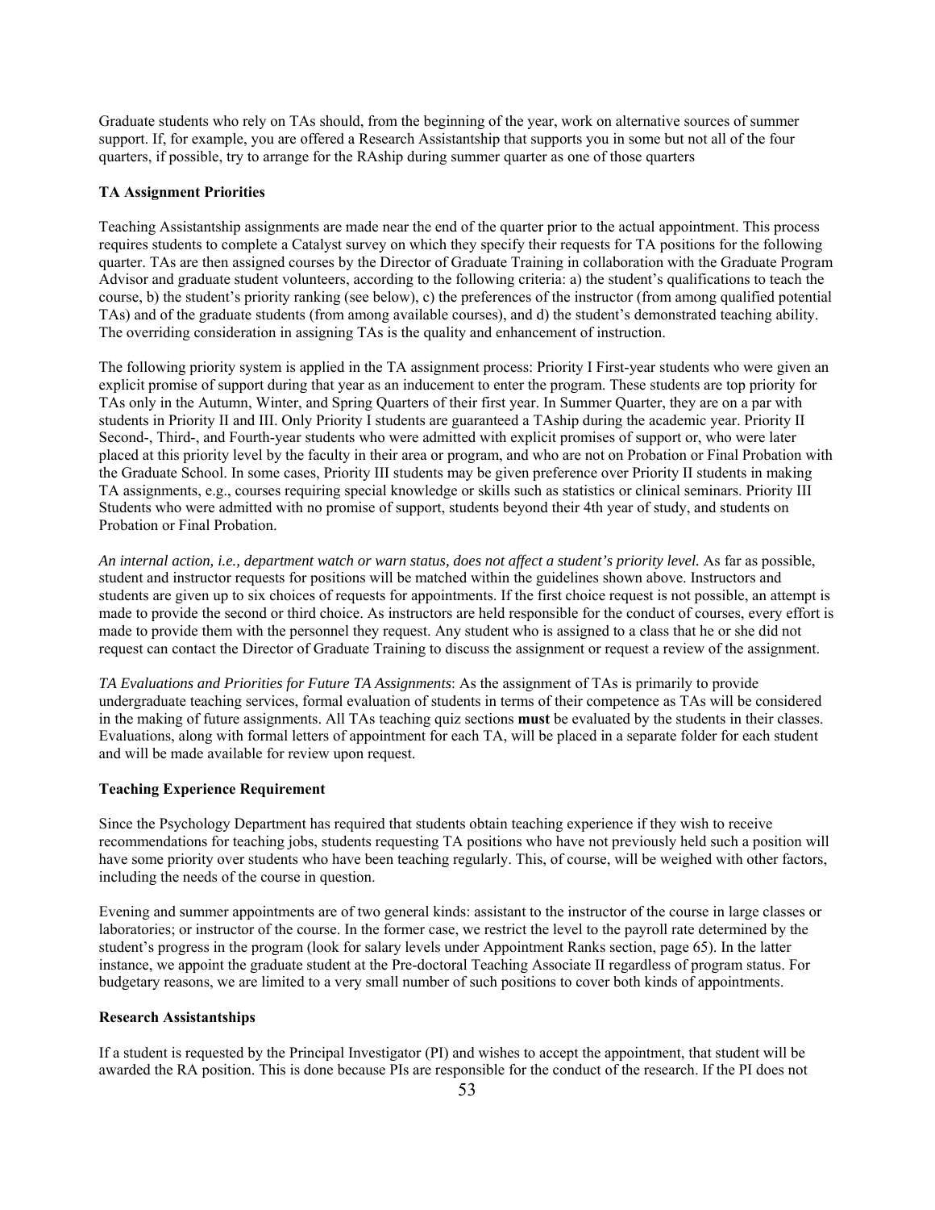Graduate students who rely on TAs should, from the beginning of the year, work on alternative sources of summer support. If, for example, you are offered a Research Assistantship that supports you in some but not all of the four quarters, if possible, try to arrange for the RAship during summer quarter as one of those quarters

**TA Assignment Priorities**

Teaching Assistantship assignments are made near the end of the quarter prior to the actual appointment. This process requires students to complete a Catalyst survey on which they specify their requests for TA positions for the following quarter. TAs are then assigned courses by the Director of Graduate Training in collaboration with the Graduate Program Advisor and graduate student volunteers, according to the following criteria: a) the student's qualifications to teach the course, b) the student's priority ranking (see below), c) the preferences of the instructor (from among qualified potential TAs) and of the graduate students (from among available courses), and d) the student's demonstrated teaching ability. The overriding consideration in assigning TAs is the quality and enhancement of instruction.

The following priority system is applied in the TA assignment process: Priority I First-year students who were given an explicit promise of support during that year as an inducement to enter the program. These students are top priority for TAs only in the Autumn, Winter, and Spring Quarters of their first year. In Summer Quarter, they are on a par with students in Priority II and III. Only Priority I students are guaranteed a TAship during the academic year. Priority II Second-, Third-, and Fourth-year students who were admitted with explicit promises of support or, who were later placed at this priority level by the faculty in their area or program, and who are not on Probation or Final Probation with the Graduate School. In some cases, Priority III students may be given preference over Priority II students in making TA assignments, e.g., courses requiring special knowledge or skills such as statistics or clinical seminars. Priority III Students who were admitted with no promise of support, students beyond their 4th year of study, and students on Probation or Final Probation.

*An internal action, i.e., department watch or warn status, does not affect a student's priority level.* As far as possible, student and instructor requests for positions will be matched within the guidelines shown above. Instructors and students are given up to six choices of requests for appointments. If the first choice request is not possible, an attempt is made to provide the second or third choice. As instructors are held responsible for the conduct of courses, every effort is made to provide them with the personnel they request. Any student who is assigned to a class that he or she did not request can contact the Director of Graduate Training to discuss the assignment or request a review of the assignment.

*TA Evaluations and Priorities for Future TA Assignments*: As the assignment of TAs is primarily to provide undergraduate teaching services, formal evaluation of students in terms of their competence as TAs will be considered in the making of future assignments. All TAs teaching quiz sections **must** be evaluated by the students in their classes. Evaluations, along with formal letters of appointment for each TA, will be placed in a separate folder for each student and will be made available for review upon request.

**Teaching Experience Requirement**

Since the Psychology Department has required that students obtain teaching experience if they wish to receive recommendations for teaching jobs, students requesting TA positions who have not previously held such a position will have some priority over students who have been teaching regularly. This, of course, will be weighed with other factors, including the needs of the course in question.

Evening and summer appointments are of two general kinds: assistant to the instructor of the course in large classes or laboratories; or instructor of the course. In the former case, we restrict the level to the payroll rate determined by the student's progress in the program (look for salary levels under Appointment Ranks section, page 65). In the latter instance, we appoint the graduate student at the Pre-doctoral Teaching Associate II regardless of program status. For budgetary reasons, we are limited to a very small number of such positions to cover both kinds of appointments.

**Research Assistantships**

If a student is requested by the Principal Investigator (PI) and wishes to accept the appointment, that student will be awarded the RA position. This is done because PIs are responsible for the conduct of the research. If the PI does not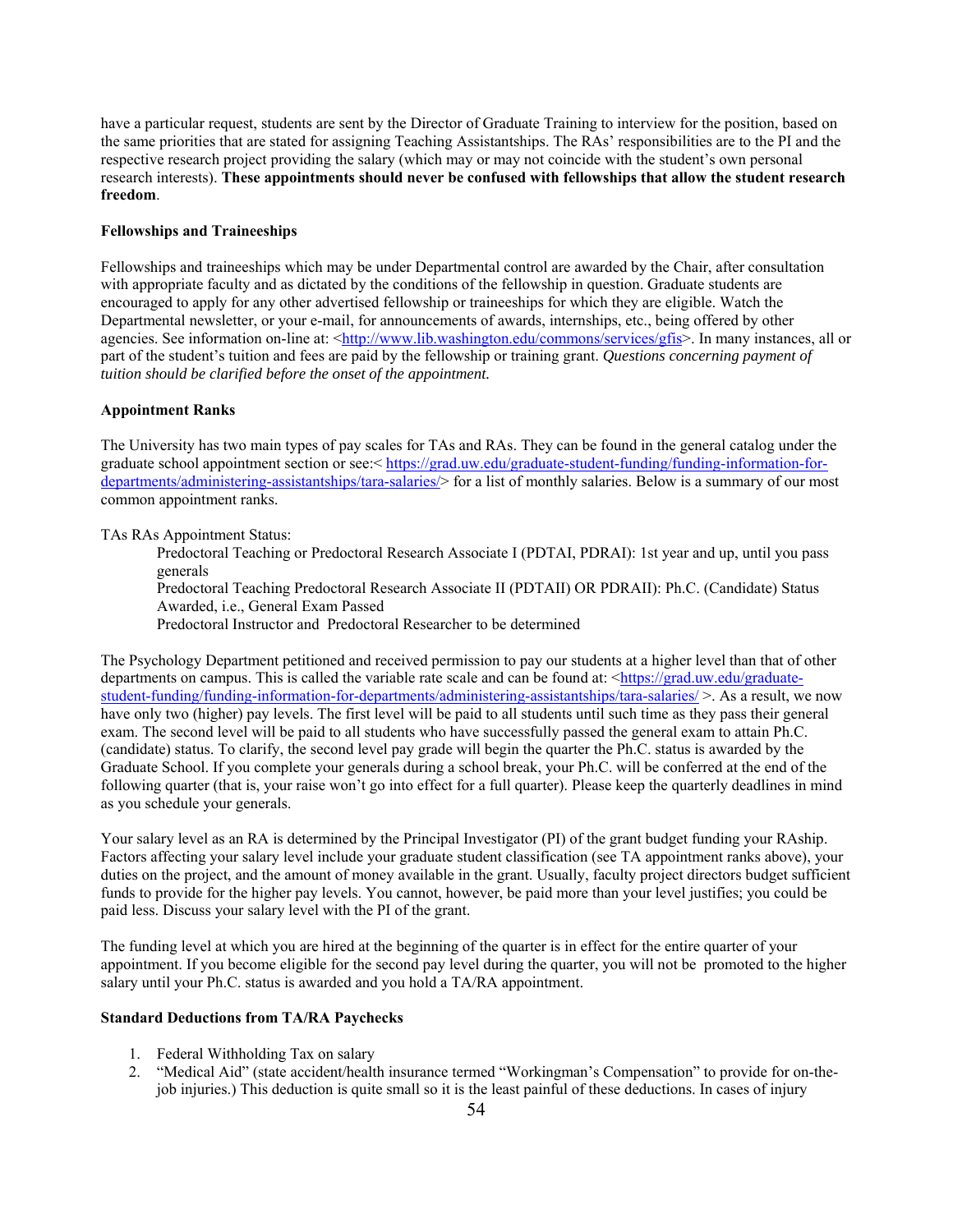have a particular request, students are sent by the Director of Graduate Training to interview for the position, based on the same priorities that are stated for assigning Teaching Assistantships. The RAs' responsibilities are to the PI and the respective research project providing the salary (which may or may not coincide with the student's own personal research interests). **These appointments should never be confused with fellowships that allow the student research freedom**.

**Fellowships and Traineeships**

Fellowships and traineeships which may be under Departmental control are awarded by the Chair, after consultation with appropriate faculty and as dictated by the conditions of the fellowship in question. Graduate students are encouraged to apply for any other advertised fellowship or traineeships for which they are eligible. Watch the Departmental newsletter, or your e-mail, for announcements of awards, internships, etc., being offered by other agencies. See information on-line at: <http://www.lib.washington.edu/commons/services/gfis>. In many instances, all or part of the student's tuition and fees are paid by the fellowship or training grant. *Questions concerning payment of tuition should be clarified before the onset of the appointment.*

**Appointment Ranks**

The University has two main types of pay scales for TAs and RAs. They can be found in the general catalog under the graduate school appointment section or see:< https://grad.uw.edu/graduate-student-funding/funding-information-for-departments/administering-assistantships/tara-salaries/> for a list of monthly salaries. Below is a summary of our most common appointment ranks.

TAs RAs Appointment Status:

Predoctoral Teaching or Predoctoral Research Associate I (PDTAI, PDRAI): 1st year and up, until you pass generals
Predoctoral Teaching Predoctoral Research Associate II (PDTAII) OR PDRAII): Ph.C. (Candidate) Status Awarded, i.e., General Exam Passed
Predoctoral Instructor and Predoctoral Researcher to be determined

The Psychology Department petitioned and received permission to pay our students at a higher level than that of other departments on campus. This is called the variable rate scale and can be found at: <https://grad.uw.edu/graduate-student-funding/funding-information-for-departments/administering-assistantships/tara-salaries/ >. As a result, we now have only two (higher) pay levels. The first level will be paid to all students until such time as they pass their general exam. The second level will be paid to all students who have successfully passed the general exam to attain Ph.C. (candidate) status. To clarify, the second level pay grade will begin the quarter the Ph.C. status is awarded by the Graduate School. If you complete your generals during a school break, your Ph.C. will be conferred at the end of the following quarter (that is, your raise won't go into effect for a full quarter). Please keep the quarterly deadlines in mind as you schedule your generals.

Your salary level as an RA is determined by the Principal Investigator (PI) of the grant budget funding your RAship. Factors affecting your salary level include your graduate student classification (see TA appointment ranks above), your duties on the project, and the amount of money available in the grant. Usually, faculty project directors budget sufficient funds to provide for the higher pay levels. You cannot, however, be paid more than your level justifies; you could be paid less. Discuss your salary level with the PI of the grant.

The funding level at which you are hired at the beginning of the quarter is in effect for the entire quarter of your appointment. If you become eligible for the second pay level during the quarter, you will not be promoted to the higher salary until your Ph.C. status is awarded and you hold a TA/RA appointment.

**Standard Deductions from TA/RA Paychecks**

1. Federal Withholding Tax on salary
2. "Medical Aid" (state accident/health insurance termed "Workingman's Compensation" to provide for on-the-job injuries.) This deduction is quite small so it is the least painful of these deductions. In cases of injury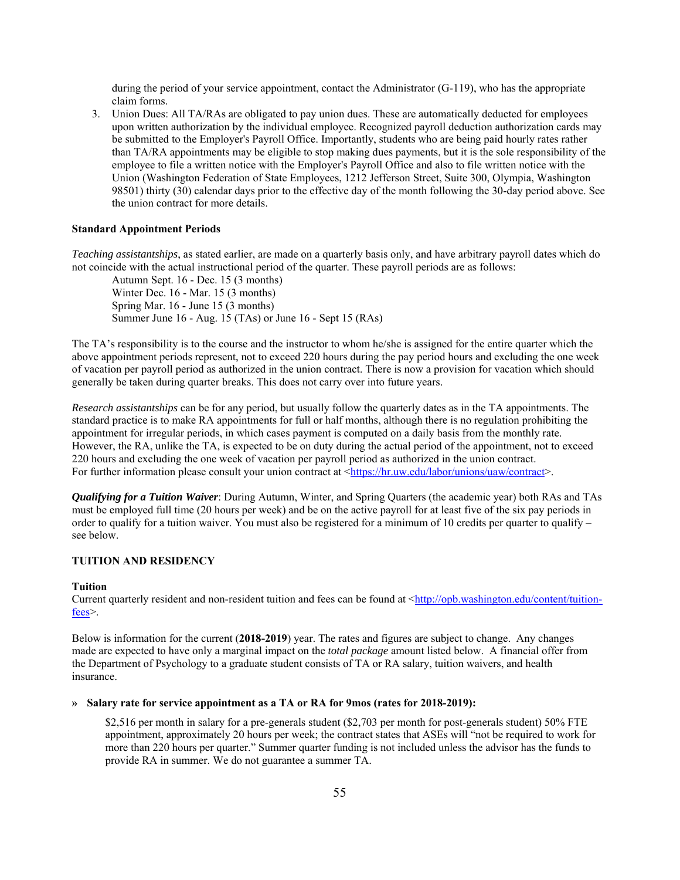during the period of your service appointment, contact the Administrator (G-119), who has the appropriate claim forms.

3. Union Dues: All TA/RAs are obligated to pay union dues. These are automatically deducted for employees upon written authorization by the individual employee. Recognized payroll deduction authorization cards may be submitted to the Employer's Payroll Office. Importantly, students who are being paid hourly rates rather than TA/RA appointments may be eligible to stop making dues payments, but it is the sole responsibility of the employee to file a written notice with the Employer's Payroll Office and also to file written notice with the Union (Washington Federation of State Employees, 1212 Jefferson Street, Suite 300, Olympia, Washington 98501) thirty (30) calendar days prior to the effective day of the month following the 30-day period above. See the union contract for more details.

**Standard Appointment Periods**

*Teaching assistantships*, as stated earlier, are made on a quarterly basis only, and have arbitrary payroll dates which do not coincide with the actual instructional period of the quarter. These payroll periods are as follows:

Autumn Sept. 16 - Dec. 15 (3 months)
Winter Dec. 16 - Mar. 15 (3 months)
Spring Mar. 16 - June 15 (3 months)
Summer June 16 - Aug. 15 (TAs) or June 16 - Sept 15 (RAs)

The TA's responsibility is to the course and the instructor to whom he/she is assigned for the entire quarter which the above appointment periods represent, not to exceed 220 hours during the pay period hours and excluding the one week of vacation per payroll period as authorized in the union contract. There is now a provision for vacation which should generally be taken during quarter breaks. This does not carry over into future years.

*Research assistantships* can be for any period, but usually follow the quarterly dates as in the TA appointments. The standard practice is to make RA appointments for full or half months, although there is no regulation prohibiting the appointment for irregular periods, in which cases payment is computed on a daily basis from the monthly rate. However, the RA, unlike the TA, is expected to be on duty during the actual period of the appointment, not to exceed 220 hours and excluding the one week of vacation per payroll period as authorized in the union contract.
For further information please consult your union contract at <https://hr.uw.edu/labor/unions/uaw/contract>.

***Qualifying for a Tuition Waiver***: During Autumn, Winter, and Spring Quarters (the academic year) both RAs and TAs must be employed full time (20 hours per week) and be on the active payroll for at least five of the six pay periods in order to qualify for a tuition waiver. You must also be registered for a minimum of 10 credits per quarter to qualify – see below.

## TUITION AND RESIDENCY

### Tuition

Current quarterly resident and non-resident tuition and fees can be found at <http://opb.washington.edu/content/tuition-fees>.

Below is information for the current (**2018-2019**) year. The rates and figures are subject to change. Any changes made are expected to have only a marginal impact on the *total package* amount listed below. A financial offer from the Department of Psychology to a graduate student consists of TA or RA salary, tuition waivers, and health insurance.

» **Salary rate for service appointment as a TA or RA for 9mos (rates for 2018-2019):**

$2,516 per month in salary for a pre-generals student ($2,703 per month for post-generals student) 50% FTE appointment, approximately 20 hours per week; the contract states that ASEs will "not be required to work for more than 220 hours per quarter." Summer quarter funding is not included unless the advisor has the funds to provide RA in summer. We do not guarantee a summer TA.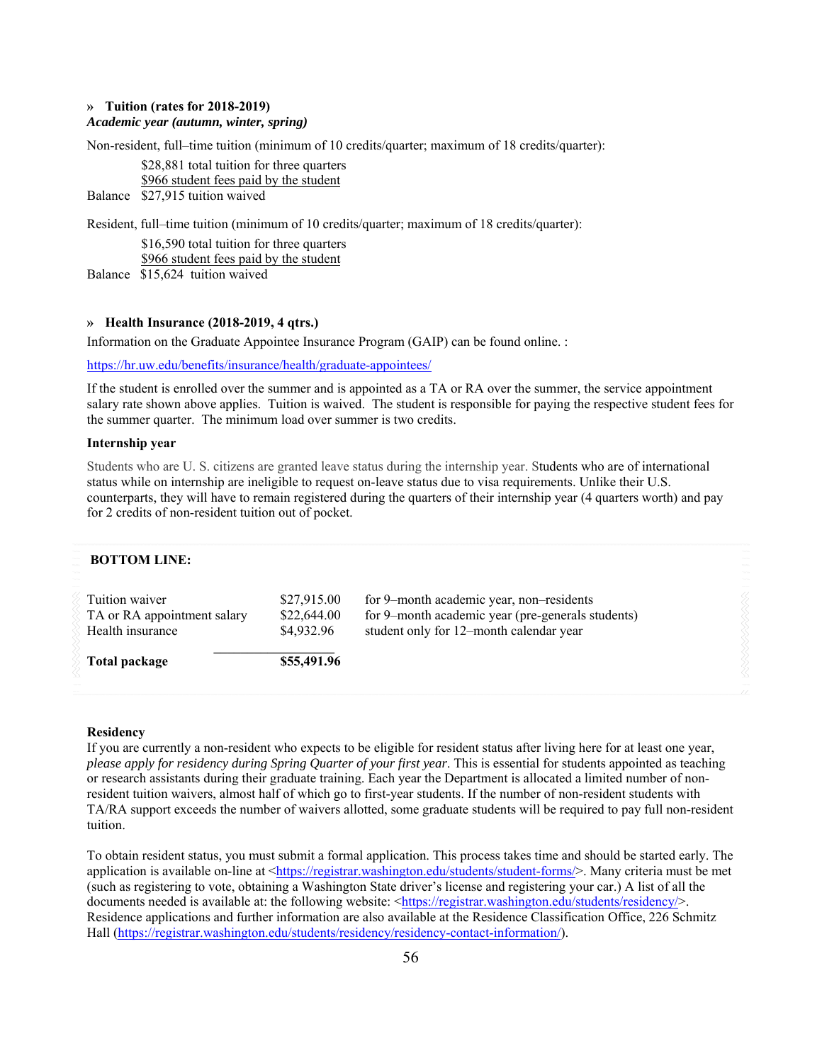### » Tuition (rates for 2018-2019)

***Academic year (autumn, winter, spring)***

Non-resident, full–time tuition (minimum of 10 credits/quarter; maximum of 18 credits/quarter):

| | |
|---|---|
| | $28,881 total tuition for three quarters |
| | $966 student fees paid by the student |
| Balance | $27,915 tuition waived |

Resident, full–time tuition (minimum of 10 credits/quarter; maximum of 18 credits/quarter):

| | |
|---|---|
| | $16,590 total tuition for three quarters |
| | $966 student fees paid by the student |
| Balance | $15,624 tuition waived |

### » Health Insurance (2018-2019, 4 qtrs.)

Information on the Graduate Appointee Insurance Program (GAIP) can be found online. :

https://hr.uw.edu/benefits/insurance/health/graduate-appointees/

If the student is enrolled over the summer and is appointed as a TA or RA over the summer, the service appointment salary rate shown above applies. Tuition is waived. The student is responsible for paying the respective student fees for the summer quarter. The minimum load over summer is two credits.

**Internship year**

Students who are U. S. citizens are granted leave status during the internship year. Students who are of international status while on internship are ineligible to request on-leave status due to visa requirements. Unlike their U.S. counterparts, they will have to remain registered during the quarters of their internship year (4 quarters worth) and pay for 2 credits of non-resident tuition out of pocket.

**BOTTOM LINE:**

| | | |
|---|---|---|
| Tuition waiver | $27,915.00 | for 9–month academic year, non–residents |
| TA or RA appointment salary | $22,644.00 | for 9–month academic year (pre-generals students) |
| Health insurance | $4,932.96 | student only for 12–month calendar year |
| **Total package** | **$55,491.96** | |

**Residency**

If you are currently a non-resident who expects to be eligible for resident status after living here for at least one year, *please apply for residency during Spring Quarter of your first year*. This is essential for students appointed as teaching or research assistants during their graduate training. Each year the Department is allocated a limited number of non-resident tuition waivers, almost half of which go to first-year students. If the number of non-resident students with TA/RA support exceeds the number of waivers allotted, some graduate students will be required to pay full non-resident tuition.

To obtain resident status, you must submit a formal application. This process takes time and should be started early. The application is available on-line at <https://registrar.washington.edu/students/student-forms/>. Many criteria must be met (such as registering to vote, obtaining a Washington State driver's license and registering your car.) A list of all the documents needed is available at: the following website: <https://registrar.washington.edu/students/residency/>. Residence applications and further information are also available at the Residence Classification Office, 226 Schmitz Hall (https://registrar.washington.edu/students/residency/residency-contact-information/).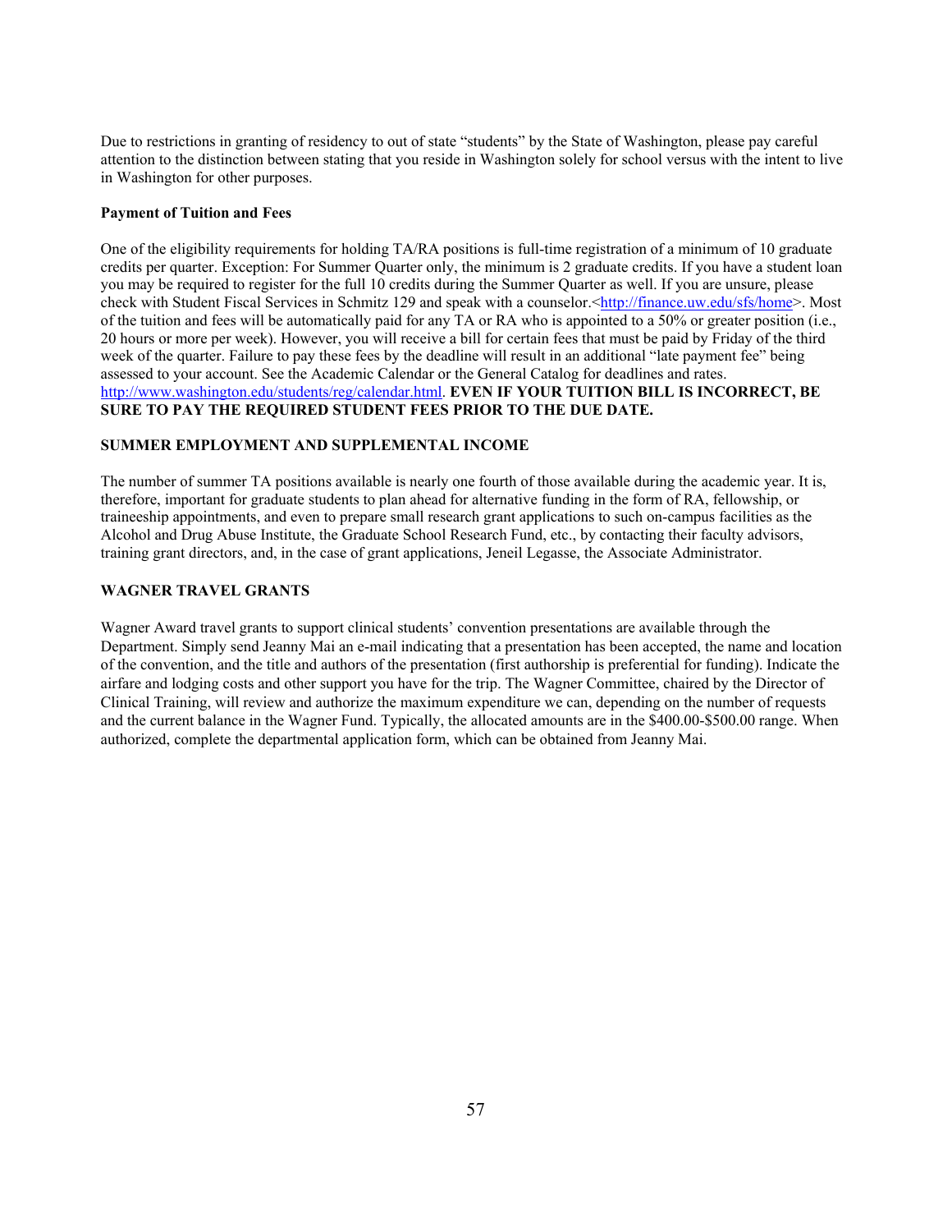Due to restrictions in granting of residency to out of state "students" by the State of Washington, please pay careful attention to the distinction between stating that you reside in Washington solely for school versus with the intent to live in Washington for other purposes.

**Payment of Tuition and Fees**

One of the eligibility requirements for holding TA/RA positions is full-time registration of a minimum of 10 graduate credits per quarter. Exception: For Summer Quarter only, the minimum is 2 graduate credits. If you have a student loan you may be required to register for the full 10 credits during the Summer Quarter as well. If you are unsure, please check with Student Fiscal Services in Schmitz 129 and speak with a counselor.<http://finance.uw.edu/sfs/home>. Most of the tuition and fees will be automatically paid for any TA or RA who is appointed to a 50% or greater position (i.e., 20 hours or more per week). However, you will receive a bill for certain fees that must be paid by Friday of the third week of the quarter. Failure to pay these fees by the deadline will result in an additional "late payment fee" being assessed to your account. See the Academic Calendar or the General Catalog for deadlines and rates. http://www.washington.edu/students/reg/calendar.html. **EVEN IF YOUR TUITION BILL IS INCORRECT, BE SURE TO PAY THE REQUIRED STUDENT FEES PRIOR TO THE DUE DATE.**

**SUMMER EMPLOYMENT AND SUPPLEMENTAL INCOME**

The number of summer TA positions available is nearly one fourth of those available during the academic year. It is, therefore, important for graduate students to plan ahead for alternative funding in the form of RA, fellowship, or traineeship appointments, and even to prepare small research grant applications to such on-campus facilities as the Alcohol and Drug Abuse Institute, the Graduate School Research Fund, etc., by contacting their faculty advisors, training grant directors, and, in the case of grant applications, Jeneil Legasse, the Associate Administrator.

**WAGNER TRAVEL GRANTS**

Wagner Award travel grants to support clinical students' convention presentations are available through the Department. Simply send Jeanny Mai an e-mail indicating that a presentation has been accepted, the name and location of the convention, and the title and authors of the presentation (first authorship is preferential for funding). Indicate the airfare and lodging costs and other support you have for the trip. The Wagner Committee, chaired by the Director of Clinical Training, will review and authorize the maximum expenditure we can, depending on the number of requests and the current balance in the Wagner Fund. Typically, the allocated amounts are in the $400.00-$500.00 range. When authorized, complete the departmental application form, which can be obtained from Jeanny Mai.